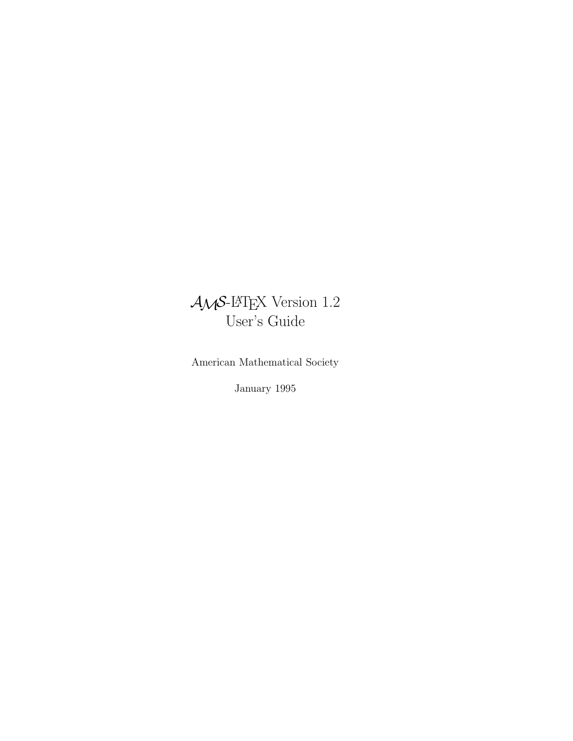# $\mathcal{AMS}$-LaTeX Version 1.2
# User's Guide

American Mathematical Society

January 1995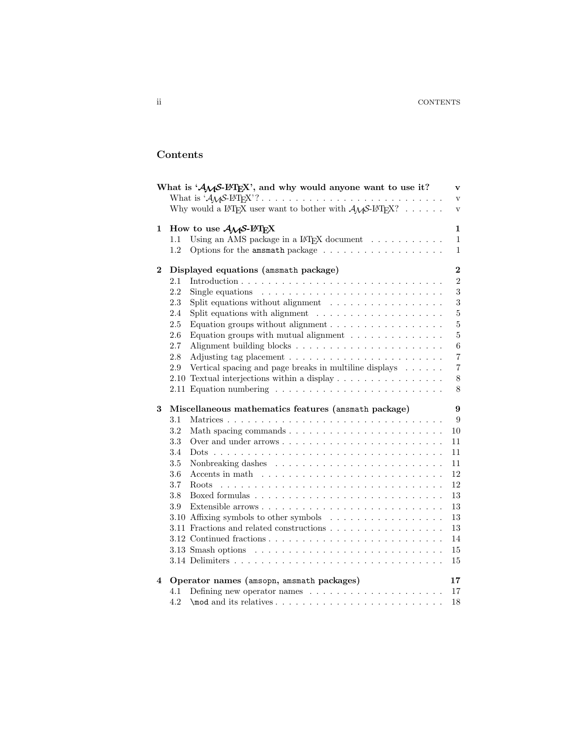# Contents

**What is '$\mathcal{A}_{\mathcal{M}}\mathcal{S}$-LaTeX', and why would anyone want to use it?** — **v**
- What is '$\mathcal{A}_{\mathcal{M}}\mathcal{S}$-LaTeX'? — v
- Why would a LaTeX user want to bother with $\mathcal{A}_{\mathcal{M}}\mathcal{S}$-LaTeX? — v

**1 How to use $\mathcal{A}_{\mathcal{M}}\mathcal{S}$-LaTeX** — **1**
- 1.1 Using an AMS package in a LaTeX document — 1
- 1.2 Options for the `amsmath` package — 1

**2 Displayed equations (`amsmath` package)** — **2**
- 2.1 Introduction — 2
- 2.2 Single equations — 3
- 2.3 Split equations without alignment — 3
- 2.4 Split equations with alignment — 5
- 2.5 Equation groups without alignment — 5
- 2.6 Equation groups with mutual alignment — 5
- 2.7 Alignment building blocks — 6
- 2.8 Adjusting tag placement — 7
- 2.9 Vertical spacing and page breaks in multiline displays — 7
- 2.10 Textual interjections within a display — 8
- 2.11 Equation numbering — 8

**3 Miscellaneous mathematics features (`amsmath` package)** — **9**
- 3.1 Matrices — 9
- 3.2 Math spacing commands — 10
- 3.3 Over and under arrows — 11
- 3.4 Dots — 11
- 3.5 Nonbreaking dashes — 11
- 3.6 Accents in math — 12
- 3.7 Roots — 12
- 3.8 Boxed formulas — 13
- 3.9 Extensible arrows — 13
- 3.10 Affixing symbols to other symbols — 13
- 3.11 Fractions and related constructions — 13
- 3.12 Continued fractions — 14
- 3.13 Smash options — 15
- 3.14 Delimiters — 15

**4 Operator names (`amsopn`, `amsmath` packages)** — **17**
- 4.1 Defining new operator names — 17
- 4.2 `\mod` and its relatives — 18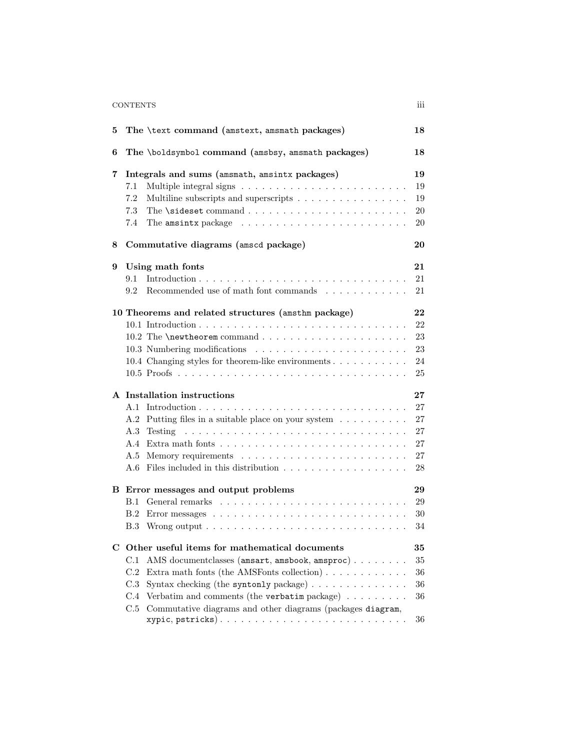| | | |
|---|---|---|
| **5** | **The `\text` command (`amstext`, `amsmath` packages)** | **18** |
| **6** | **The `\boldsymbol` command (`amsbsy`, `amsmath` packages)** | **18** |
| **7** | **Integrals and sums (`amsmath`, `amsintx` packages)** | **19** |
| 7.1 | Multiple integral signs | 19 |
| 7.2 | Multiline subscripts and superscripts | 19 |
| 7.3 | The `\sideset` command | 20 |
| 7.4 | The `amsintx` package | 20 |
| **8** | **Commutative diagrams (`amscd` package)** | **20** |
| **9** | **Using math fonts** | **21** |
| 9.1 | Introduction | 21 |
| 9.2 | Recommended use of math font commands | 21 |
| **10** | **Theorems and related structures (`amsthm` package)** | **22** |
| 10.1 | Introduction | 22 |
| 10.2 | The `\newtheorem` command | 23 |
| 10.3 | Numbering modifications | 23 |
| 10.4 | Changing styles for theorem-like environments | 24 |
| 10.5 | Proofs | 25 |
| **A** | **Installation instructions** | **27** |
| A.1 | Introduction | 27 |
| A.2 | Putting files in a suitable place on your system | 27 |
| A.3 | Testing | 27 |
| A.4 | Extra math fonts | 27 |
| A.5 | Memory requirements | 27 |
| A.6 | Files included in this distribution | 28 |
| **B** | **Error messages and output problems** | **29** |
| B.1 | General remarks | 29 |
| B.2 | Error messages | 30 |
| B.3 | Wrong output | 34 |
| **C** | **Other useful items for mathematical documents** | **35** |
| C.1 | AMS documentclasses (`amsart`, `amsbook`, `amsproc`) | 35 |
| C.2 | Extra math fonts (the AMSFonts collection) | 36 |
| C.3 | Syntax checking (the `syntonly` package) | 36 |
| C.4 | Verbatim and comments (the `verbatim` package) | 36 |
| C.5 | Commutative diagrams and other diagrams (packages `diagram`, `xypic`, `pstricks`) | 36 |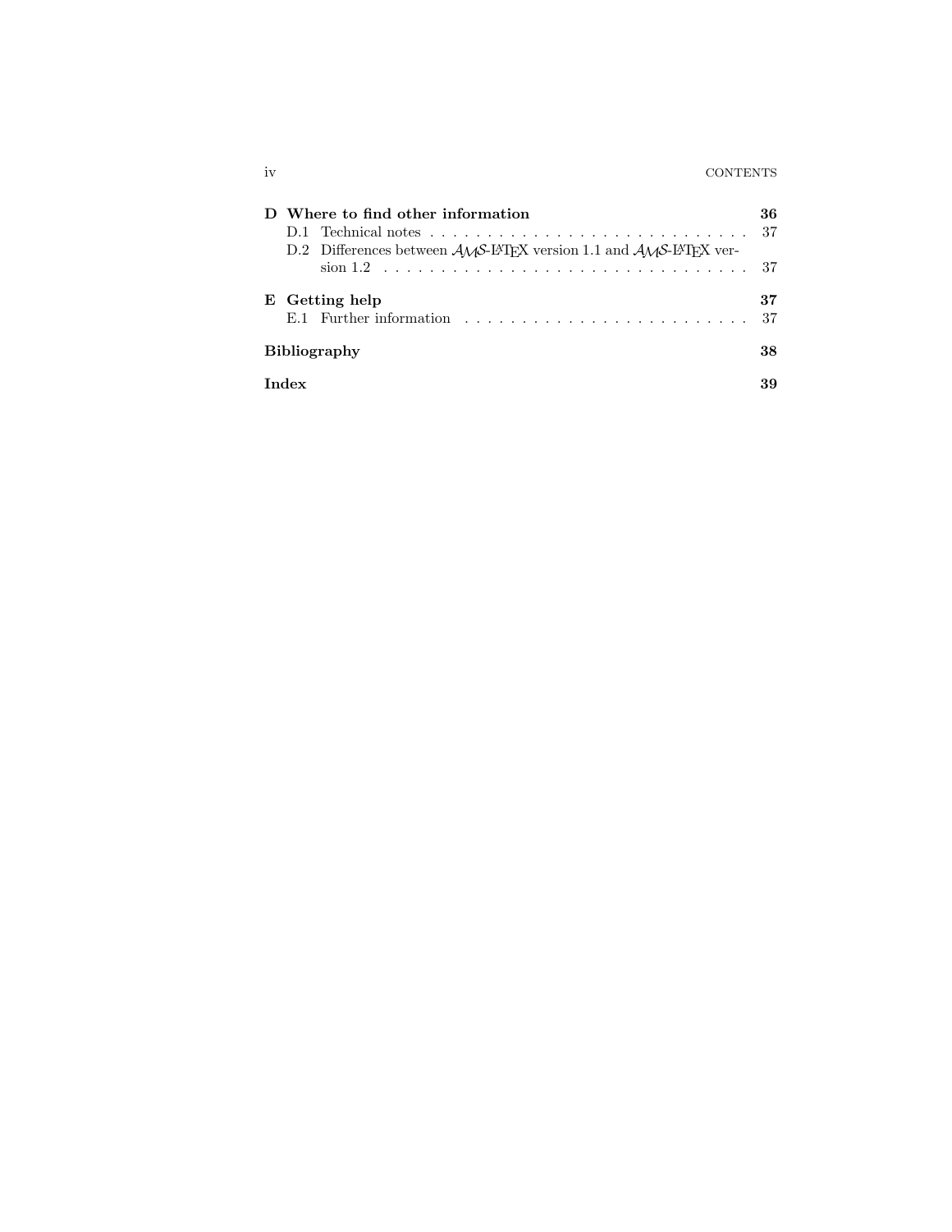**D Where to find other information** **36**

D.1 Technical notes . . . . . . . . . . . . . . . . . . . . . . . . . . . . 37

D.2 Differences between $\mathcal{A}\!\mathcal{M}\!\mathcal{S}$-LaTeX version 1.1 and $\mathcal{A}\!\mathcal{M}\!\mathcal{S}$-LaTeX version 1.2 . . . . . . . . . . . . . . . . . . . . . . . . . . . . . . . 37

**E Getting help** **37**

E.1 Further information . . . . . . . . . . . . . . . . . . . . . . . . 37

**Bibliography** **38**

**Index** **39**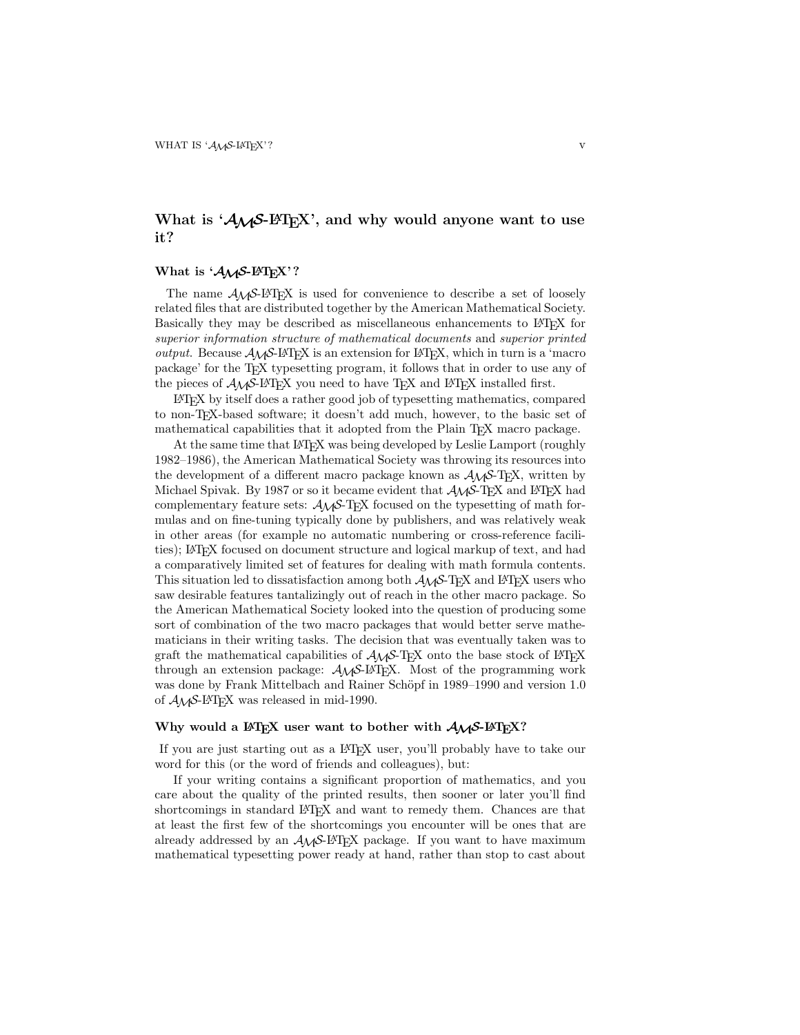## What is 'AMS-LaTeX', and why would anyone want to use it?

### What is 'AMS-LaTeX'?

The name AMS-LaTeX is used for convenience to describe a set of loosely related files that are distributed together by the American Mathematical Society. Basically they may be described as miscellaneous enhancements to LaTeX for *superior information structure of mathematical documents* and *superior printed output*. Because AMS-LaTeX is an extension for LaTeX, which in turn is a 'macro package' for the TeX typesetting program, it follows that in order to use any of the pieces of AMS-LaTeX you need to have TeX and LaTeX installed first.

LaTeX by itself does a rather good job of typesetting mathematics, compared to non-TeX-based software; it doesn't add much, however, to the basic set of mathematical capabilities that it adopted from the Plain TeX macro package.

At the same time that LaTeX was being developed by Leslie Lamport (roughly 1982–1986), the American Mathematical Society was throwing its resources into the development of a different macro package known as AMS-TeX, written by Michael Spivak. By 1987 or so it became evident that AMS-TeX and LaTeX had complementary feature sets: AMS-TeX focused on the typesetting of math formulas and on fine-tuning typically done by publishers, and was relatively weak in other areas (for example no automatic numbering or cross-reference facilities); LaTeX focused on document structure and logical markup of text, and had a comparatively limited set of features for dealing with math formula contents. This situation led to dissatisfaction among both AMS-TeX and LaTeX users who saw desirable features tantalizingly out of reach in the other macro package. So the American Mathematical Society looked into the question of producing some sort of combination of the two macro packages that would better serve mathematicians in their writing tasks. The decision that was eventually taken was to graft the mathematical capabilities of AMS-TeX onto the base stock of LaTeX through an extension package: AMS-LaTeX. Most of the programming work was done by Frank Mittelbach and Rainer Schöpf in 1989–1990 and version 1.0 of AMS-LaTeX was released in mid-1990.

### Why would a LaTeX user want to bother with AMS-LaTeX?

If you are just starting out as a LaTeX user, you'll probably have to take our word for this (or the word of friends and colleagues), but:

If your writing contains a significant proportion of mathematics, and you care about the quality of the printed results, then sooner or later you'll find shortcomings in standard LaTeX and want to remedy them. Chances are that at least the first few of the shortcomings you encounter will be ones that are already addressed by an AMS-LaTeX package. If you want to have maximum mathematical typesetting power ready at hand, rather than stop to cast about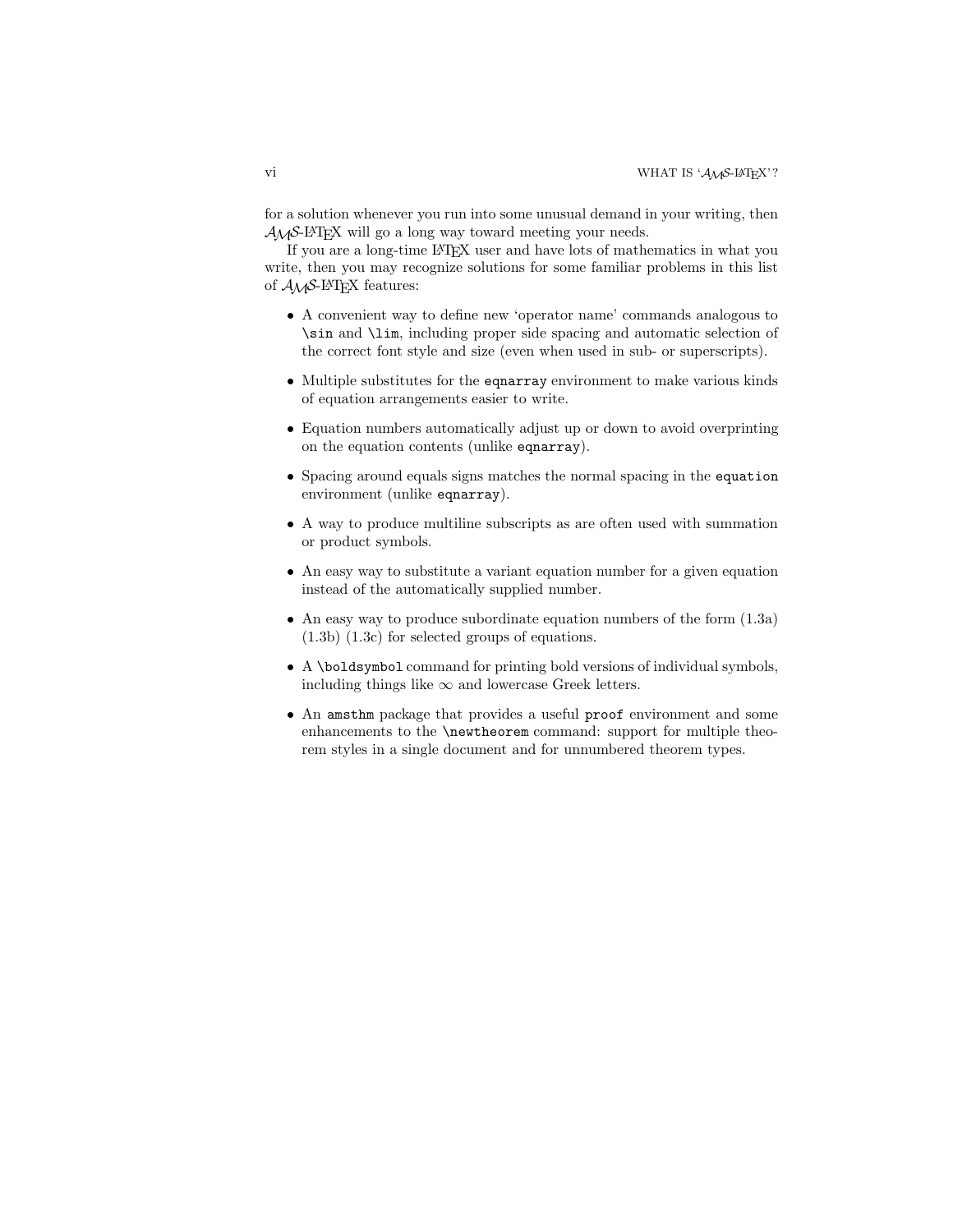for a solution whenever you run into some unusual demand in your writing, then AMS-LaTeX will go a long way toward meeting your needs.

If you are a long-time LaTeX user and have lots of mathematics in what you write, then you may recognize solutions for some familiar problems in this list of AMS-LaTeX features:

- A convenient way to define new 'operator name' commands analogous to `\sin` and `\lim`, including proper side spacing and automatic selection of the correct font style and size (even when used in sub- or superscripts).
- Multiple substitutes for the `eqnarray` environment to make various kinds of equation arrangements easier to write.
- Equation numbers automatically adjust up or down to avoid overprinting on the equation contents (unlike `eqnarray`).
- Spacing around equals signs matches the normal spacing in the `equation` environment (unlike `eqnarray`).
- A way to produce multiline subscripts as are often used with summation or product symbols.
- An easy way to substitute a variant equation number for a given equation instead of the automatically supplied number.
- An easy way to produce subordinate equation numbers of the form (1.3a) (1.3b) (1.3c) for selected groups of equations.
- A `\boldsymbol` command for printing bold versions of individual symbols, including things like $\infty$ and lowercase Greek letters.
- An `amsthm` package that provides a useful `proof` environment and some enhancements to the `\newtheorem` command: support for multiple theorem styles in a single document and for unnumbered theorem types.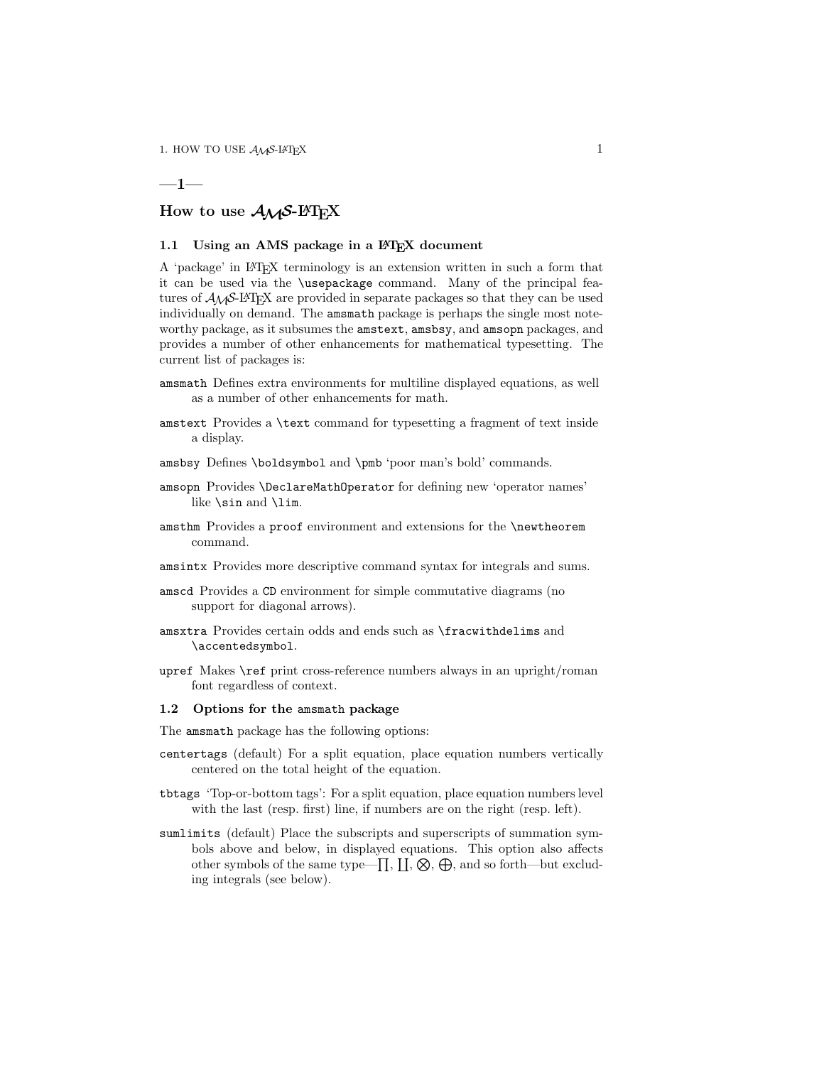—**1**—

# How to use $\mathcal{A}\mathcal{M}\mathcal{S}$-LaTeX

## 1.1 Using an AMS package in a LaTeX document

A ‘package’ in LaTeX terminology is an extension written in such a form that it can be used via the `\usepackage` command. Many of the principal features of $\mathcal{A}\mathcal{M}\mathcal{S}$-LaTeX are provided in separate packages so that they can be used individually on demand. The `amsmath` package is perhaps the single most noteworthy package, as it subsumes the `amstext`, `amsbsy`, and `amsopn` packages, and provides a number of other enhancements for mathematical typesetting. The current list of packages is:

`amsmath` Defines extra environments for multiline displayed equations, as well as a number of other enhancements for math.

`amstext` Provides a `\text` command for typesetting a fragment of text inside a display.

`amsbsy` Defines `\boldsymbol` and `\pmb` ‘poor man’s bold’ commands.

`amsopn` Provides `\DeclareMathOperator` for defining new ‘operator names’ like `\sin` and `\lim`.

`amsthm` Provides a `proof` environment and extensions for the `\newtheorem` command.

`amsintx` Provides more descriptive command syntax for integrals and sums.

`amscd` Provides a `CD` environment for simple commutative diagrams (no support for diagonal arrows).

`amsxtra` Provides certain odds and ends such as `\fracwithdelims` and `\accentedsymbol`.

`upref` Makes `\ref` print cross-reference numbers always in an upright/roman font regardless of context.

## 1.2 Options for the `amsmath` package

The `amsmath` package has the following options:

`centertags` (default) For a split equation, place equation numbers vertically centered on the total height of the equation.

`tbtags` ‘Top-or-bottom tags’: For a split equation, place equation numbers level with the last (resp. first) line, if numbers are on the right (resp. left).

`sumlimits` (default) Place the subscripts and superscripts of summation symbols above and below, in displayed equations. This option also affects other symbols of the same type—$\prod$, $\coprod$, $\bigotimes$, $\bigoplus$, and so forth—but excluding integrals (see below).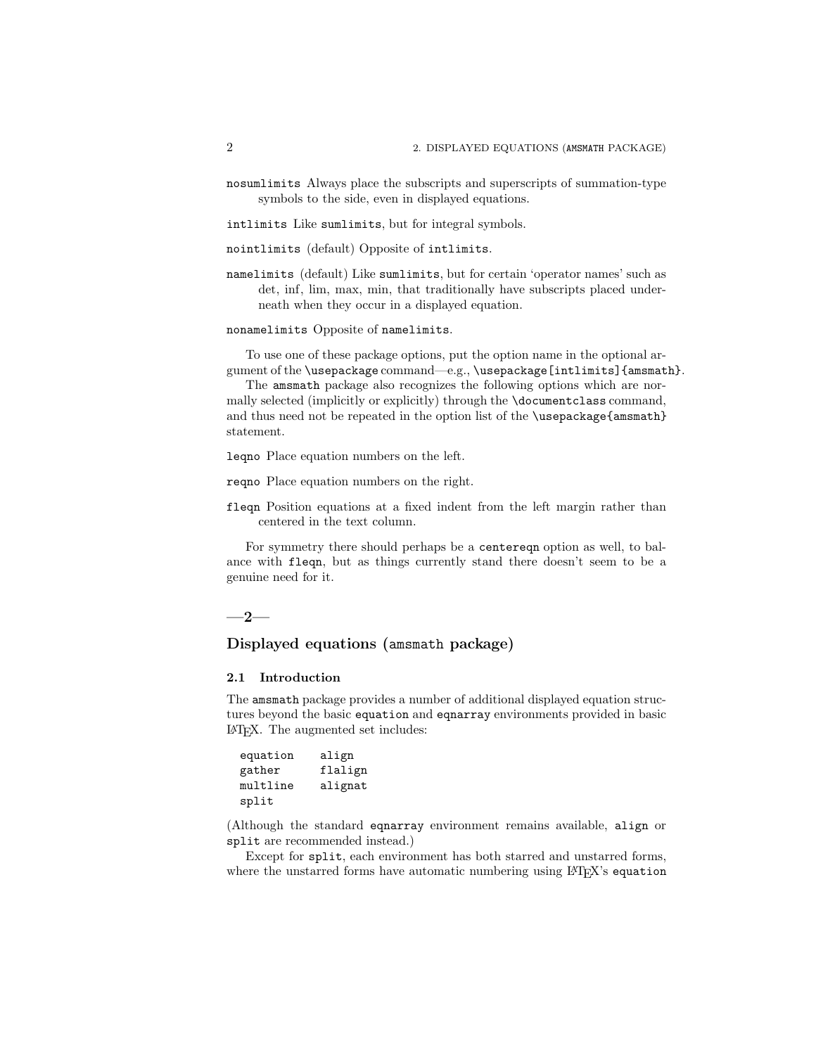`nosumlimits` Always place the subscripts and superscripts of summation-type symbols to the side, even in displayed equations.

`intlimits` Like `sumlimits`, but for integral symbols.

`nointlimits` (default) Opposite of `intlimits`.

`namelimits` (default) Like `sumlimits`, but for certain 'operator names' such as det, inf, lim, max, min, that traditionally have subscripts placed underneath when they occur in a displayed equation.

`nonamelimits` Opposite of `namelimits`.

To use one of these package options, put the option name in the optional argument of the `\usepackage` command—e.g., `\usepackage[intlimits]{amsmath}`.

The `amsmath` package also recognizes the following options which are normally selected (implicitly or explicitly) through the `\documentclass` command, and thus need not be repeated in the option list of the `\usepackage{amsmath}` statement.

`leqno` Place equation numbers on the left.

`reqno` Place equation numbers on the right.

`fleqn` Position equations at a fixed indent from the left margin rather than centered in the text column.

For symmetry there should perhaps be a `centereqn` option as well, to balance with `fleqn`, but as things currently stand there doesn't seem to be a genuine need for it.

—**2**—

## Displayed equations (`amsmath` package)

### 2.1 Introduction

The `amsmath` package provides a number of additional displayed equation structures beyond the basic `equation` and `eqnarray` environments provided in basic LaTeX. The augmented set includes:

```
equation    align
gather      flalign
multline    alignat
split
```

(Although the standard `eqnarray` environment remains available, `align` or `split` are recommended instead.)

Except for `split`, each environment has both starred and unstarred forms, where the unstarred forms have automatic numbering using LaTeX's `equation`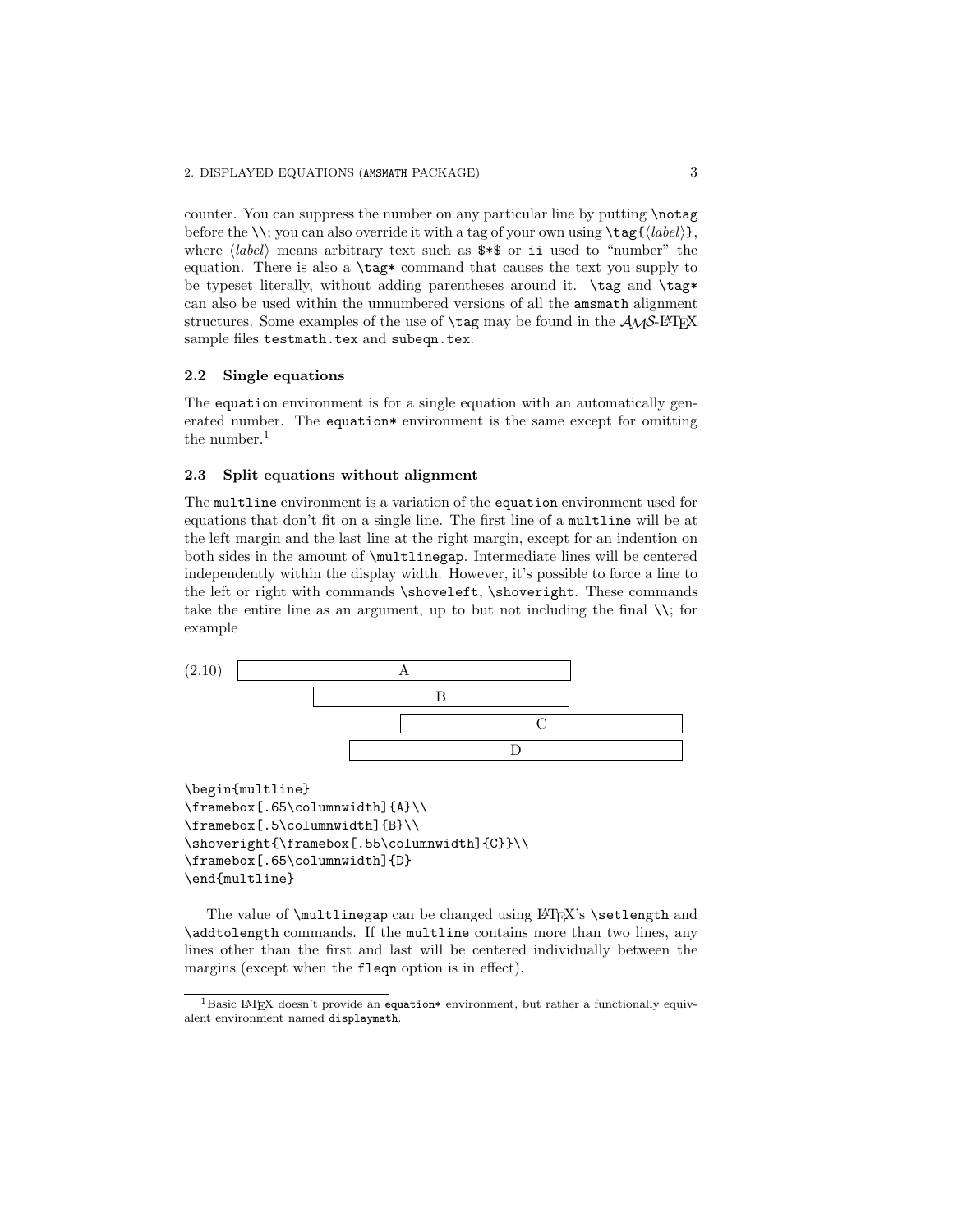counter. You can suppress the number on any particular line by putting `\notag` before the `\\`; you can also override it with a tag of your own using `\tag{⟨label⟩}`, where ⟨*label*⟩ means arbitrary text such as `$*$` or `ii` used to "number" the equation. There is also a `\tag*` command that causes the text you supply to be typeset literally, without adding parentheses around it. `\tag` and `\tag*` can also be used within the unnumbered versions of all the `amsmath` alignment structures. Some examples of the use of `\tag` may be found in the AMS-LaTeX sample files `testmath.tex` and `subeqn.tex`.

### 2.2 Single equations

The `equation` environment is for a single equation with an automatically generated number. The `equation*` environment is the same except for omitting the number.[1]

### 2.3 Split equations without alignment

The `multline` environment is a variation of the `equation` environment used for equations that don't fit on a single line. The first line of a `multline` will be at the left margin and the last line at the right margin, except for an indention on both sides in the amount of `\multlinegap`. Intermediate lines will be centered independently within the display width. However, it's possible to force a line to the left or right with commands `\shoveleft`, `\shoveright`. These commands take the entire line as an argument, up to but not including the final `\\`; for example

(2.10)
```
[          A          ]
      [        B        ]
             [          C          ]
          [            D            ]
```

```
\begin{multline}
\framebox[.65\columnwidth]{A}\\
\framebox[.5\columnwidth]{B}\\
\shoveright{\framebox[.55\columnwidth]{C}}\\
\framebox[.65\columnwidth]{D}
\end{multline}
```

The value of `\multlinegap` can be changed using LaTeX's `\setlength` and `\addtolength` commands. If the `multline` contains more than two lines, any lines other than the first and last will be centered individually between the margins (except when the `fleqn` option is in effect).

[1] Basic LaTeX doesn't provide an `equation*` environment, but rather a functionally equivalent environment named `displaymath`.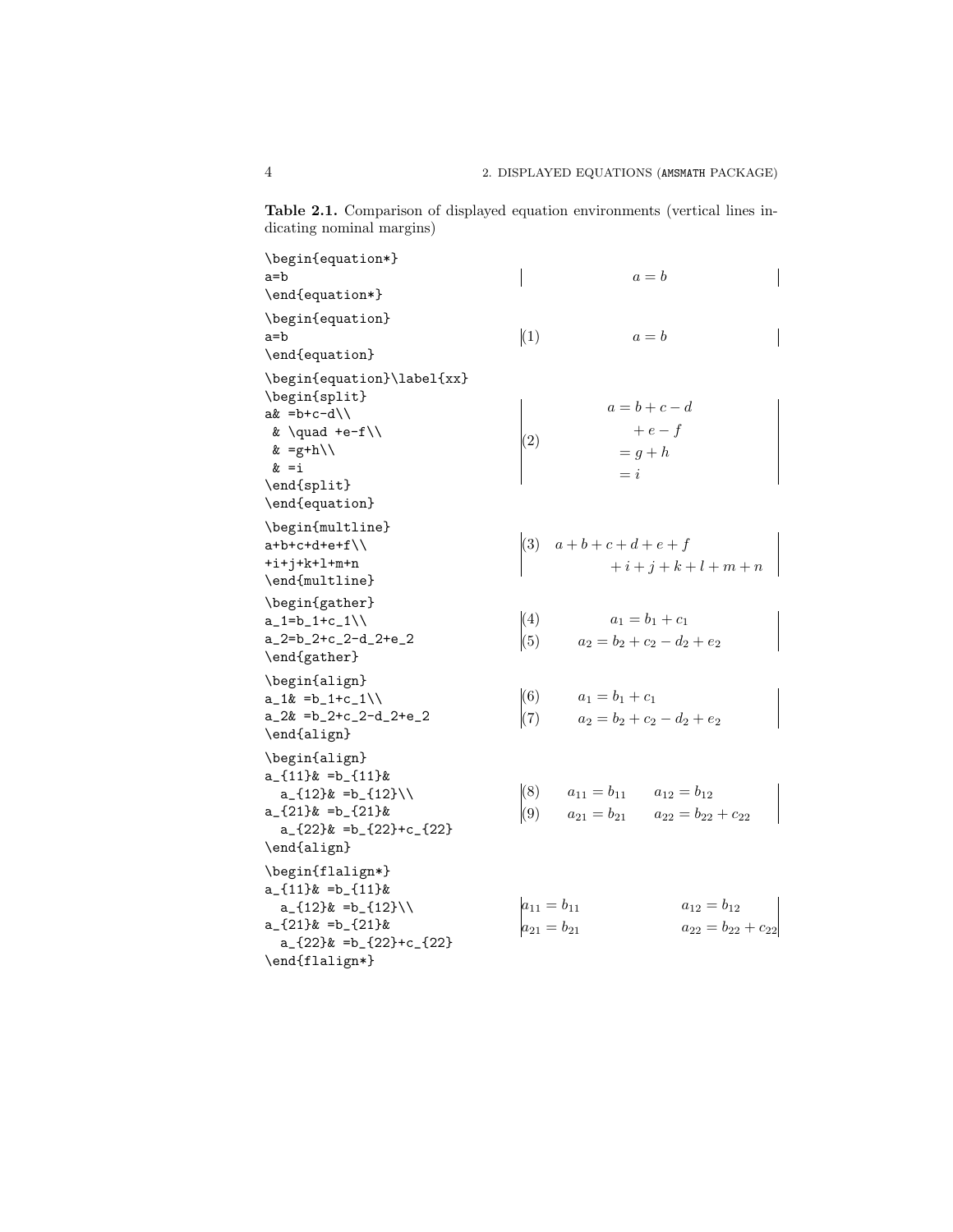**Table 2.1.** Comparison of displayed equation environments (vertical lines indicating nominal margins)

| Source | Output |
|---|---|
| `\begin{equation*}`<br>`a=b`<br>`\end{equation*}` | $a = b$ |
| `\begin{equation}`<br>`a=b`<br>`\end{equation}` | (1) $a = b$ |
| `\begin{equation}\label{xx}`<br>`\begin{split}`<br>`a& =b+c-d\\`<br>` & \quad +e-f\\`<br>` & =g+h\\`<br>` & =i`<br>`\end{split}`<br>`\end{equation}` | (2) $\begin{aligned} a &= b + c - d \\ &\quad + e - f \\ &= g + h \\ &= i \end{aligned}$ |
| `\begin{multline}`<br>`a+b+c+d+e+f\\`<br>`+i+j+k+l+m+n`<br>`\end{multline}` | (3) $a + b + c + d + e + f$<br>$+ i + j + k + l + m + n$ |
| `\begin{gather}`<br>`a_1=b_1+c_1\\`<br>`a_2=b_2+c_2-d_2+e_2`<br>`\end{gather}` | (4) $a_1 = b_1 + c_1$<br>(5) $a_2 = b_2 + c_2 - d_2 + e_2$ |
| `\begin{align}`<br>`a_1& =b_1+c_1\\`<br>`a_2& =b_2+c_2-d_2+e_2`<br>`\end{align}` | (6) $a_1 = b_1 + c_1$<br>(7) $a_2 = b_2 + c_2 - d_2 + e_2$ |
| `\begin{align}`<br>`a_{11}& =b_{11}&`<br>`  a_{12}& =b_{12}\\`<br>`a_{21}& =b_{21}&`<br>`  a_{22}& =b_{22}+c_{22}`<br>`\end{align}` | (8) $a_{11} = b_{11} \qquad a_{12} = b_{12}$<br>(9) $a_{21} = b_{21} \qquad a_{22} = b_{22} + c_{22}$ |
| `\begin{flalign*}`<br>`a_{11}& =b_{11}&`<br>`  a_{12}& =b_{12}\\`<br>`a_{21}& =b_{21}&`<br>`  a_{22}& =b_{22}+c_{22}`<br>`\end{flalign*}` | $a_{11} = b_{11} \qquad\qquad\qquad a_{12} = b_{12}$<br>$a_{21} = b_{21} \qquad\qquad\qquad a_{22} = b_{22} + c_{22}$ |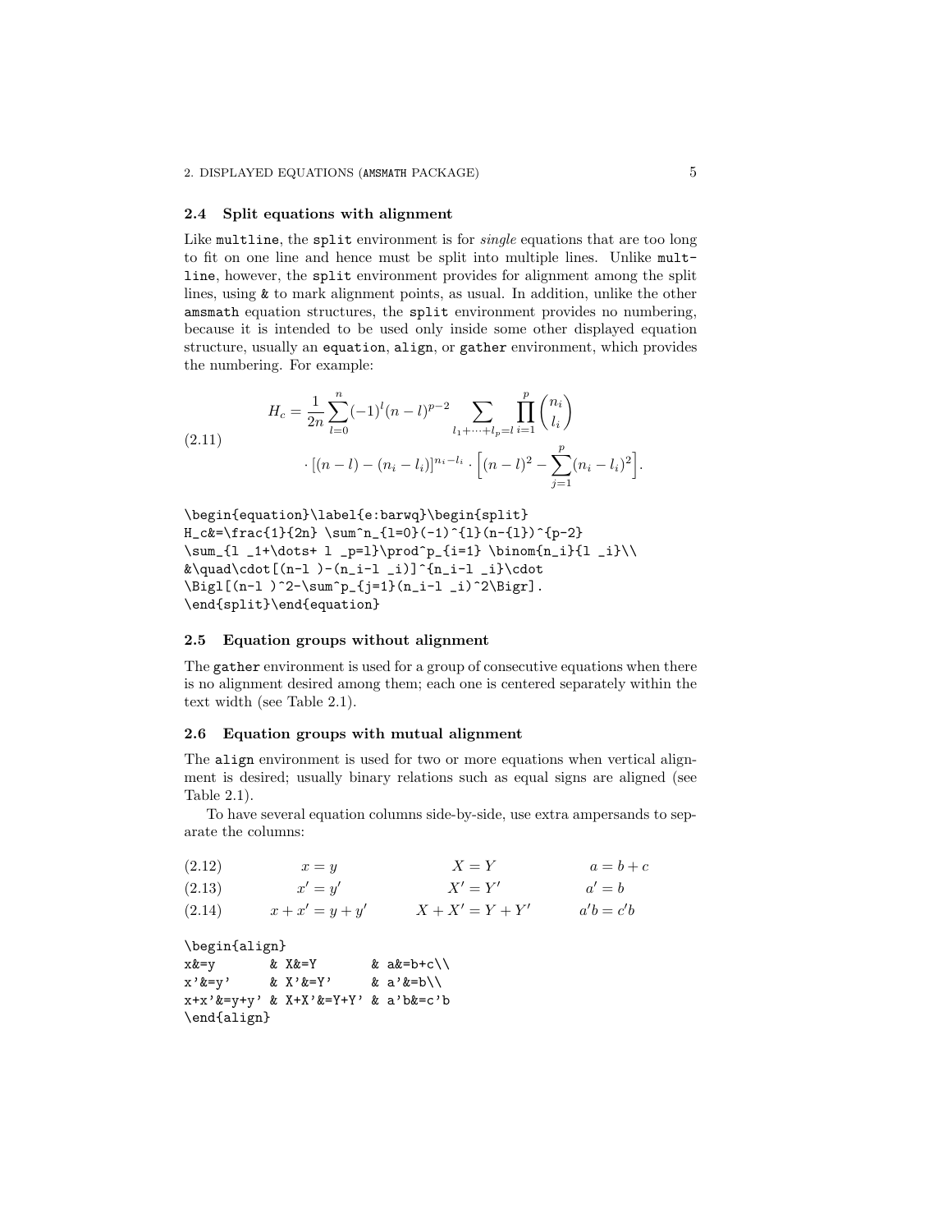### 2.4 Split equations with alignment

Like `multline`, the `split` environment is for *single* equations that are too long to fit on one line and hence must be split into multiple lines. Unlike `multline`, however, the `split` environment provides for alignment among the split lines, using `&` to mark alignment points, as usual. In addition, unlike the other `amsmath` equation structures, the `split` environment provides no numbering, because it is intended to be used only inside some other displayed equation structure, usually an `equation`, `align`, or `gather` environment, which provides the numbering. For example:

$$
\begin{split}
H_c&=\frac{1}{2n} \sum^n_{l=0}(-1)^{l}(n-{l})^{p-2}
\sum_{l _1+\dots+ l _p=l}\prod^p_{i=1} \binom{n_i}{l _i}\\
&\quad\cdot[(n-l )-(n_i-l _i)]^{n_i-l _i}\cdot
\Bigl[(n-l )^2-\sum^p_{j=1}(n_i-l _i)^2\Bigr].
\end{split} \tag{2.11}
$$

```
\begin{equation}\label{e:barwq}\begin{split}
H_c&=\frac{1}{2n} \sum^n_{l=0}(-1)^{l}(n-{l})^{p-2}
\sum_{l _1+\dots+ l _p=l}\prod^p_{i=1} \binom{n_i}{l _i}\\
&\quad\cdot[(n-l )-(n_i-l _i)]^{n_i-l _i}\cdot
\Bigl[(n-l )^2-\sum^p_{j=1}(n_i-l _i)^2\Bigr].
\end{split}\end{equation}
```

### 2.5 Equation groups without alignment

The `gather` environment is used for a group of consecutive equations when there is no alignment desired among them; each one is centered separately within the text width (see Table 2.1).

### 2.6 Equation groups with mutual alignment

The `align` environment is used for two or more equations when vertical alignment is desired; usually binary relations such as equal signs are aligned (see Table 2.1).

To have several equation columns side-by-side, use extra ampersands to separate the columns:

$$
x=y \qquad X=Y \qquad a=b+c \tag{2.12}
$$

$$
x'=y' \qquad X'=Y' \qquad a'=b \tag{2.13}
$$

$$
x+x'=y+y' \qquad X+X'=Y+Y' \qquad a'b=c'b \tag{2.14}
$$

```
\begin{align}
x&=y       & X&=Y       & a&=b+c\\
x'&=y'     & X'&=Y'     & a'&=b\\
x+x'&=y+y' & X+X'&=Y+Y' & a'b&=c'b
\end{align}
```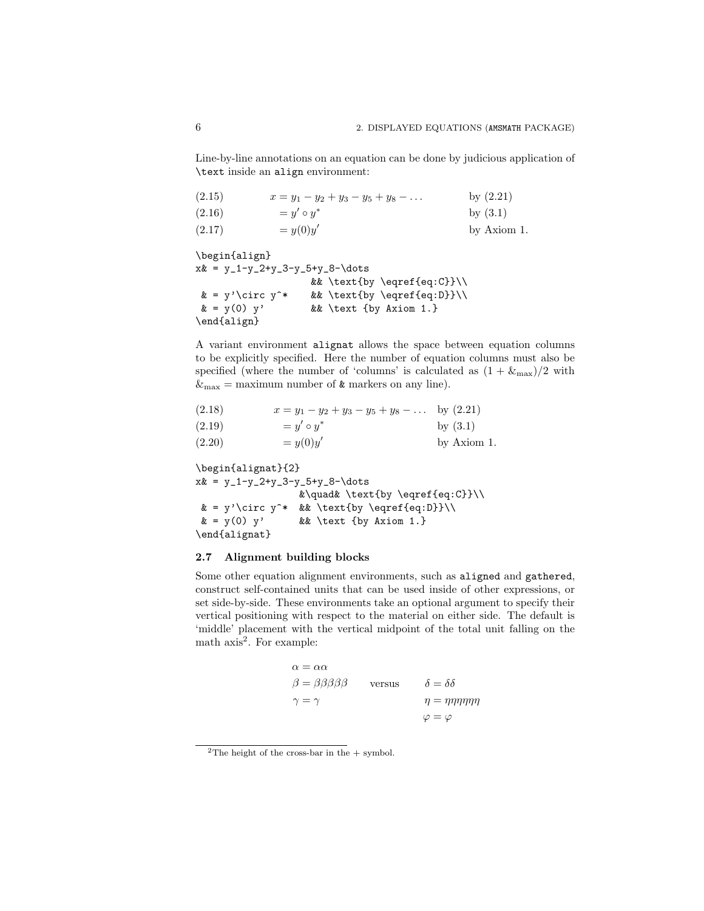Line-by-line annotations on an equation can be done by judicious application of \text inside an align environment:

$$
\begin{aligned}
x &= y_1 - y_2 + y_3 - y_5 + y_8 - \dots && \text{by (2.21)} && (2.15)\\
&= y' \circ y^* && \text{by (3.1)} && (2.16)\\
&= y(0) y' && \text{by Axiom 1.} && (2.17)
\end{aligned}
$$

```
\begin{align}
x& = y_1-y_2+y_3-y_5+y_8-\dots
                  && \text{by \eqref{eq:C}}\\
 & = y'\circ y^*    && \text{by \eqref{eq:D}}\\
 & = y(0) y'        && \text {by Axiom 1.}
\end{align}
```

A variant environment alignat allows the space between equation columns to be explicitly specified. Here the number of equation columns must also be specified (where the number of 'columns' is calculated as $(1 + \&_{\max})/2$ with $\&_{\max}$ = maximum number of & markers on any line).

$$
\begin{alignedat}{2}
x &= y_1 - y_2 + y_3 - y_5 + y_8 - \dots &\quad& \text{by (2.21)} && (2.18)\\
&= y' \circ y^* && \text{by (3.1)} && (2.19)\\
&= y(0) y' && \text{by Axiom 1.} && (2.20)
\end{alignedat}
$$

```
\begin{alignat}{2}
x& = y_1-y_2+y_3-y_5+y_8-\dots
                 &\quad& \text{by \eqref{eq:C}}\\
 & = y'\circ y^*  && \text{by \eqref{eq:D}}\\
 & = y(0) y'      && \text {by Axiom 1.}
\end{alignat}
```

### 2.7 Alignment building blocks

Some other equation alignment environments, such as aligned and gathered, construct self-contained units that can be used inside of other expressions, or set side-by-side. These environments take an optional argument to specify their vertical positioning with respect to the material on either side. The default is 'middle' placement with the vertical midpoint of the total unit falling on the math axis[2]. For example:

$$
\begin{aligned}
\alpha &= \alpha\alpha\\
\beta &= \beta\beta\beta\beta\beta\\
\gamma &= \gamma
\end{aligned}
\qquad \text{versus} \qquad
\begin{gathered}
\delta = \delta\delta\\
\eta = \eta\eta\eta\eta\eta\eta\\
\varphi = \varphi
\end{gathered}
$$

[2] The height of the cross-bar in the + symbol.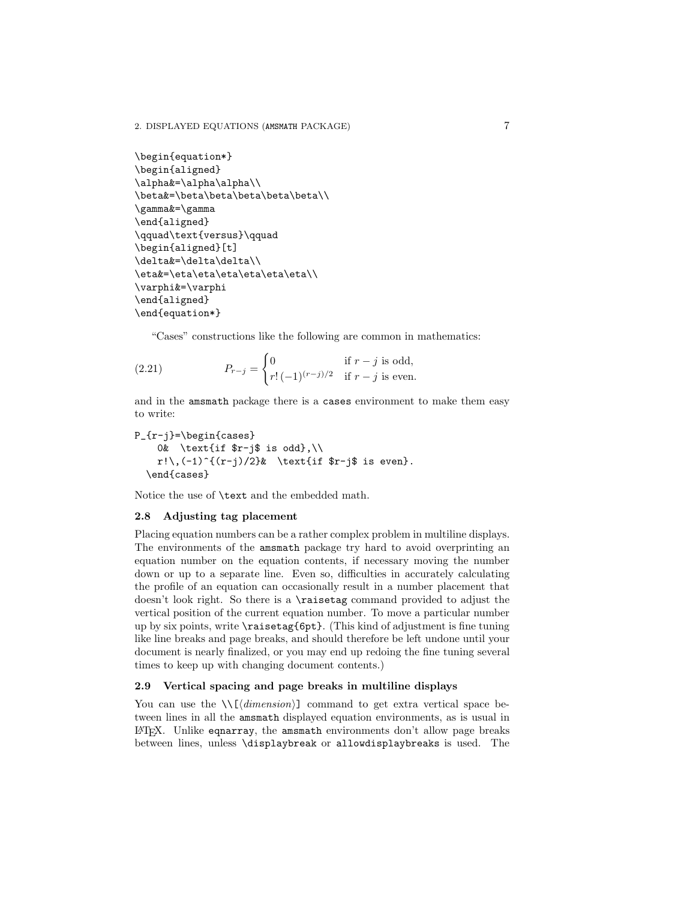```
\begin{equation*}
\begin{aligned}
\alpha&=\alpha\alpha\\
\beta&=\beta\beta\beta\beta\beta\\
\gamma&=\gamma
\end{aligned}
\qquad\text{versus}\qquad
\begin{aligned}[t]
\delta&=\delta\delta\\
\eta&=\eta\eta\eta\eta\eta\eta\\
\varphi&=\varphi
\end{aligned}
\end{equation*}
```

"Cases" constructions like the following are common in mathematics:

$$P_{r-j}=\begin{cases} 0 & \text{if $r-j$ is odd},\\ r!\,(-1)^{(r-j)/2} & \text{if $r-j$ is even}. \end{cases} \tag{2.21}$$

and in the amsmath package there is a cases environment to make them easy to write:

```
P_{r-j}=\begin{cases}
    0&  \text{if $r-j$ is odd},\\
    r!\,(-1)^{(r-j)/2}&  \text{if $r-j$ is even}.
  \end{cases}
```

Notice the use of `\text` and the embedded math.

### 2.8 Adjusting tag placement

Placing equation numbers can be a rather complex problem in multiline displays. The environments of the amsmath package try hard to avoid overprinting an equation number on the equation contents, if necessary moving the number down or up to a separate line. Even so, difficulties in accurately calculating the profile of an equation can occasionally result in a number placement that doesn't look right. So there is a `\raisetag` command provided to adjust the vertical position of the current equation number. To move a particular number up by six points, write `\raisetag{6pt}`. (This kind of adjustment is fine tuning like line breaks and page breaks, and should therefore be left undone until your document is nearly finalized, or you may end up redoing the fine tuning several times to keep up with changing document contents.)

### 2.9 Vertical spacing and page breaks in multiline displays

You can use the `\\[`⟨*dimension*⟩`]` command to get extra vertical space between lines in all the amsmath displayed equation environments, as is usual in LaTeX. Unlike eqnarray, the amsmath environments don't allow page breaks between lines, unless `\displaybreak` or `allowdisplaybreaks` is used. The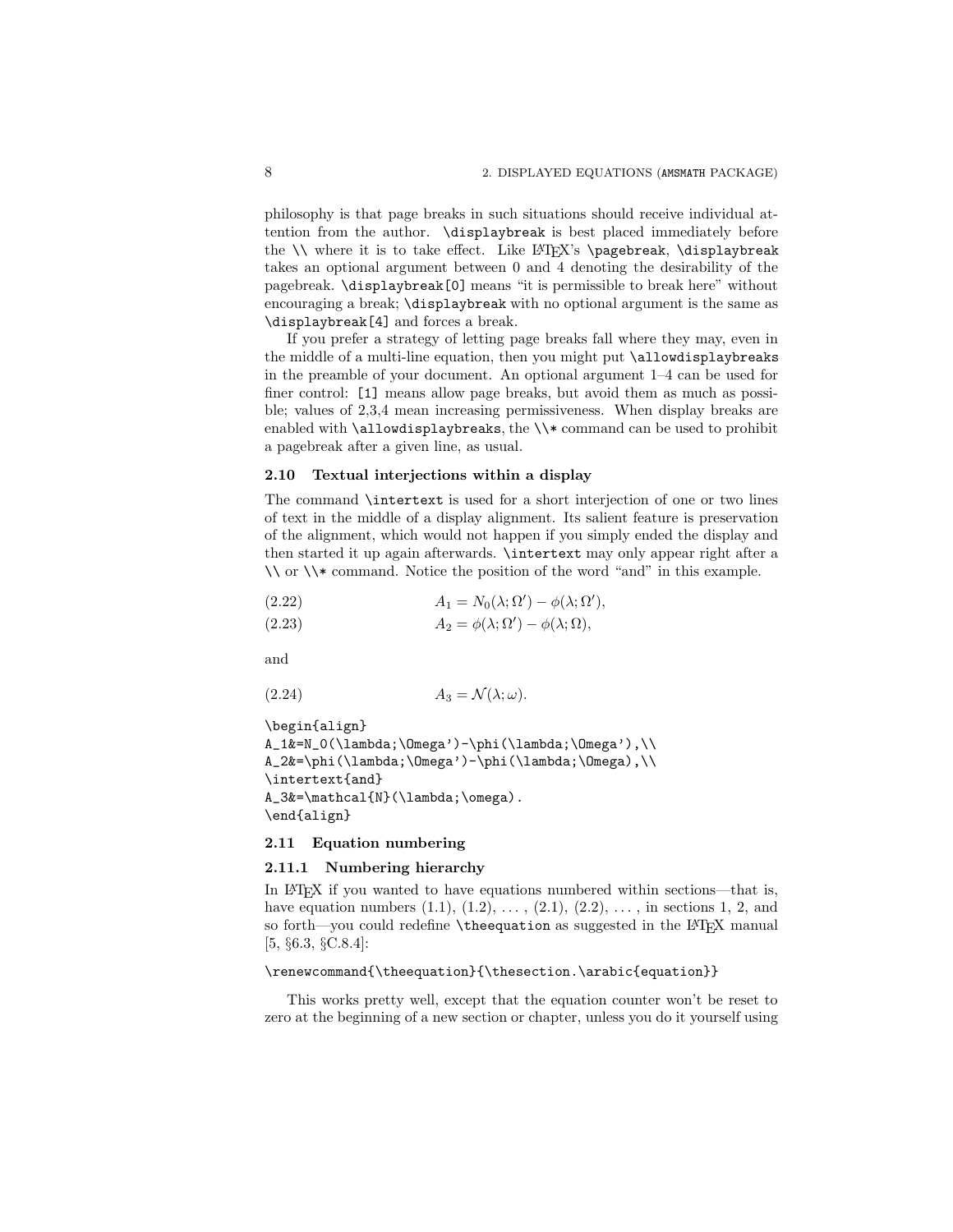philosophy is that page breaks in such situations should receive individual attention from the author. `\displaybreak` is best placed immediately before the `\\` where it is to take effect. Like LaTeX's `\pagebreak`, `\displaybreak` takes an optional argument between 0 and 4 denoting the desirability of the pagebreak. `\displaybreak[0]` means "it is permissible to break here" without encouraging a break; `\displaybreak` with no optional argument is the same as `\displaybreak[4]` and forces a break.

If you prefer a strategy of letting page breaks fall where they may, even in the middle of a multi-line equation, then you might put `\allowdisplaybreaks` in the preamble of your document. An optional argument 1–4 can be used for finer control: `[1]` means allow page breaks, but avoid them as much as possible; values of 2,3,4 mean increasing permissiveness. When display breaks are enabled with `\allowdisplaybreaks`, the `\\*` command can be used to prohibit a pagebreak after a given line, as usual.

### 2.10 Textual interjections within a display

The command `\intertext` is used for a short interjection of one or two lines of text in the middle of a display alignment. Its salient feature is preservation of the alignment, which would not happen if you simply ended the display and then started it up again afterwards. `\intertext` may only appear right after a `\\` or `\\*` command. Notice the position of the word "and" in this example.

$$A_1 = N_0(\lambda;\Omega') - \phi(\lambda;\Omega'), \tag{2.22}$$

$$A_2 = \phi(\lambda;\Omega') - \phi(\lambda;\Omega), \tag{2.23}$$

and

$$A_3 = \mathcal{N}(\lambda;\omega). \tag{2.24}$$

```
\begin{align}
A_1&=N_0(\lambda;\Omega')-\phi(\lambda;\Omega'),\\
A_2&=\phi(\lambda;\Omega')-\phi(\lambda;\Omega),\\
\intertext{and}
A_3&=\mathcal{N}(\lambda;\omega).
\end{align}
```

### 2.11 Equation numbering

#### 2.11.1 Numbering hierarchy

In LaTeX if you wanted to have equations numbered within sections—that is, have equation numbers (1.1), (1.2), ..., (2.1), (2.2), ..., in sections 1, 2, and so forth—you could redefine `\theequation` as suggested in the LaTeX manual [5, §6.3, §C.8.4]:

```
\renewcommand{\theequation}{\thesection.\arabic{equation}}
```

This works pretty well, except that the equation counter won't be reset to zero at the beginning of a new section or chapter, unless you do it yourself using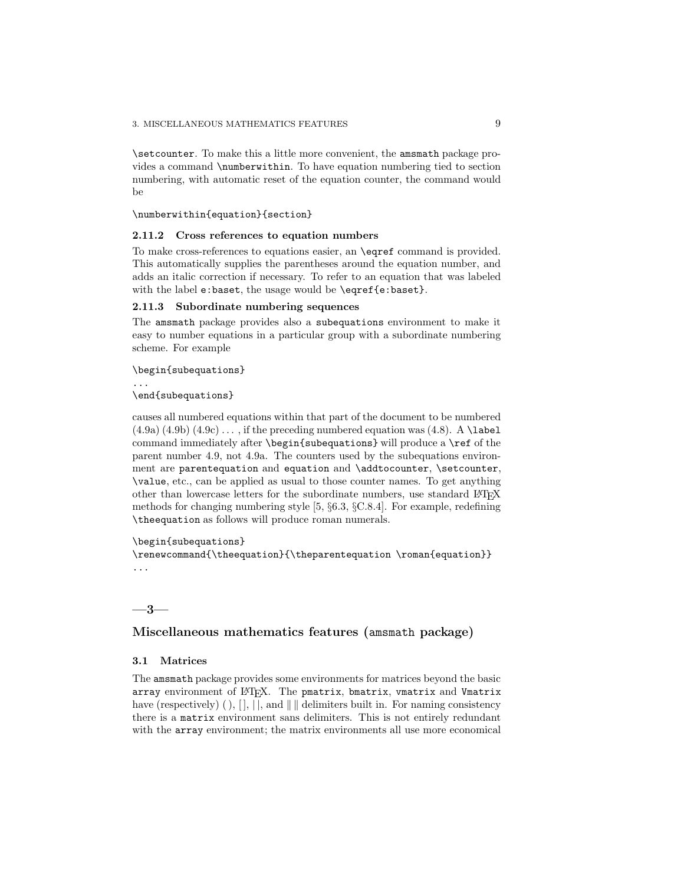\setcounter. To make this a little more convenient, the amsmath package provides a command \numberwithin. To have equation numbering tied to section numbering, with automatic reset of the equation counter, the command would be

```
\numberwithin{equation}{section}
```

### 2.11.2 Cross references to equation numbers

To make cross-references to equations easier, an \eqref command is provided. This automatically supplies the parentheses around the equation number, and adds an italic correction if necessary. To refer to an equation that was labeled with the label e:baset, the usage would be \eqref{e:baset}.

### 2.11.3 Subordinate numbering sequences

The amsmath package provides also a subequations environment to make it easy to number equations in a particular group with a subordinate numbering scheme. For example

```
\begin{subequations}
...
\end{subequations}
```

causes all numbered equations within that part of the document to be numbered (4.9a) (4.9b) (4.9c) ..., if the preceding numbered equation was (4.8). A \label command immediately after \begin{subequations} will produce a \ref of the parent number 4.9, not 4.9a. The counters used by the subequations environment are parentequation and equation and \addtocounter, \setcounter, \value, etc., can be applied as usual to those counter names. To get anything other than lowercase letters for the subordinate numbers, use standard LaTeX methods for changing numbering style [5, §6.3, §C.8.4]. For example, redefining \theequation as follows will produce roman numerals.

```
\begin{subequations}
\renewcommand{\theequation}{\theparentequation \roman{equation}}
...
```

# —3—

# Miscellaneous mathematics features (amsmath package)

## 3.1 Matrices

The amsmath package provides some environments for matrices beyond the basic array environment of LaTeX. The pmatrix, bmatrix, vmatrix and Vmatrix have (respectively) ( ), [ ], | |, and ‖ ‖ delimiters built in. For naming consistency there is a matrix environment sans delimiters. This is not entirely redundant with the array environment; the matrix environments all use more economical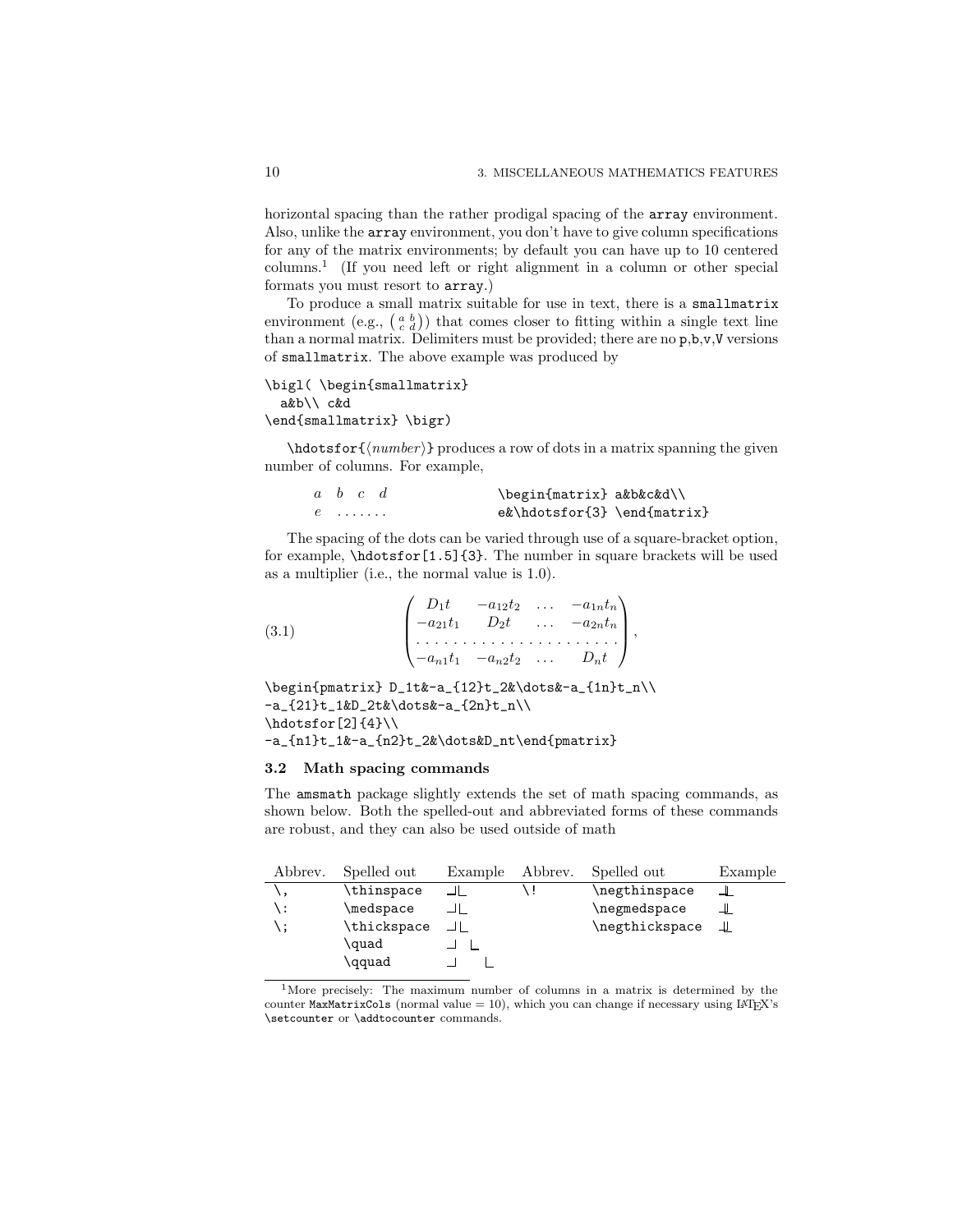horizontal spacing than the rather prodigal spacing of the `array` environment. Also, unlike the `array` environment, you don't have to give column specifications for any of the matrix environments; by default you can have up to 10 centered columns.[1] (If you need left or right alignment in a column or other special formats you must resort to `array`.)

To produce a small matrix suitable for use in text, there is a `smallmatrix` environment (e.g., $\bigl( \begin{smallmatrix} a&b\\ c&d \end{smallmatrix} \bigr)$) that comes closer to fitting within a single text line than a normal matrix. Delimiters must be provided; there are no `p`,`b`,`v`,`V` versions of `smallmatrix`. The above example was produced by

```
\bigl( \begin{smallmatrix}
  a&b\\ c&d
\end{smallmatrix} \bigr)
```

`\hdotsfor{`⟨*number*⟩`}` produces a row of dots in a matrix spanning the given number of columns. For example,

$$\begin{matrix} a&b&c&d\\ e&\hdotsfor{3} \end{matrix}$$

```
\begin{matrix} a&b&c&d\\
e&\hdotsfor{3} \end{matrix}
```

The spacing of the dots can be varied through use of a square-bracket option, for example, `\hdotsfor[1.5]{3}`. The number in square brackets will be used as a multiplier (i.e., the normal value is 1.0).

$$\begin{pmatrix} D_1t&-a_{12}t_2&\dots&-a_{1n}t_n\\
-a_{21}t_1&D_2t&\dots&-a_{2n}t_n\\
\hdotsfor[2]{4}\\
-a_{n1}t_1&-a_{n2}t_2&\dots&D_nt\end{pmatrix}, \tag{3.1}$$

```
\begin{pmatrix} D_1t&-a_{12}t_2&\dots&-a_{1n}t_n\\
-a_{21}t_1&D_2t&\dots&-a_{2n}t_n\\
\hdotsfor[2]{4}\\
-a_{n1}t_1&-a_{n2}t_2&\dots&D_nt\end{pmatrix}
```

### 3.2 Math spacing commands

The `amsmath` package slightly extends the set of math spacing commands, as shown below. Both the spelled-out and abbreviated forms of these commands are robust, and they can also be used outside of math

| Abbrev. | Spelled out | Example | Abbrev. | Spelled out | Example |
|---|---|---|---|---|---|
| `\,` | `\thinspace` | ⅃∟ | `\!` | `\negthinspace` | ⅃∟ |
| `\:` | `\medspace` | ⅃∟ | | `\negmedspace` | ⅃∟ |
| `\;` | `\thickspace` | ⅃∟ | | `\negthickspace` | ⅃∟ |
| | `\quad` | ⅃ ∟ | | | |
| | `\qquad` | ⅃  ∟ | | | |

[1]More precisely: The maximum number of columns in a matrix is determined by the counter `MaxMatrixCols` (normal value = 10), which you can change if necessary using LaTeX's `\setcounter` or `\addtocounter` commands.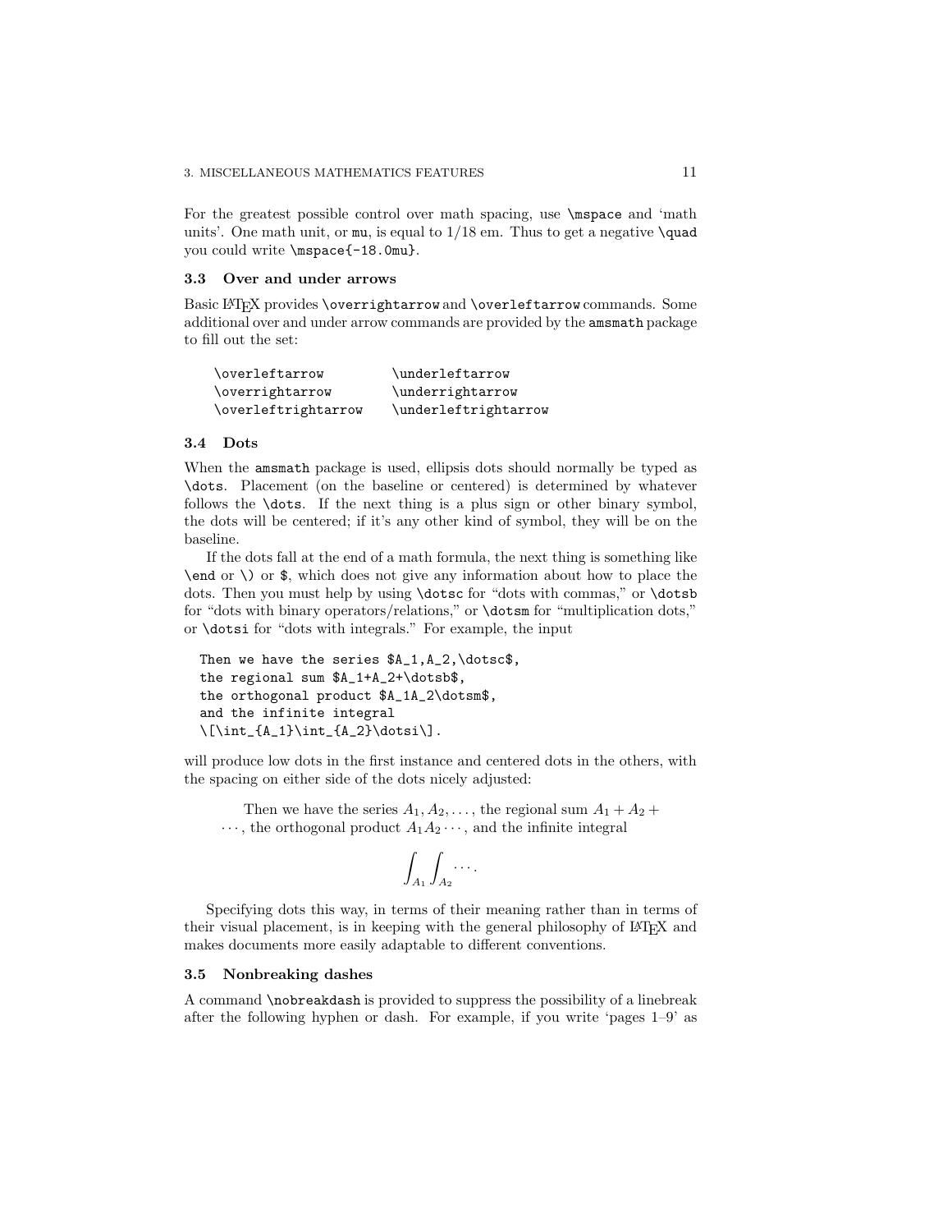For the greatest possible control over math spacing, use `\mspace` and 'math units'. One math unit, or `mu`, is equal to 1/18 em. Thus to get a negative `\quad` you could write `\mspace{-18.0mu}`.

### 3.3 Over and under arrows

Basic LaTeX provides `\overrightarrow` and `\overleftarrow` commands. Some additional over and under arrow commands are provided by the `amsmath` package to fill out the set:

```
\overleftarrow         \underleftarrow
\overrightarrow        \underrightarrow
\overleftrightarrow    \underleftrightarrow
```

### 3.4 Dots

When the `amsmath` package is used, ellipsis dots should normally be typed as `\dots`. Placement (on the baseline or centered) is determined by whatever follows the `\dots`. If the next thing is a plus sign or other binary symbol, the dots will be centered; if it's any other kind of symbol, they will be on the baseline.

If the dots fall at the end of a math formula, the next thing is something like `\end` or `\)` or `$`, which does not give any information about how to place the dots. Then you must help by using `\dotsc` for "dots with commas," or `\dotsb` for "dots with binary operators/relations," or `\dotsm` for "multiplication dots," or `\dotsi` for "dots with integrals." For example, the input

```
Then we have the series $A_1,A_2,\dotsc$,
the regional sum $A_1+A_2+\dotsb$,
the orthogonal product $A_1A_2\dotsm$,
and the infinite integral
\[\int_{A_1}\int_{A_2}\dotsi\].
```

will produce low dots in the first instance and centered dots in the others, with the spacing on either side of the dots nicely adjusted:

> Then we have the series $A_1, A_2, \dotsc$, the regional sum $A_1 + A_2 + \dotsb$, the orthogonal product $A_1 A_2 \dotsm$, and the infinite integral
>
> $$\int_{A_1}\int_{A_2}\dotsi.$$

Specifying dots this way, in terms of their meaning rather than in terms of their visual placement, is in keeping with the general philosophy of LaTeX and makes documents more easily adaptable to different conventions.

### 3.5 Nonbreaking dashes

A command `\nobreakdash` is provided to suppress the possibility of a linebreak after the following hyphen or dash. For example, if you write 'pages 1–9' as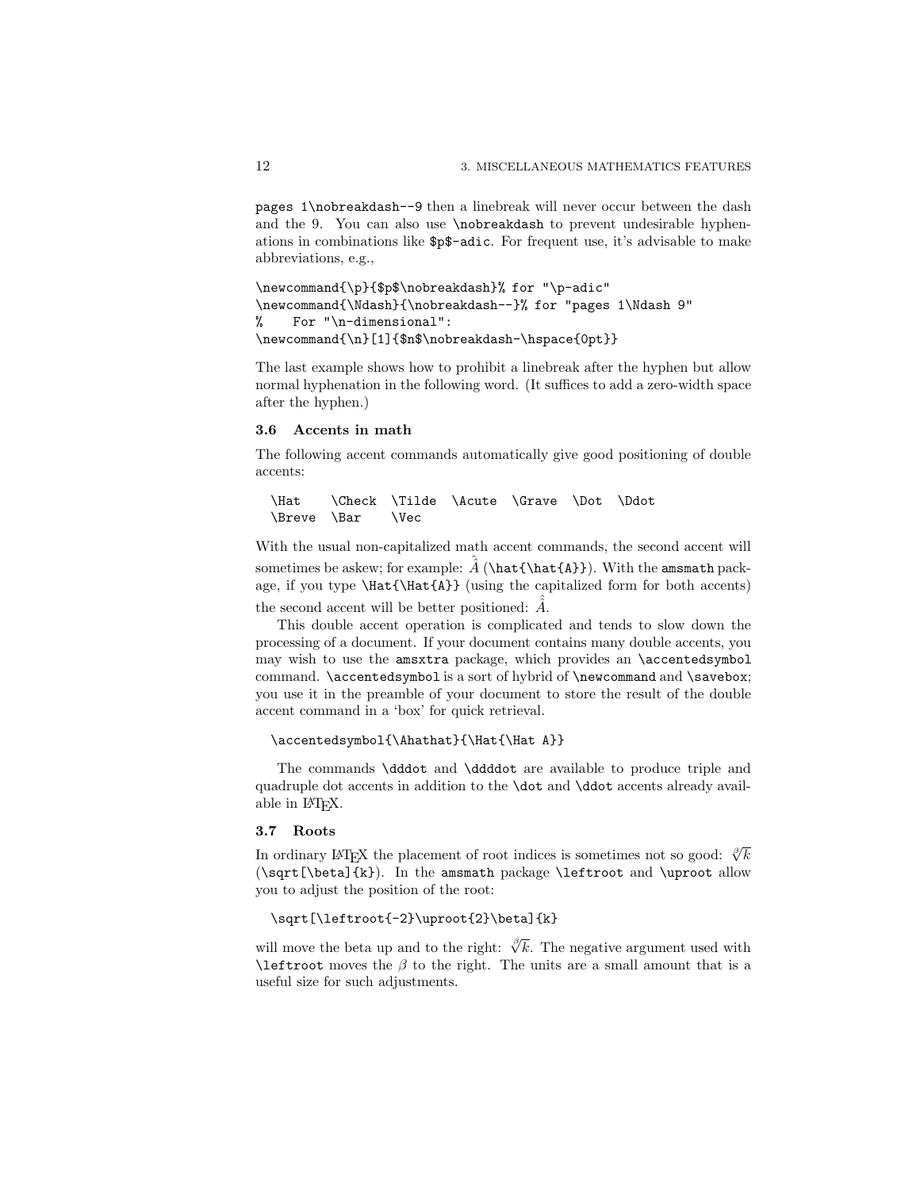`pages 1\nobreakdash--9` then a linebreak will never occur between the dash and the 9. You can also use `\nobreakdash` to prevent undesirable hyphenations in combinations like `$p$-adic`. For frequent use, it's advisable to make abbreviations, e.g.,

```
\newcommand{\p}{$p$\nobreakdash}% for "\p-adic"
\newcommand{\Ndash}{\nobreakdash--}% for "pages 1\Ndash 9"
%    For "\n-dimensional":
\newcommand{\n}[1]{$n$\nobreakdash-\hspace{0pt}}
```

The last example shows how to prohibit a linebreak after the hyphen but allow normal hyphenation in the following word. (It suffices to add a zero-width space after the hyphen.)

### 3.6 Accents in math

The following accent commands automatically give good positioning of double accents:

```
\Hat    \Check  \Tilde  \Acute  \Grave  \Dot  \Ddot
\Breve  \Bar    \Vec
```

With the usual non-capitalized math accent commands, the second accent will sometimes be askew; for example: $\hat{\hat{A}}$ (`\hat{\hat{A}}`). With the `amsmath` package, if you type `\Hat{\Hat{A}}` (using the capitalized form for both accents) the second accent will be better positioned: $\Hat{\Hat{A}}$.

This double accent operation is complicated and tends to slow down the processing of a document. If your document contains many double accents, you may wish to use the `amsxtra` package, which provides an `\accentedsymbol` command. `\accentedsymbol` is a sort of hybrid of `\newcommand` and `\savebox`; you use it in the preamble of your document to store the result of the double accent command in a 'box' for quick retrieval.

```
\accentedsymbol{\Ahathat}{\Hat{\Hat A}}
```

The commands `\dddot` and `\ddddot` are available to produce triple and quadruple dot accents in addition to the `\dot` and `\ddot` accents already available in LaTeX.

### 3.7 Roots

In ordinary LaTeX the placement of root indices is sometimes not so good: $\sqrt[\beta]{k}$ (`\sqrt[\beta]{k}`). In the `amsmath` package `\leftroot` and `\uproot` allow you to adjust the position of the root:

```
\sqrt[\leftroot{-2}\uproot{2}\beta]{k}
```

will move the beta up and to the right: $\sqrt[\leftroot{-2}\uproot{2}\beta]{k}$. The negative argument used with `\leftroot` moves the $\beta$ to the right. The units are a small amount that is a useful size for such adjustments.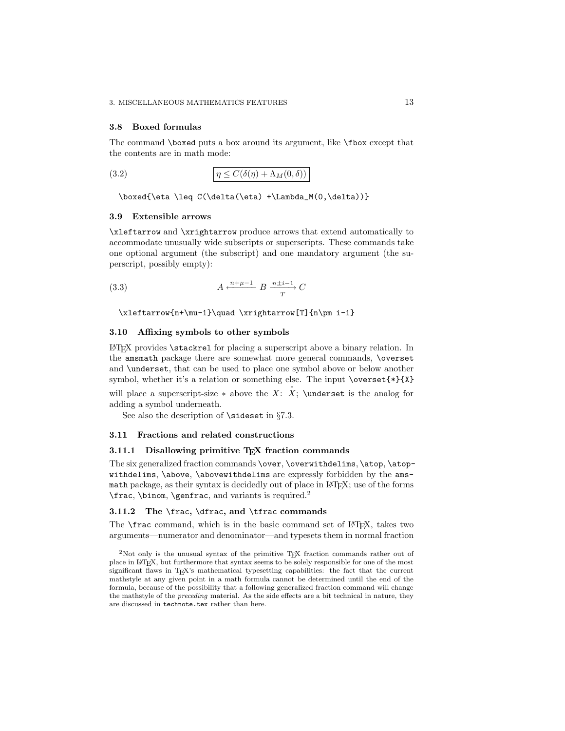### 3.8 Boxed formulas

The command `\boxed` puts a box around its argument, like `\fbox` except that the contents are in math mode:

$$\boxed{\eta \leq C(\delta(\eta) +\Lambda_M(0,\delta))} \tag{3.2}$$

```
\boxed{\eta \leq C(\delta(\eta) +\Lambda_M(0,\delta))}
```

### 3.9 Extensible arrows

`\xleftarrow` and `\xrightarrow` produce arrows that extend automatically to accommodate unusually wide subscripts or superscripts. These commands take one optional argument (the subscript) and one mandatory argument (the superscript, possibly empty):

$$A \xleftarrow{n+\mu-1} B \xrightarrow[T]{n\pm i-1} C \tag{3.3}$$

```
\xleftarrow{n+\mu-1}\quad \xrightarrow[T]{n\pm i-1}
```

### 3.10 Affixing symbols to other symbols

LaTeX provides `\stackrel` for placing a superscript above a binary relation. In the `amsmath` package there are somewhat more general commands, `\overset` and `\underset`, that can be used to place one symbol above or below another symbol, whether it's a relation or something else. The input `\overset{*}{X}` will place a superscript-size $*$ above the $X$: $\overset{*}{X}$; `\underset` is the analog for adding a symbol underneath.

See also the description of `\sideset` in §7.3.

### 3.11 Fractions and related constructions

#### 3.11.1 Disallowing primitive TeX fraction commands

The six generalized fraction commands `\over`, `\overwithdelims`, `\atop`, `\atopwithdelims`, `\above`, `\abovewithdelims` are expressly forbidden by the `amsmath` package, as their syntax is decidedly out of place in LaTeX; use of the forms `\frac`, `\binom`, `\genfrac`, and variants is required.[2]

#### 3.11.2 The `\frac`, `\dfrac`, and `\tfrac` commands

The `\frac` command, which is in the basic command set of LaTeX, takes two arguments—numerator and denominator—and typesets them in normal fraction

[2]Not only is the unusual syntax of the primitive TeX fraction commands rather out of place in LaTeX, but furthermore that syntax seems to be solely responsible for one of the most significant flaws in TeX's mathematical typesetting capabilities: the fact that the current mathstyle at any given point in a math formula cannot be determined until the end of the formula, because of the possibility that a following generalized fraction command will change the mathstyle of the *preceding* material. As the side effects are a bit technical in nature, they are discussed in `technote.tex` rather than here.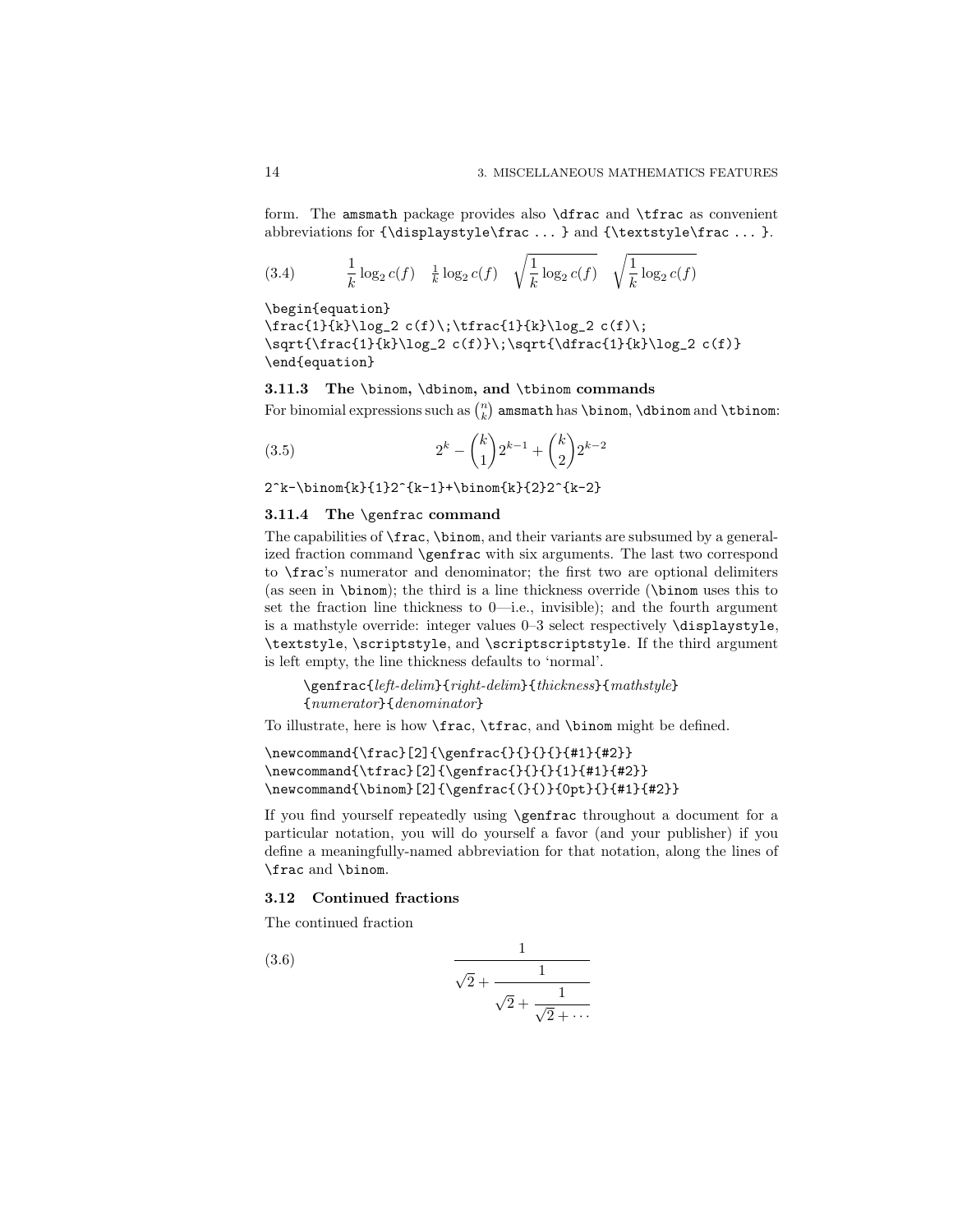form. The `amsmath` package provides also `\dfrac` and `\tfrac` as convenient abbreviations for `{\displaystyle\frac ... }` and `{\textstyle\frac ... }`.

$$\frac{1}{k}\log_2 c(f)\;\tfrac{1}{k}\log_2 c(f)\;\sqrt{\frac{1}{k}\log_2 c(f)}\;\sqrt{\dfrac{1}{k}\log_2 c(f)} \tag{3.4}$$

```
\begin{equation}
\frac{1}{k}\log_2 c(f)\;\tfrac{1}{k}\log_2 c(f)\;
\sqrt{\frac{1}{k}\log_2 c(f)}\;\sqrt{\dfrac{1}{k}\log_2 c(f)}
\end{equation}
```

### 3.11.3 The `\binom`, `\dbinom`, and `\tbinom` commands

For binomial expressions such as $\binom{n}{k}$ `amsmath` has `\binom`, `\dbinom` and `\tbinom`:

$$2^k-\binom{k}{1}2^{k-1}+\binom{k}{2}2^{k-2} \tag{3.5}$$

```
2^k-\binom{k}{1}2^{k-1}+\binom{k}{2}2^{k-2}
```

### 3.11.4 The `\genfrac` command

The capabilities of `\frac`, `\binom`, and their variants are subsumed by a generalized fraction command `\genfrac` with six arguments. The last two correspond to `\frac`'s numerator and denominator; the first two are optional delimiters (as seen in `\binom`); the third is a line thickness override (`\binom` uses this to set the fraction line thickness to 0—i.e., invisible); and the fourth argument is a mathstyle override: integer values 0–3 select respectively `\displaystyle`, `\textstyle`, `\scriptstyle`, and `\scriptscriptstyle`. If the third argument is left empty, the line thickness defaults to 'normal'.

> `\genfrac{`*left-delim*`}{`*right-delim*`}{`*thickness*`}{`*mathstyle*`}`
> `{`*numerator*`}{`*denominator*`}`

To illustrate, here is how `\frac`, `\tfrac`, and `\binom` might be defined.

```
\newcommand{\frac}[2]{\genfrac{}{}{}{}{#1}{#2}}
\newcommand{\tfrac}[2]{\genfrac{}{}{}{1}{#1}{#2}}
\newcommand{\binom}[2]{\genfrac{(}{)}{0pt}{}{#1}{#2}}
```

If you find yourself repeatedly using `\genfrac` throughout a document for a particular notation, you will do yourself a favor (and your publisher) if you define a meaningfully-named abbreviation for that notation, along the lines of `\frac` and `\binom`.

## 3.12 Continued fractions

The continued fraction

$$\cfrac{1}{\sqrt{2}+\cfrac{1}{\sqrt{2}+\cfrac{1}{\sqrt{2}+\cdots}}} \tag{3.6}$$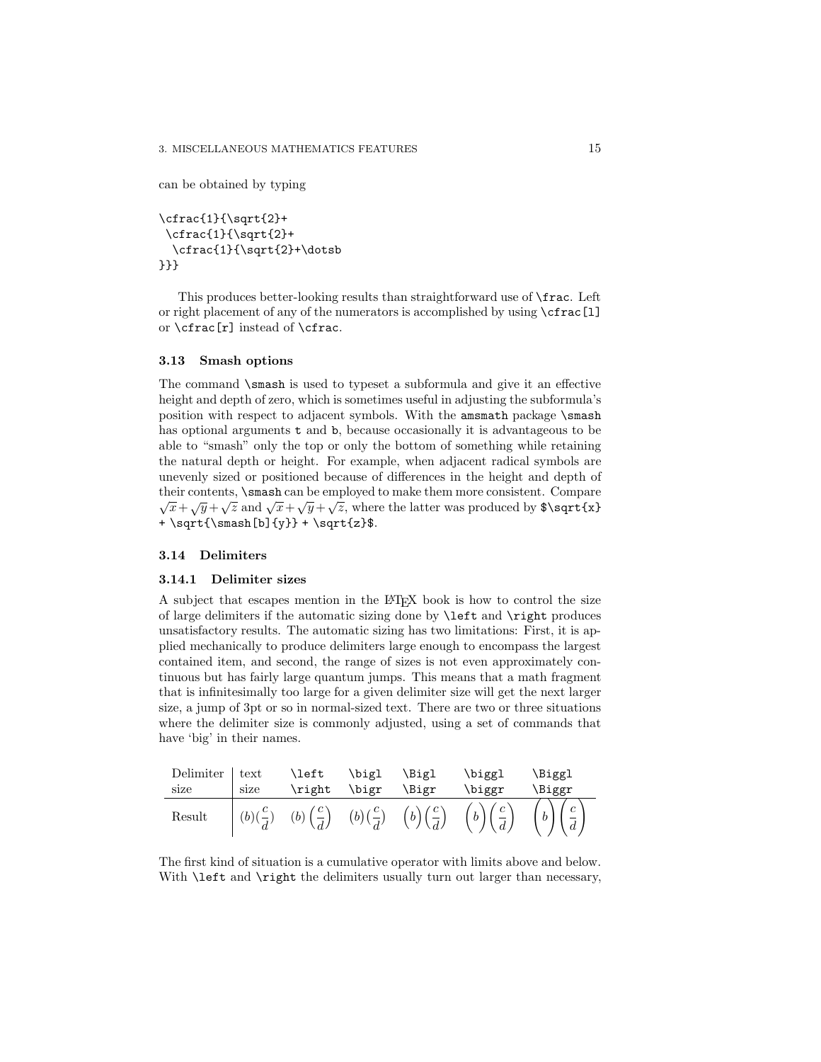can be obtained by typing

```
\cfrac{1}{\sqrt{2}+
 \cfrac{1}{\sqrt{2}+
  \cfrac{1}{\sqrt{2}+\dotsb
}}}
```

This produces better-looking results than straightforward use of `\frac`. Left or right placement of any of the numerators is accomplished by using `\cfrac[l]` or `\cfrac[r]` instead of `\cfrac`.

### 3.13 Smash options

The command `\smash` is used to typeset a subformula and give it an effective height and depth of zero, which is sometimes useful in adjusting the subformula's position with respect to adjacent symbols. With the `amsmath` package `\smash` has optional arguments `t` and `b`, because occasionally it is advantageous to be able to "smash" only the top or only the bottom of something while retaining the natural depth or height. For example, when adjacent radical symbols are unevenly sized or positioned because of differences in the height and depth of their contents, `\smash` can be employed to make them more consistent. Compare $\sqrt{x}+\sqrt{y}+\sqrt{z}$ and $\sqrt{x}+\sqrt{\smash[b]{y}}+\sqrt{z}$, where the latter was produced by `$\sqrt{x} + \sqrt{\smash[b]{y}} + \sqrt{z}$`.

### 3.14 Delimiters

#### 3.14.1 Delimiter sizes

A subject that escapes mention in the LaTeX book is how to control the size of large delimiters if the automatic sizing done by `\left` and `\right` produces unsatisfactory results. The automatic sizing has two limitations: First, it is applied mechanically to produce delimiters large enough to encompass the largest contained item, and second, the range of sizes is not even approximately continuous but has fairly large quantum jumps. This means that a math fragment that is infinitesimally too large for a given delimiter size will get the next larger size, a jump of 3pt or so in normal-sized text. There are two or three situations where the delimiter size is commonly adjusted, using a set of commands that have 'big' in their names.

| Delimiter size | text size | `\left` `\right` | `\bigl` `\bigr` | `\Bigl` `\Bigr` | `\biggl` `\biggr` | `\Biggl` `\Biggr` |
|---|---|---|---|---|---|---|
| Result | $(b)(\frac{c}{d})$ | $\left(b\right)\left(\frac{c}{d}\right)$ | $\bigl(b\bigr)\bigl(\frac{c}{d}\bigr)$ | $\Bigl(b\Bigr)\Bigl(\frac{c}{d}\Bigr)$ | $\biggl(b\biggr)\biggl(\frac{c}{d}\biggr)$ | $\Biggl(b\Biggr)\Biggl(\frac{c}{d}\Biggr)$ |

The first kind of situation is a cumulative operator with limits above and below. With `\left` and `\right` the delimiters usually turn out larger than necessary,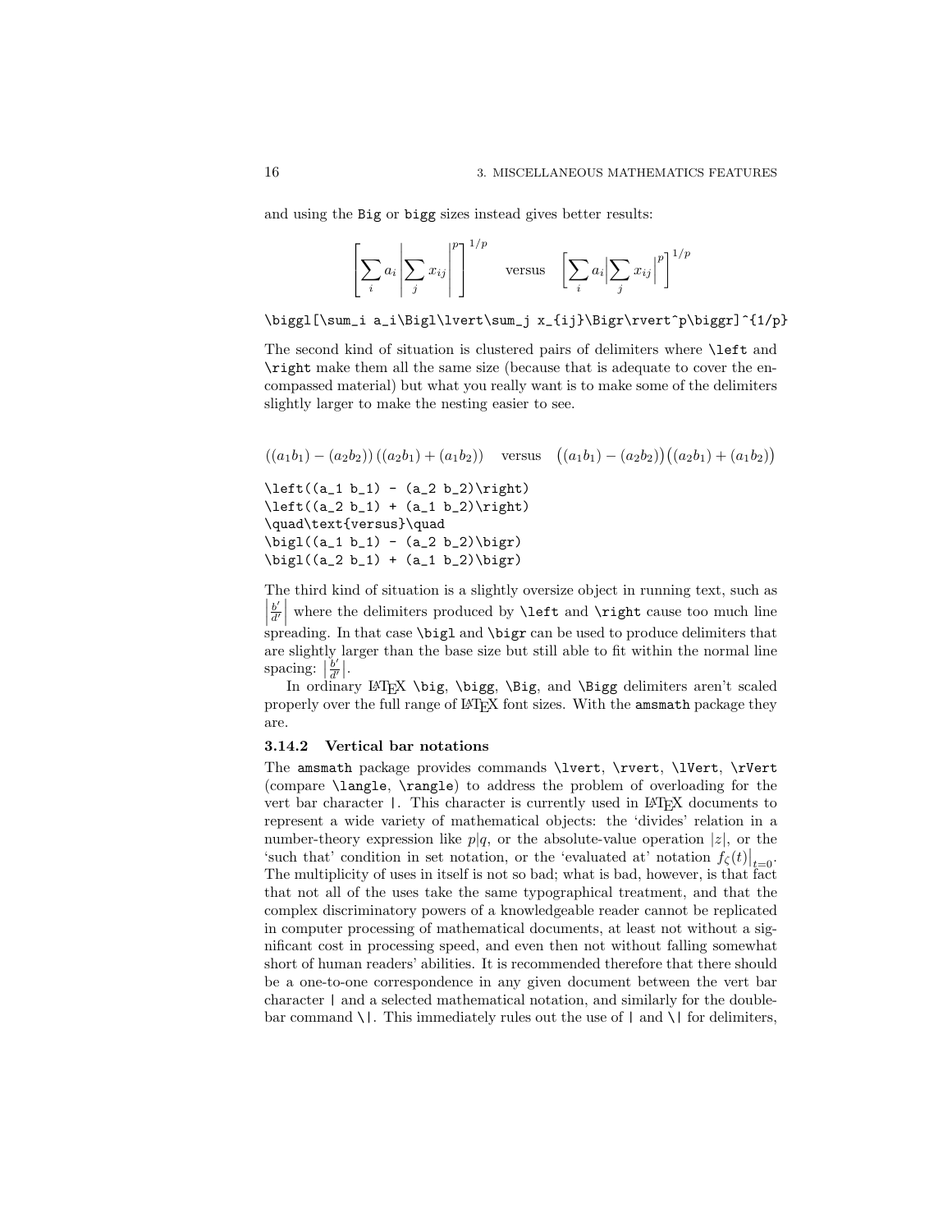and using the Big or bigg sizes instead gives better results:

$$\left[\sum_i a_i\left\lvert\sum_j x_{ij}\right\rvert^p\right]^{1/p} \quad\text{versus}\quad \biggl[\sum_i a_i\Bigl\lvert\sum_j x_{ij}\Bigr\rvert^p\biggr]^{1/p}$$

```
\biggl[\sum_i a_i\Bigl\lvert\sum_j x_{ij}\Bigr\rvert^p\biggr]^{1/p}
```

The second kind of situation is clustered pairs of delimiters where `\left` and `\right` make them all the same size (because that is adequate to cover the encompassed material) but what you really want is to make some of the delimiters slightly larger to make the nesting easier to see.

$$\left((a_1 b_1) - (a_2 b_2)\right)\left((a_2 b_1) + (a_1 b_2)\right)\quad\text{versus}\quad\bigl((a_1 b_1) - (a_2 b_2)\bigr)\bigl((a_2 b_1) + (a_1 b_2)\bigr)$$

```
\left((a_1 b_1) - (a_2 b_2)\right)
\left((a_2 b_1) + (a_1 b_2)\right)
\quad\text{versus}\quad
\bigl((a_1 b_1) - (a_2 b_2)\bigr)
\bigl((a_2 b_1) + (a_1 b_2)\bigr)
```

The third kind of situation is a slightly oversize object in running text, such as $\left|\frac{b'}{d'}\right|$ where the delimiters produced by `\left` and `\right` cause too much line spreading. In that case `\bigl` and `\bigr` can be used to produce delimiters that are slightly larger than the base size but still able to fit within the normal line spacing: $\bigl|\frac{b'}{d'}\bigr|$.

In ordinary LaTeX `\big`, `\bigg`, `\Big`, and `\Bigg` delimiters aren't scaled properly over the full range of LaTeX font sizes. With the `amsmath` package they are.

### 3.14.2 Vertical bar notations

The `amsmath` package provides commands `\lvert`, `\rvert`, `\lVert`, `\rVert` (compare `\langle`, `\rangle`) to address the problem of overloading for the vert bar character `|`. This character is currently used in LaTeX documents to represent a wide variety of mathematical objects: the 'divides' relation in a number-theory expression like $p|q$, or the absolute-value operation $|z|$, or the 'such that' condition in set notation, or the 'evaluated at' notation $f_\zeta(t)\bigr|_{t=0}$. The multiplicity of uses in itself is not so bad; what is bad, however, is that fact that not all of the uses take the same typographical treatment, and that the complex discriminatory powers of a knowledgeable reader cannot be replicated in computer processing of mathematical documents, at least not without a significant cost in processing speed, and even then not without falling somewhat short of human readers' abilities. It is recommended therefore that there should be a one-to-one correspondence in any given document between the vert bar character `|` and a selected mathematical notation, and similarly for the double-bar command `\|`. This immediately rules out the use of `|` and `\|` for delimiters,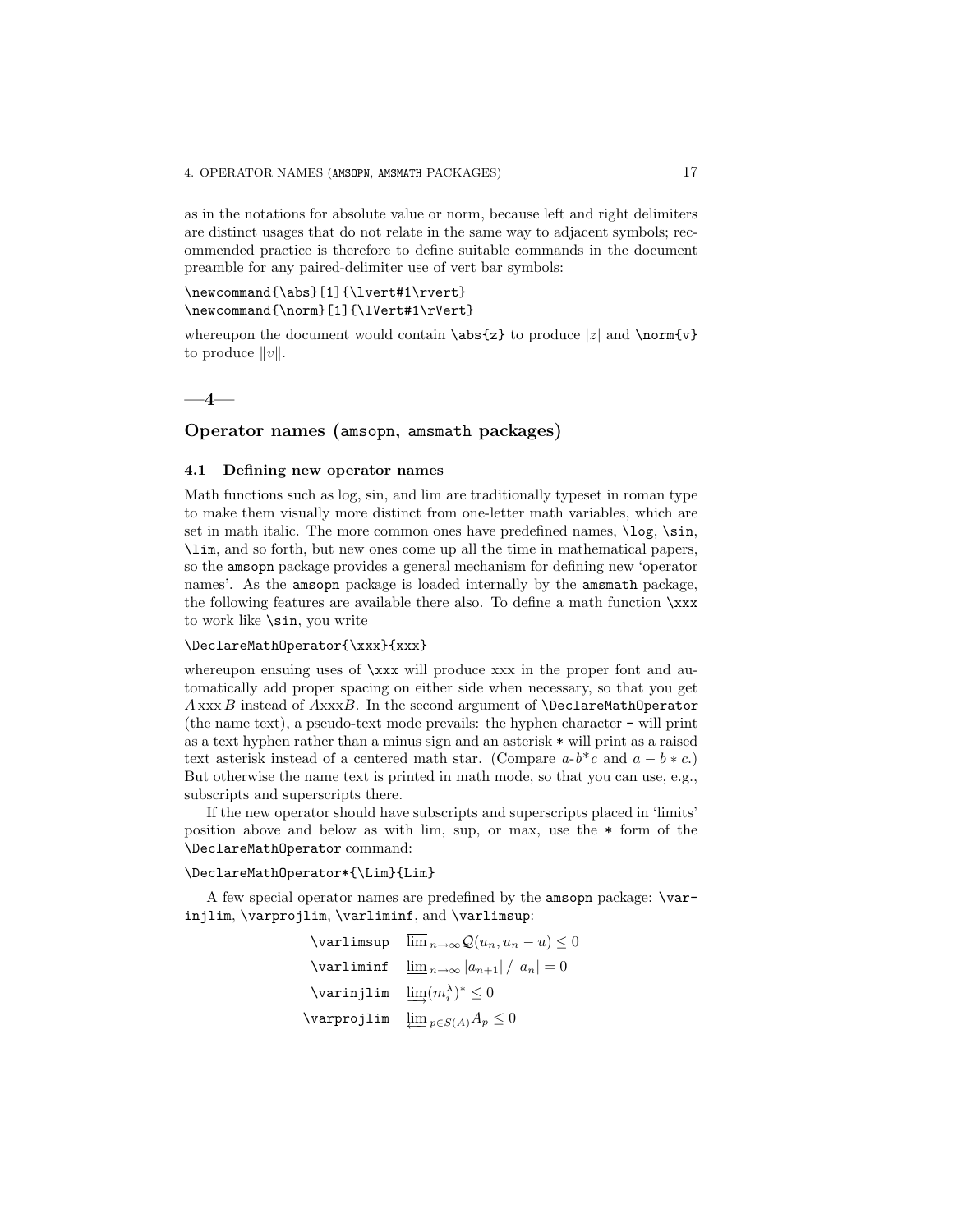as in the notations for absolute value or norm, because left and right delimiters are distinct usages that do not relate in the same way to adjacent symbols; recommended practice is therefore to define suitable commands in the document preamble for any paired-delimiter use of vert bar symbols:

```
\newcommand{\abs}[1]{\lvert#1\rvert}
\newcommand{\norm}[1]{\lVert#1\rVert}
```

whereupon the document would contain `\abs{z}` to produce $|z|$ and `\norm{v}` to produce $\|v\|$.

—**4**—

## Operator names (amsopn, amsmath packages)

### 4.1 Defining new operator names

Math functions such as log, sin, and lim are traditionally typeset in roman type to make them visually more distinct from one-letter math variables, which are set in math italic. The more common ones have predefined names, `\log`, `\sin`, `\lim`, and so forth, but new ones come up all the time in mathematical papers, so the `amsopn` package provides a general mechanism for defining new 'operator names'. As the `amsopn` package is loaded internally by the `amsmath` package, the following features are available there also. To define a math function `\xxx` to work like `\sin`, you write

```
\DeclareMathOperator{\xxx}{xxx}
```

whereupon ensuing uses of `\xxx` will produce xxx in the proper font and automatically add proper spacing on either side when necessary, so that you get $A \operatorname{xxx} B$ instead of $AxxxB$. In the second argument of `\DeclareMathOperator` (the name text), a pseudo-text mode prevails: the hyphen character `-` will print as a text hyphen rather than a minus sign and an asterisk `*` will print as a raised text asterisk instead of a centered math star. (Compare $a\text{-}b^*c$ and $a - b * c$.) But otherwise the name text is printed in math mode, so that you can use, e.g., subscripts and superscripts there.

If the new operator should have subscripts and superscripts placed in 'limits' position above and below as with lim, sup, or max, use the `*` form of the `\DeclareMathOperator` command:

```
\DeclareMathOperator*{\Lim}{Lim}
```

A few special operator names are predefined by the `amsopn` package: `\varinjlim`, `\varprojlim`, `\varliminf`, and `\varlimsup`:

| | |
|---|---|
| `\varlimsup` | $\varlimsup_{n\to\infty} \mathcal{Q}(u_n, u_n - u) \leq 0$ |
| `\varliminf` | $\varliminf_{n\to\infty} \left\lvert a_{n+1}\right\rvert / \left\lvert a_n\right\rvert = 0$ |
| `\varinjlim` | $\varinjlim (m_i^\lambda)^* \leq 0$ |
| `\varprojlim` | $\varprojlim_{p\in S(A)} A_p \leq 0$ |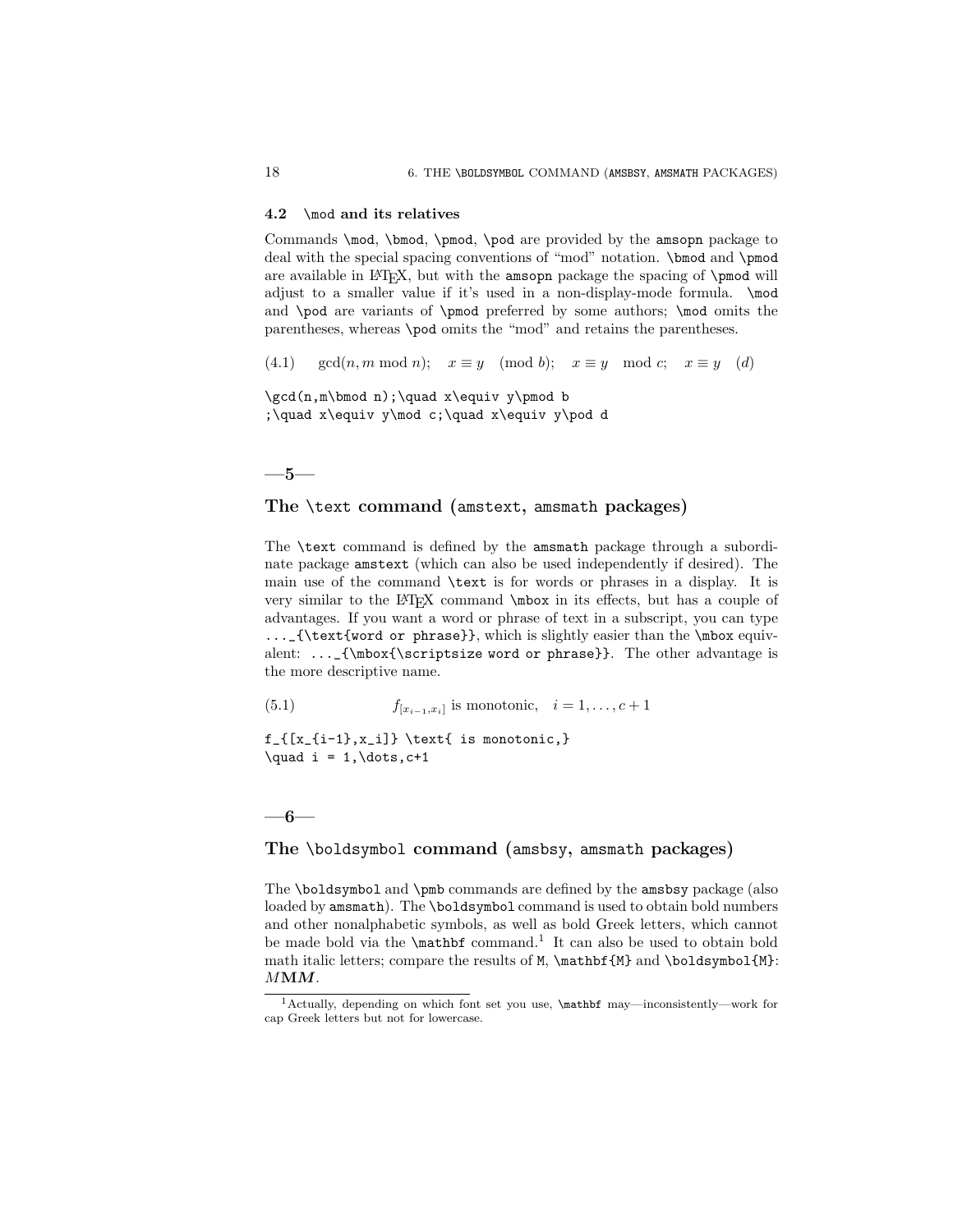### 4.2 `\mod` and its relatives

Commands `\mod`, `\bmod`, `\pmod`, `\pod` are provided by the `amsopn` package to deal with the special spacing conventions of "mod" notation. `\bmod` and `\pmod` are available in LaTeX, but with the `amsopn` package the spacing of `\pmod` will adjust to a smaller value if it's used in a non-display-mode formula. `\mod` and `\pod` are variants of `\pmod` preferred by some authors; `\mod` omits the parentheses, whereas `\pod` omits the "mod" and retains the parentheses.

$$\gcd(n,m\bmod n);\quad x\equiv y\pmod b;\quad x\equiv y\mod c;\quad x\equiv y\pod d \tag{4.1}$$

```
\gcd(n,m\bmod n);\quad x\equiv y\pmod b
;\quad x\equiv y\mod c;\quad x\equiv y\pod d
```

## —5—

## The `\text` command (`amstext`, `amsmath` packages)

The `\text` command is defined by the `amsmath` package through a subordinate package `amstext` (which can also be used independently if desired). The main use of the command `\text` is for words or phrases in a display. It is very similar to the LaTeX command `\mbox` in its effects, but has a couple of advantages. If you want a word or phrase of text in a subscript, you can type `..._{\text{word or phrase}}`, which is slightly easier than the `\mbox` equivalent: `..._{\mbox{\scriptsize word or phrase}}`. The other advantage is the more descriptive name.

$$f_{[x_{i-1},x_i]} \text{ is monotonic,}\quad i = 1,\dots,c+1 \tag{5.1}$$

```
f_{[x_{i-1},x_i]} \text{ is monotonic,}
\quad i = 1,\dots,c+1
```

## —6—

## The `\boldsymbol` command (`amsbsy`, `amsmath` packages)

The `\boldsymbol` and `\pmb` commands are defined by the `amsbsy` package (also loaded by `amsmath`). The `\boldsymbol` command is used to obtain bold numbers and other nonalphabetic symbols, as well as bold Greek letters, which cannot be made bold via the `\mathbf` command.[1] It can also be used to obtain bold math italic letters; compare the results of `M`, `\mathbf{M}` and `\boldsymbol{M}`: $M\mathbf{M}\boldsymbol{M}$.

[1] Actually, depending on which font set you use, `\mathbf` may—inconsistently—work for cap Greek letters but not for lowercase.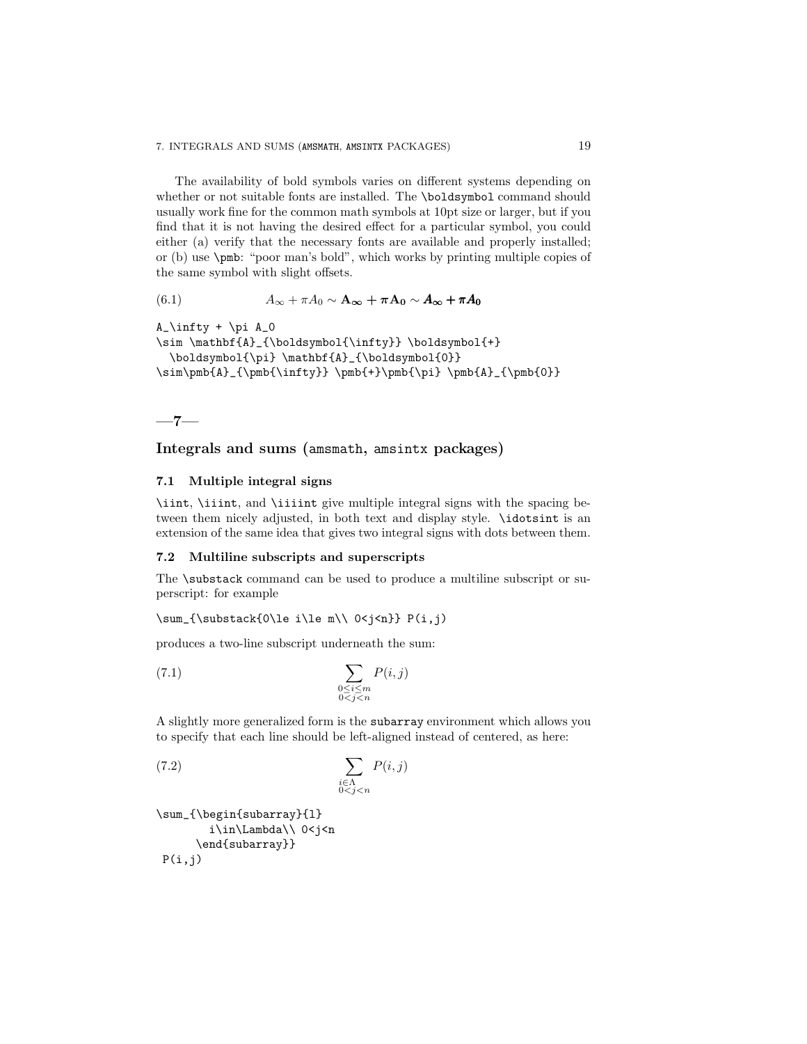The availability of bold symbols varies on different systems depending on whether or not suitable fonts are installed. The `\boldsymbol` command should usually work fine for the common math symbols at 10pt size or larger, but if you find that it is not having the desired effect for a particular symbol, you could either (a) verify that the necessary fonts are available and properly installed; or (b) use `\pmb`: "poor man's bold", which works by printing multiple copies of the same symbol with slight offsets.

$$A_\infty + \pi A_0 \sim \mathbf{A}_{\boldsymbol{\infty}} \boldsymbol{+} \boldsymbol{\pi} \mathbf{A}_{\boldsymbol{0}} \sim \boldsymbol{A}_{\boldsymbol{\infty}} \boldsymbol{+} \boldsymbol{\pi} \boldsymbol{A}_{\boldsymbol{0}} \tag{6.1}$$

```
A_\infty + \pi A_0
\sim \mathbf{A}_{\boldsymbol{\infty}} \boldsymbol{+}
  \boldsymbol{\pi} \mathbf{A}_{\boldsymbol{0}}
\sim\pmb{A}_{\pmb{\infty}} \pmb{+}\pmb{\pi} \pmb{A}_{\pmb{0}}
```

—**7**—

# Integrals and sums (amsmath, amsintx packages)

## 7.1 Multiple integral signs

`\iint`, `\iiint`, and `\iiiint` give multiple integral signs with the spacing between them nicely adjusted, in both text and display style. `\idotsint` is an extension of the same idea that gives two integral signs with dots between them.

## 7.2 Multiline subscripts and superscripts

The `\substack` command can be used to produce a multiline subscript or superscript: for example

```
\sum_{\substack{0\le i\le m\\ 0<j<n}} P(i,j)
```

produces a two-line subscript underneath the sum:

$$\sum_{\substack{0\le i\le m\\ 0<j<n}} P(i,j) \tag{7.1}$$

A slightly more generalized form is the `subarray` environment which allows you to specify that each line should be left-aligned instead of centered, as here:

$$\sum_{\begin{subarray}{l} i\in\Lambda\\ 0<j<n \end{subarray}} P(i,j) \tag{7.2}$$

```
\sum_{\begin{subarray}{l}
        i\in\Lambda\\ 0<j<n
      \end{subarray}}
 P(i,j)
```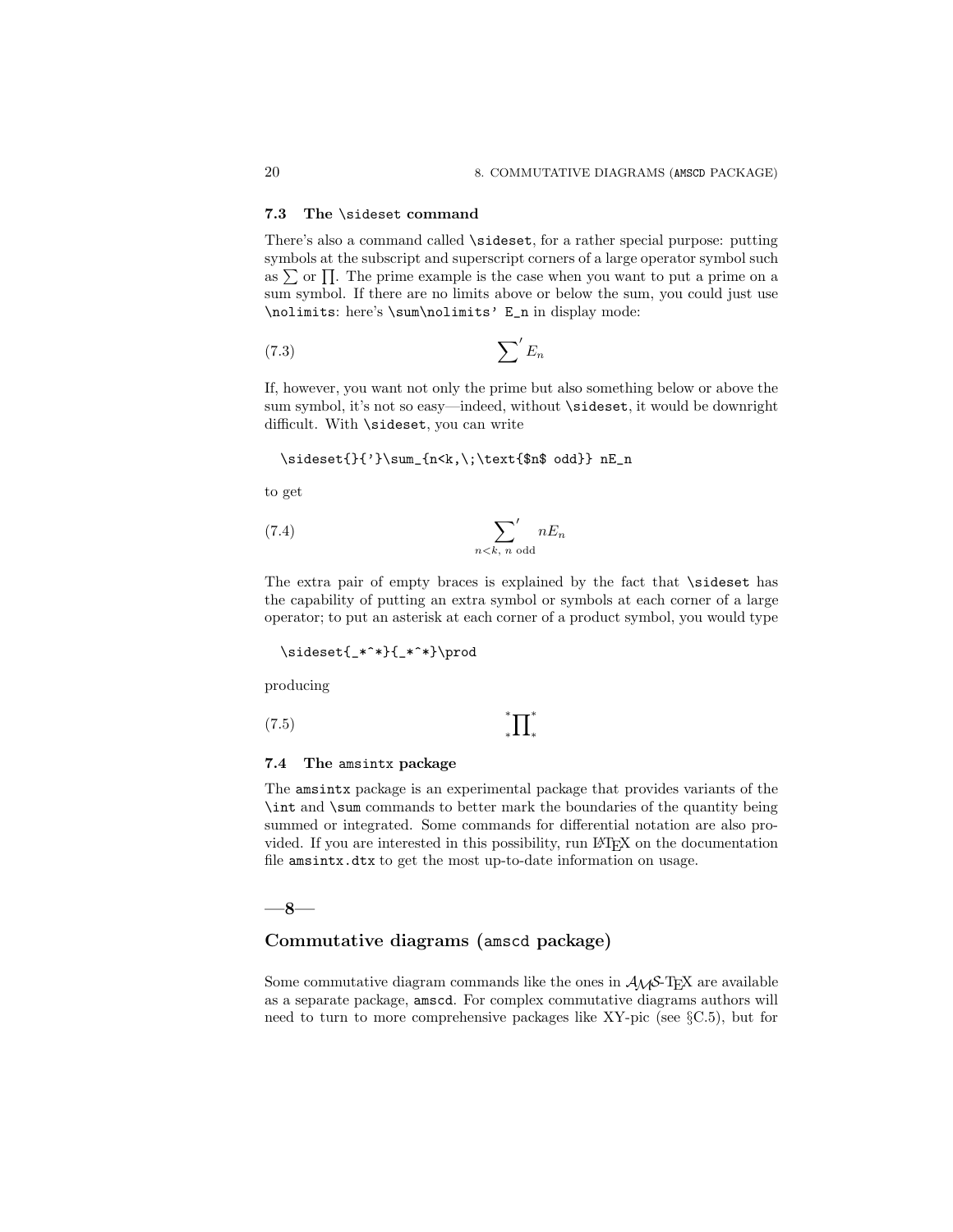### 7.3 The `\sideset` command

There's also a command called `\sideset`, for a rather special purpose: putting symbols at the subscript and superscript corners of a large operator symbol such as $\sum$ or $\prod$. The prime example is the case when you want to put a prime on a sum symbol. If there are no limits above or below the sum, you could just use `\nolimits`: here's `\sum\nolimits' E_n` in display mode:

$$\sum\nolimits' E_n \tag{7.3}$$

If, however, you want not only the prime but also something below or above the sum symbol, it's not so easy—indeed, without `\sideset`, it would be downright difficult. With `\sideset`, you can write

```
\sideset{}{'}\sum_{n<k,\;\text{$n$ odd}} nE_n
```

to get

$$\sideset{}{'}\sum_{n<k,\;\text{$n$ odd}} nE_n \tag{7.4}$$

The extra pair of empty braces is explained by the fact that `\sideset` has the capability of putting an extra symbol or symbols at each corner of a large operator; to put an asterisk at each corner of a product symbol, you would type

```
\sideset{_*^*}{_*^*}\prod
```

producing

$$\sideset{_*^*}{_*^*}\prod \tag{7.5}$$

### 7.4 The `amsintx` package

The `amsintx` package is an experimental package that provides variants of the `\int` and `\sum` commands to better mark the boundaries of the quantity being summed or integrated. Some commands for differential notation are also provided. If you are interested in this possibility, run LaTeX on the documentation file `amsintx.dtx` to get the most up-to-date information on usage.

—8—

## Commutative diagrams (`amscd` package)

Some commutative diagram commands like the ones in AMS-TeX are available as a separate package, `amscd`. For complex commutative diagrams authors will need to turn to more comprehensive packages like XY-pic (see §C.5), but for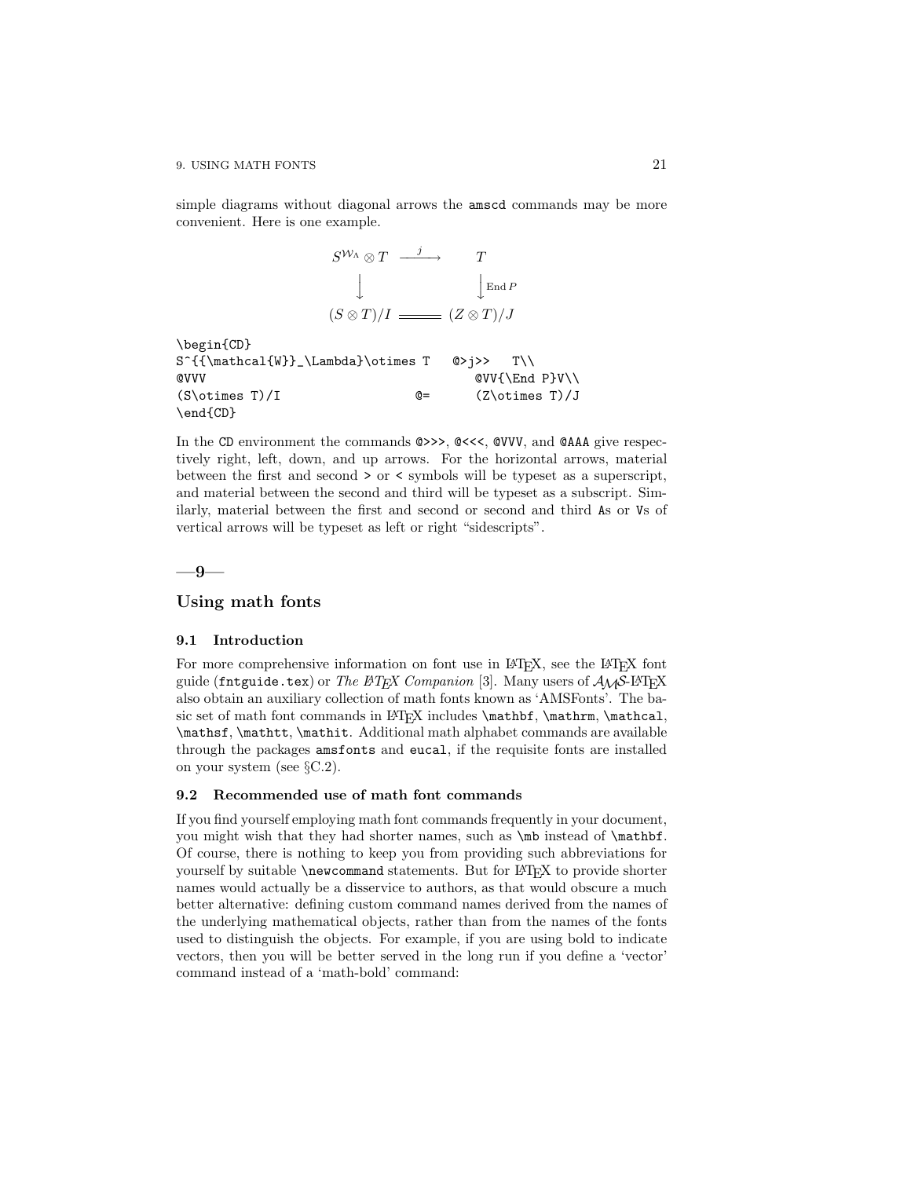simple diagrams without diagonal arrows the amscd commands may be more convenient. Here is one example.

$$\begin{CD}
S^{{\mathcal{W}}_\Lambda}\otimes T @>j>> T\\
@VVV @VV{\End P}V\\
(S\otimes T)/I @= (Z\otimes T)/J
\end{CD}$$

```
\begin{CD}
S^{{\mathcal{W}}_\Lambda}\otimes T   @>j>>   T\\
@VVV                                         @VV{\End P}V\\
(S\otimes T)/I                   @=      (Z\otimes T)/J
\end{CD}
```

In the CD environment the commands `@>>>`, `@<<<`, `@VVV`, and `@AAA` give respectively right, left, down, and up arrows. For the horizontal arrows, material between the first and second `>` or `<` symbols will be typeset as a superscript, and material between the second and third will be typeset as a subscript. Similarly, material between the first and second or second and third `A`s or `V`s of vertical arrows will be typeset as left or right "sidescripts".

—9—

# Using math fonts

## 9.1 Introduction

For more comprehensive information on font use in LaTeX, see the LaTeX font guide (`fntguide.tex`) or *The LaTeX Companion* [3]. Many users of AMS-LaTeX also obtain an auxiliary collection of math fonts known as 'AMSFonts'. The basic set of math font commands in LaTeX includes `\mathbf`, `\mathrm`, `\mathcal`, `\mathsf`, `\mathtt`, `\mathit`. Additional math alphabet commands are available through the packages `amsfonts` and `eucal`, if the requisite fonts are installed on your system (see §C.2).

## 9.2 Recommended use of math font commands

If you find yourself employing math font commands frequently in your document, you might wish that they had shorter names, such as `\mb` instead of `\mathbf`. Of course, there is nothing to keep you from providing such abbreviations for yourself by suitable `\newcommand` statements. But for LaTeX to provide shorter names would actually be a disservice to authors, as that would obscure a much better alternative: defining custom command names derived from the names of the underlying mathematical objects, rather than from the names of the fonts used to distinguish the objects. For example, if you are using bold to indicate vectors, then you will be better served in the long run if you define a 'vector' command instead of a 'math-bold' command: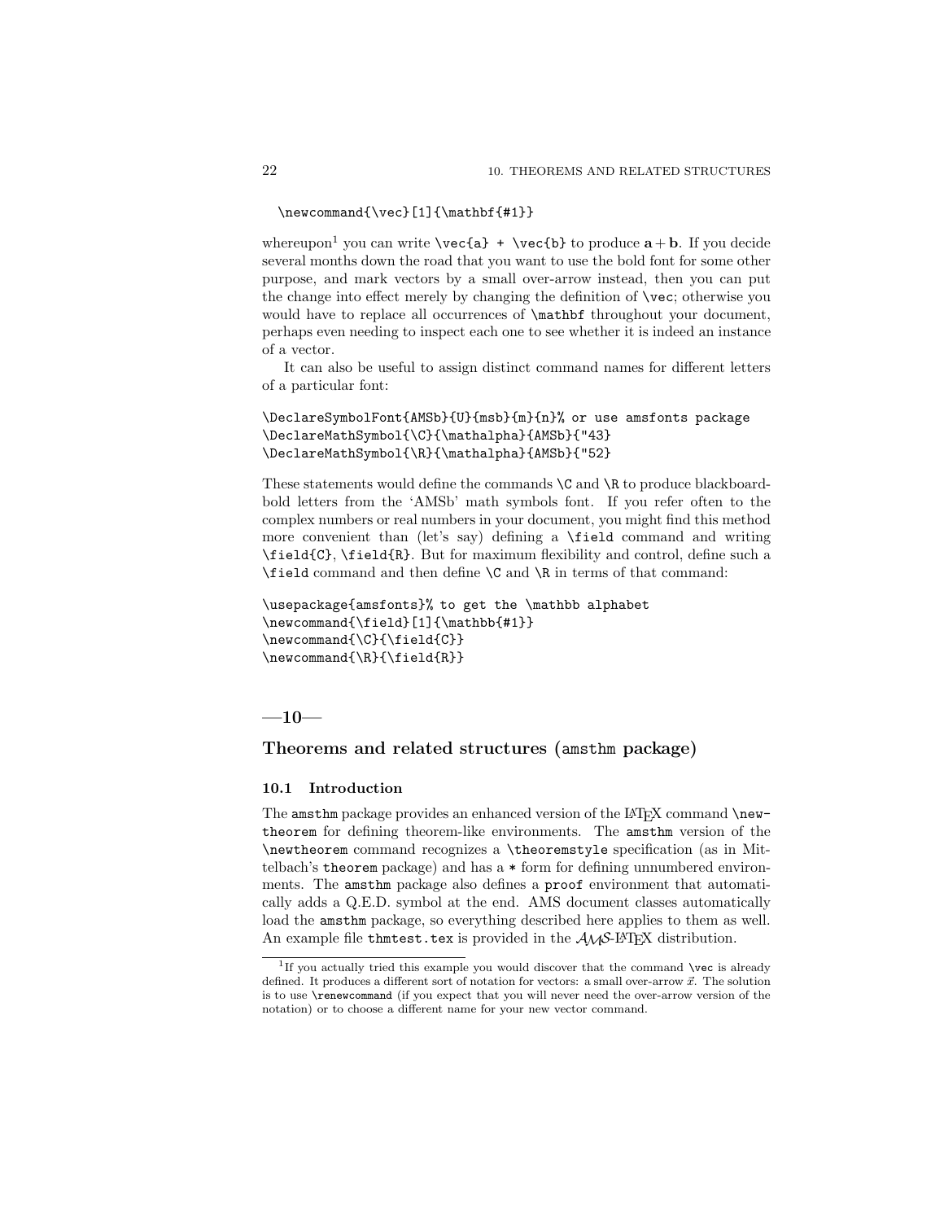```
\newcommand{\vec}[1]{\mathbf{#1}}
```

whereupon[1] you can write `\vec{a} + \vec{b}` to produce $\mathbf{a} + \mathbf{b}$. If you decide several months down the road that you want to use the bold font for some other purpose, and mark vectors by a small over-arrow instead, then you can put the change into effect merely by changing the definition of `\vec`; otherwise you would have to replace all occurrences of `\mathbf` throughout your document, perhaps even needing to inspect each one to see whether it is indeed an instance of a vector.

It can also be useful to assign distinct command names for different letters of a particular font:

```
\DeclareSymbolFont{AMSb}{U}{msb}{m}{n}% or use amsfonts package
\DeclareMathSymbol{\C}{\mathalpha}{AMSb}{"43}
\DeclareMathSymbol{\R}{\mathalpha}{AMSb}{"52}
```

These statements would define the commands `\C` and `\R` to produce blackboard-bold letters from the 'AMSb' math symbols font. If you refer often to the complex numbers or real numbers in your document, you might find this method more convenient than (let's say) defining a `\field` command and writing `\field{C}`, `\field{R}`. But for maximum flexibility and control, define such a `\field` command and then define `\C` and `\R` in terms of that command:

```
\usepackage{amsfonts}% to get the \mathbb alphabet
\newcommand{\field}[1]{\mathbb{#1}}
\newcommand{\C}{\field{C}}
\newcommand{\R}{\field{R}}
```

# —10—

# Theorems and related structures (amsthm package)

## 10.1 Introduction

The `amsthm` package provides an enhanced version of the LaTeX command `\newtheorem` for defining theorem-like environments. The `amsthm` version of the `\newtheorem` command recognizes a `\theoremstyle` specification (as in Mittelbach's `theorem` package) and has a `*` form for defining unnumbered environments. The `amsthm` package also defines a `proof` environment that automatically adds a Q.E.D. symbol at the end. AMS document classes automatically load the `amsthm` package, so everything described here applies to them as well. An example file `thmtest.tex` is provided in the AMS-LaTeX distribution.

[1] If you actually tried this example you would discover that the command `\vec` is already defined. It produces a different sort of notation for vectors: a small over-arrow $\vec{x}$. The solution is to use `\renewcommand` (if you expect that you will never need the over-arrow version of the notation) or to choose a different name for your new vector command.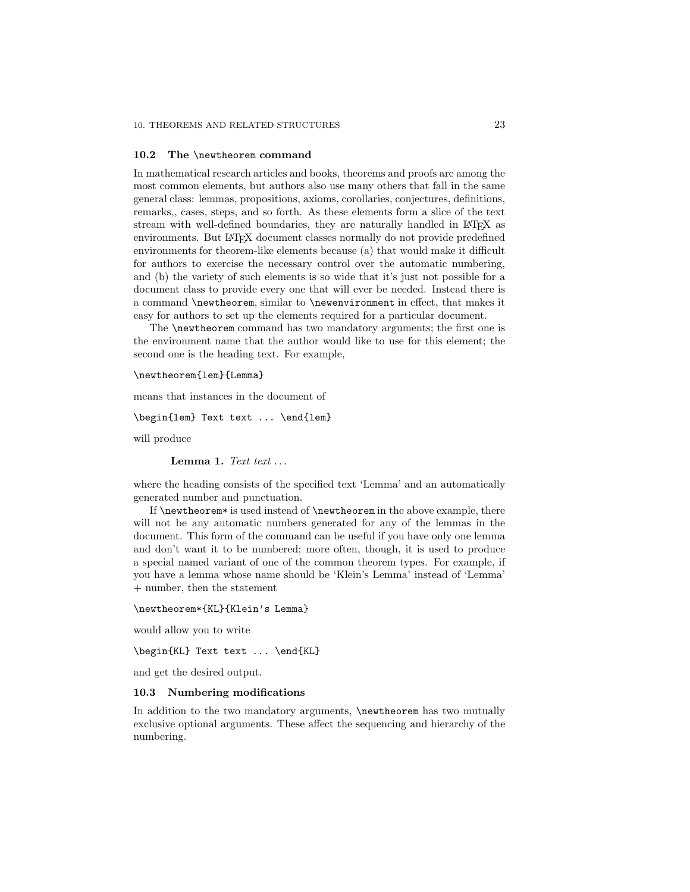### 10.2 The `\newtheorem` command

In mathematical research articles and books, theorems and proofs are among the most common elements, but authors also use many others that fall in the same general class: lemmas, propositions, axioms, corollaries, conjectures, definitions, remarks,, cases, steps, and so forth. As these elements form a slice of the text stream with well-defined boundaries, they are naturally handled in LaTeX as environments. But LaTeX document classes normally do not provide predefined environments for theorem-like elements because (a) that would make it difficult for authors to exercise the necessary control over the automatic numbering, and (b) the variety of such elements is so wide that it's just not possible for a document class to provide every one that will ever be needed. Instead there is a command `\newtheorem`, similar to `\newenvironment` in effect, that makes it easy for authors to set up the elements required for a particular document.

The `\newtheorem` command has two mandatory arguments; the first one is the environment name that the author would like to use for this element; the second one is the heading text. For example,

```
\newtheorem{lem}{Lemma}
```

means that instances in the document of

```
\begin{lem} Text text ... \end{lem}
```

will produce

> **Lemma 1.** *Text text ...*

where the heading consists of the specified text 'Lemma' and an automatically generated number and punctuation.

If `\newtheorem*` is used instead of `\newtheorem` in the above example, there will not be any automatic numbers generated for any of the lemmas in the document. This form of the command can be useful if you have only one lemma and don't want it to be numbered; more often, though, it is used to produce a special named variant of one of the common theorem types. For example, if you have a lemma whose name should be 'Klein's Lemma' instead of 'Lemma' + number, then the statement

```
\newtheorem*{KL}{Klein's Lemma}
```

would allow you to write

```
\begin{KL} Text text ... \end{KL}
```

and get the desired output.

### 10.3 Numbering modifications

In addition to the two mandatory arguments, `\newtheorem` has two mutually exclusive optional arguments. These affect the sequencing and hierarchy of the numbering.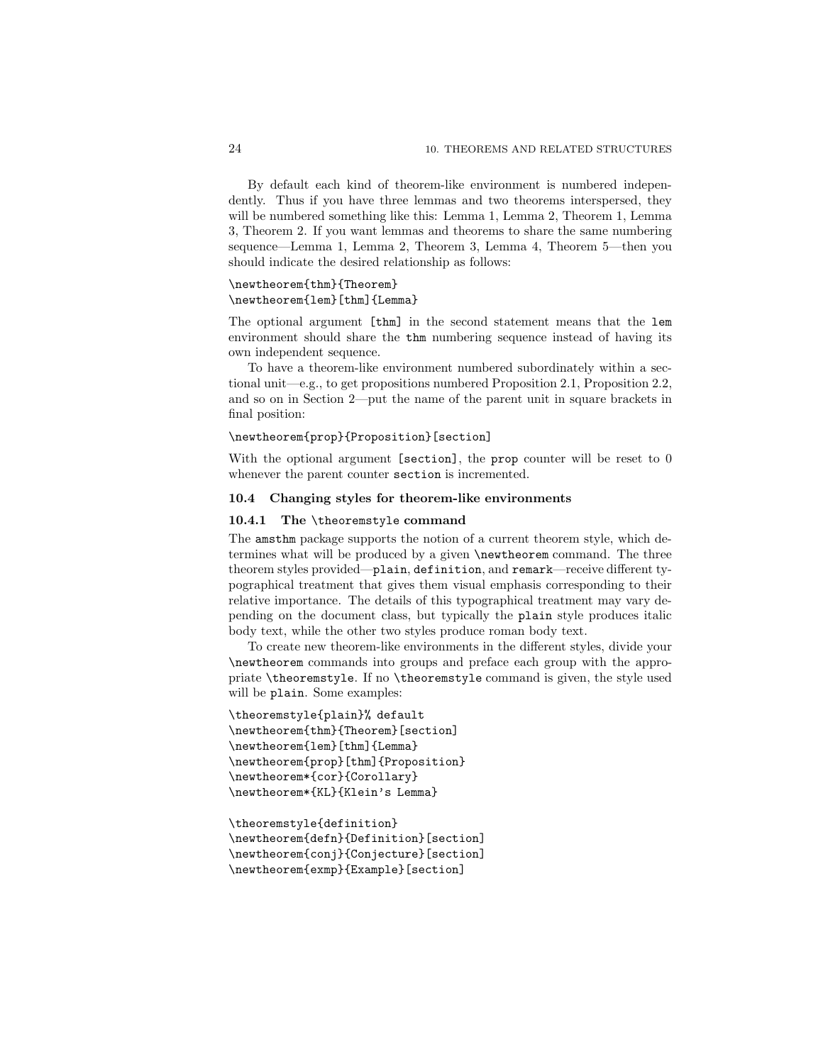By default each kind of theorem-like environment is numbered independently. Thus if you have three lemmas and two theorems interspersed, they will be numbered something like this: Lemma 1, Lemma 2, Theorem 1, Lemma 3, Theorem 2. If you want lemmas and theorems to share the same numbering sequence—Lemma 1, Lemma 2, Theorem 3, Lemma 4, Theorem 5—then you should indicate the desired relationship as follows:

```
\newtheorem{thm}{Theorem}
\newtheorem{lem}[thm]{Lemma}
```

The optional argument `[thm]` in the second statement means that the `lem` environment should share the `thm` numbering sequence instead of having its own independent sequence.

To have a theorem-like environment numbered subordinately within a sectional unit—e.g., to get propositions numbered Proposition 2.1, Proposition 2.2, and so on in Section 2—put the name of the parent unit in square brackets in final position:

```
\newtheorem{prop}{Proposition}[section]
```

With the optional argument `[section]`, the `prop` counter will be reset to 0 whenever the parent counter `section` is incremented.

### 10.4 Changing styles for theorem-like environments

#### 10.4.1 The `\theoremstyle` command

The `amsthm` package supports the notion of a current theorem style, which determines what will be produced by a given `\newtheorem` command. The three theorem styles provided—`plain`, `definition`, and `remark`—receive different typographical treatment that gives them visual emphasis corresponding to their relative importance. The details of this typographical treatment may vary depending on the document class, but typically the `plain` style produces italic body text, while the other two styles produce roman body text.

To create new theorem-like environments in the different styles, divide your `\newtheorem` commands into groups and preface each group with the appropriate `\theoremstyle`. If no `\theoremstyle` command is given, the style used will be `plain`. Some examples:

```
\theoremstyle{plain}% default
\newtheorem{thm}{Theorem}[section]
\newtheorem{lem}[thm]{Lemma}
\newtheorem{prop}[thm]{Proposition}
\newtheorem*{cor}{Corollary}
\newtheorem*{KL}{Klein's Lemma}

\theoremstyle{definition}
\newtheorem{defn}{Definition}[section]
\newtheorem{conj}{Conjecture}[section]
\newtheorem{exmp}{Example}[section]
```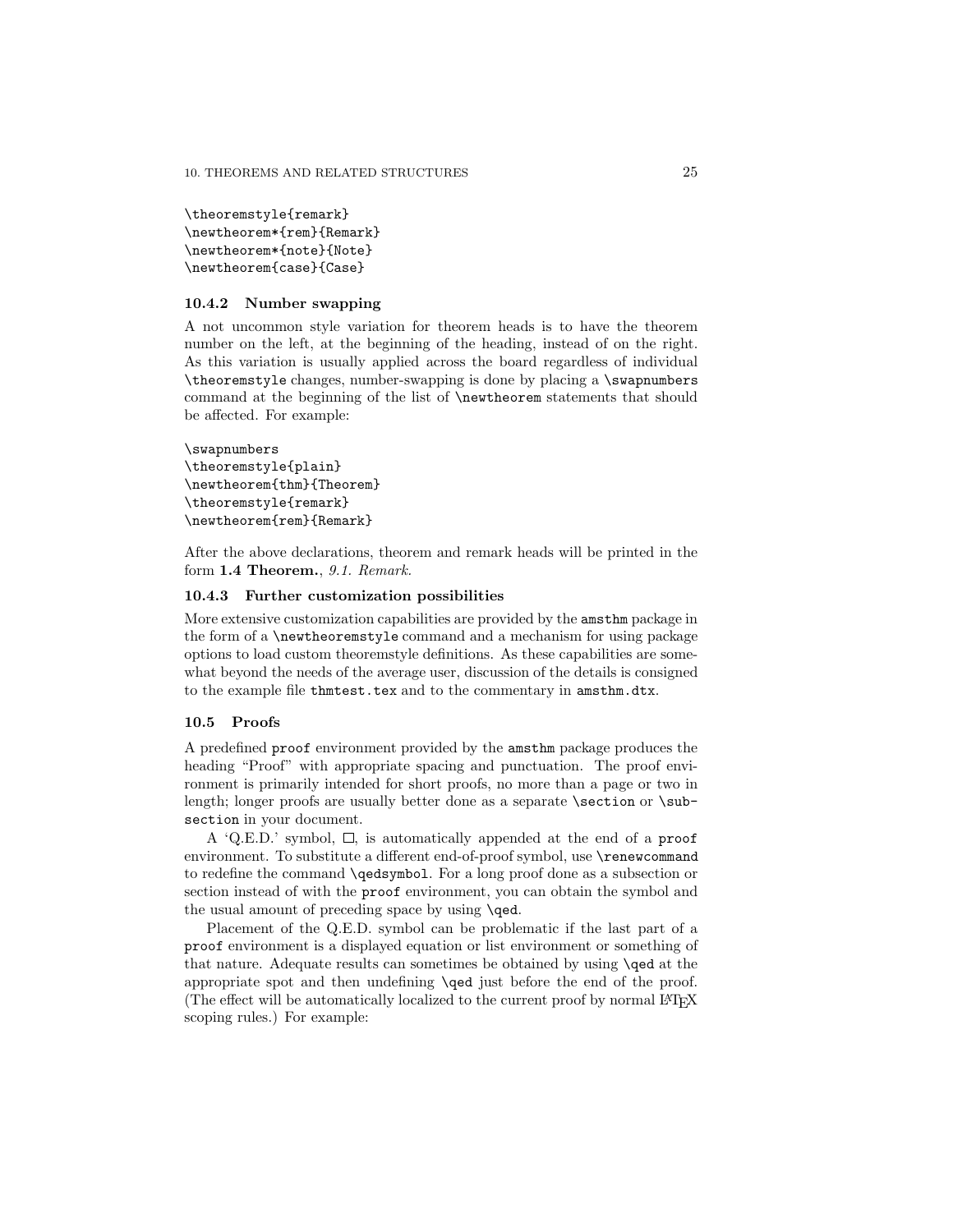```
\theoremstyle{remark}
\newtheorem*{rem}{Remark}
\newtheorem*{note}{Note}
\newtheorem{case}{Case}
```

### 10.4.2 Number swapping

A not uncommon style variation for theorem heads is to have the theorem number on the left, at the beginning of the heading, instead of on the right. As this variation is usually applied across the board regardless of individual `\theoremstyle` changes, number-swapping is done by placing a `\swapnumbers` command at the beginning of the list of `\newtheorem` statements that should be affected. For example:

```
\swapnumbers
\theoremstyle{plain}
\newtheorem{thm}{Theorem}
\theoremstyle{remark}
\newtheorem{rem}{Remark}
```

After the above declarations, theorem and remark heads will be printed in the form **1.4 Theorem.**, *9.1. Remark.*

### 10.4.3 Further customization possibilities

More extensive customization capabilities are provided by the `amsthm` package in the form of a `\newtheoremstyle` command and a mechanism for using package options to load custom theoremstyle definitions. As these capabilities are somewhat beyond the needs of the average user, discussion of the details is consigned to the example file `thmtest.tex` and to the commentary in `amsthm.dtx`.

## 10.5 Proofs

A predefined `proof` environment provided by the `amsthm` package produces the heading "Proof" with appropriate spacing and punctuation. The proof environment is primarily intended for short proofs, no more than a page or two in length; longer proofs are usually better done as a separate `\section` or `\subsection` in your document.

A 'Q.E.D.' symbol, □, is automatically appended at the end of a `proof` environment. To substitute a different end-of-proof symbol, use `\renewcommand` to redefine the command `\qedsymbol`. For a long proof done as a subsection or section instead of with the `proof` environment, you can obtain the symbol and the usual amount of preceding space by using `\qed`.

Placement of the Q.E.D. symbol can be problematic if the last part of a `proof` environment is a displayed equation or list environment or something of that nature. Adequate results can sometimes be obtained by using `\qed` at the appropriate spot and then undefining `\qed` just before the end of the proof. (The effect will be automatically localized to the current proof by normal LaTeX scoping rules.) For example: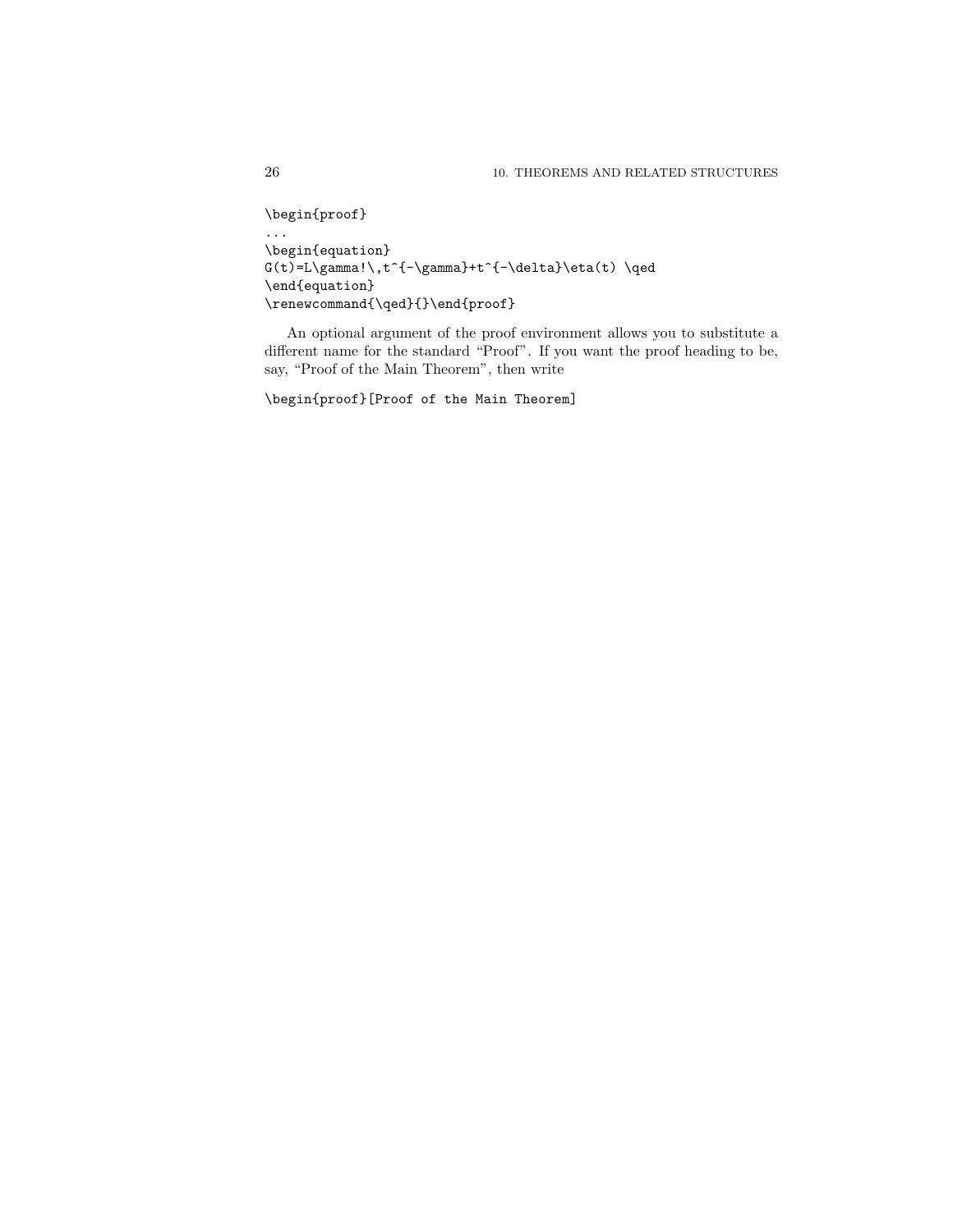```
\begin{proof}
...
\begin{equation}
G(t)=L\gamma!\,t^{-\gamma}+t^{-\delta}\eta(t) \qed
\end{equation}
\renewcommand{\qed}{}\end{proof}
```

An optional argument of the proof environment allows you to substitute a different name for the standard "Proof". If you want the proof heading to be, say, "Proof of the Main Theorem", then write

```
\begin{proof}[Proof of the Main Theorem]
```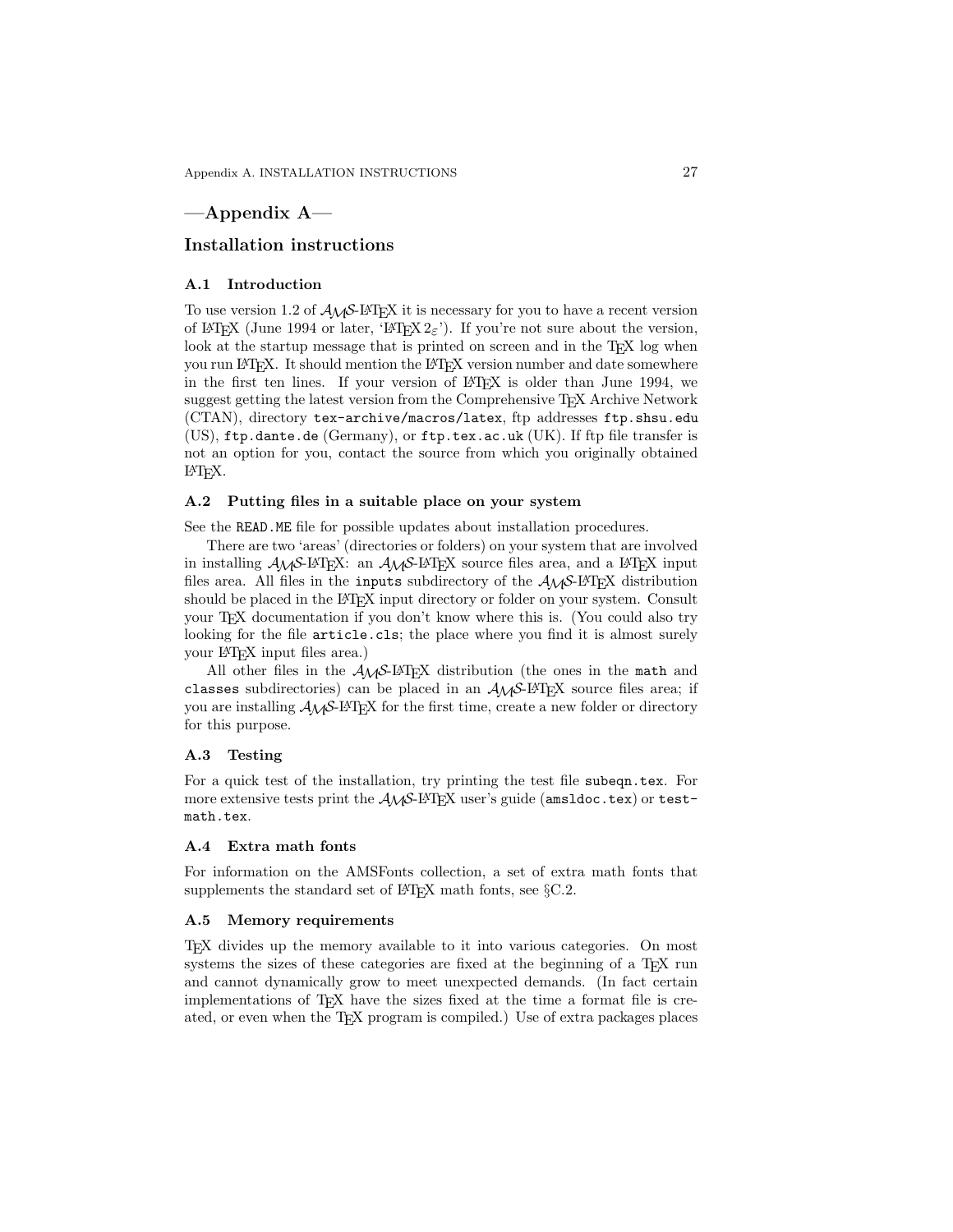# —Appendix A—

# Installation instructions

## A.1 Introduction

To use version 1.2 of AMS-LaTeX it is necessary for you to have a recent version of LaTeX (June 1994 or later, 'LaTeX $2_\varepsilon$'). If you're not sure about the version, look at the startup message that is printed on screen and in the TeX log when you run LaTeX. It should mention the LaTeX version number and date somewhere in the first ten lines. If your version of LaTeX is older than June 1994, we suggest getting the latest version from the Comprehensive TeX Archive Network (CTAN), directory `tex-archive/macros/latex`, ftp addresses `ftp.shsu.edu` (US), `ftp.dante.de` (Germany), or `ftp.tex.ac.uk` (UK). If ftp file transfer is not an option for you, contact the source from which you originally obtained LaTeX.

## A.2 Putting files in a suitable place on your system

See the `READ.ME` file for possible updates about installation procedures.

There are two 'areas' (directories or folders) on your system that are involved in installing AMS-LaTeX: an AMS-LaTeX source files area, and a LaTeX input files area. All files in the `inputs` subdirectory of the AMS-LaTeX distribution should be placed in the LaTeX input directory or folder on your system. Consult your TeX documentation if you don't know where this is. (You could also try looking for the file `article.cls`; the place where you find it is almost surely your LaTeX input files area.)

All other files in the AMS-LaTeX distribution (the ones in the `math` and `classes` subdirectories) can be placed in an AMS-LaTeX source files area; if you are installing AMS-LaTeX for the first time, create a new folder or directory for this purpose.

## A.3 Testing

For a quick test of the installation, try printing the test file `subeqn.tex`. For more extensive tests print the AMS-LaTeX user's guide (`amsldoc.tex`) or `testmath.tex`.

## A.4 Extra math fonts

For information on the AMSFonts collection, a set of extra math fonts that supplements the standard set of LaTeX math fonts, see §C.2.

## A.5 Memory requirements

TeX divides up the memory available to it into various categories. On most systems the sizes of these categories are fixed at the beginning of a TeX run and cannot dynamically grow to meet unexpected demands. (In fact certain implementations of TeX have the sizes fixed at the time a format file is created, or even when the TeX program is compiled.) Use of extra packages places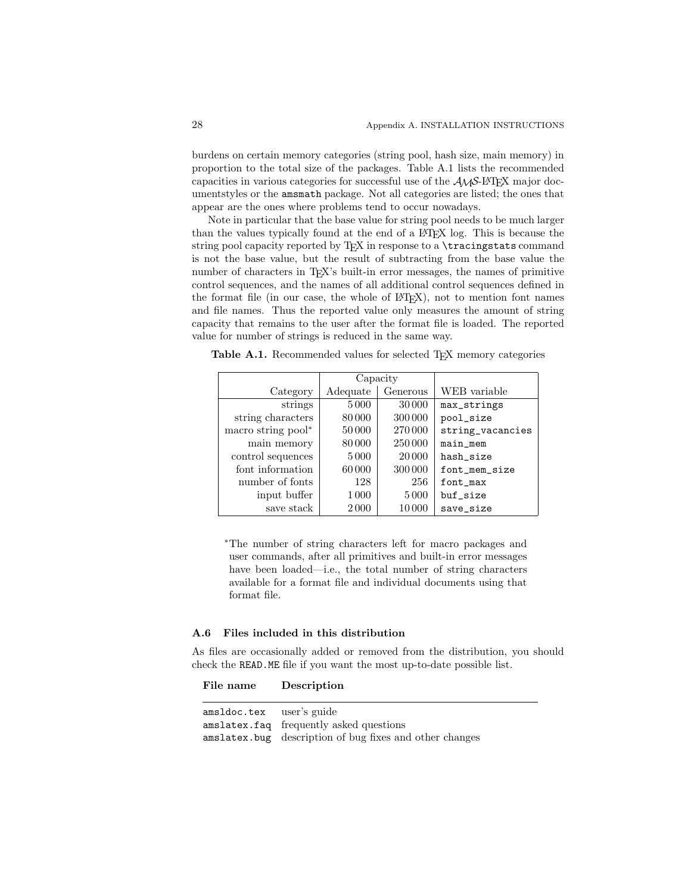burdens on certain memory categories (string pool, hash size, main memory) in proportion to the total size of the packages. Table A.1 lists the recommended capacities in various categories for successful use of the AMS-LaTeX major documentstyles or the `amsmath` package. Not all categories are listed; the ones that appear are the ones where problems tend to occur nowadays.

Note in particular that the base value for string pool needs to be much larger than the values typically found at the end of a LaTeX log. This is because the string pool capacity reported by TeX in response to a `\tracingstats` command is not the base value, but the result of subtracting from the base value the number of characters in TeX's built-in error messages, the names of primitive control sequences, and the names of all additional control sequences defined in the format file (in our case, the whole of LaTeX), not to mention font names and file names. Thus the reported value only measures the amount of string capacity that remains to the user after the format file is loaded. The reported value for number of strings is reduced in the same way.

**Table A.1.** Recommended values for selected TeX memory categories

| | Capacity | | |
|---|---|---|---|
| Category | Adequate | Generous | WEB variable |
| strings | 5 000 | 30 000 | `max_strings` |
| string characters | 80 000 | 300 000 | `pool_size` |
| macro string pool* | 50 000 | 270 000 | `string_vacancies` |
| main memory | 80 000 | 250 000 | `main_mem` |
| control sequences | 5 000 | 20 000 | `hash_size` |
| font information | 60 000 | 300 000 | `font_mem_size` |
| number of fonts | 128 | 256 | `font_max` |
| input buffer | 1 000 | 5 000 | `buf_size` |
| save stack | 2 000 | 10 000 | `save_size` |

*The number of string characters left for macro packages and user commands, after all primitives and built-in error messages have been loaded—i.e., the total number of string characters available for a format file and individual documents using that format file.

### A.6 Files included in this distribution

As files are occasionally added or removed from the distribution, you should check the `READ.ME` file if you want the most up-to-date possible list.

| File name | Description |
|---|---|
| `amsldoc.tex` | user's guide |
| `amslatex.faq` | frequently asked questions |
| `amslatex.bug` | description of bug fixes and other changes |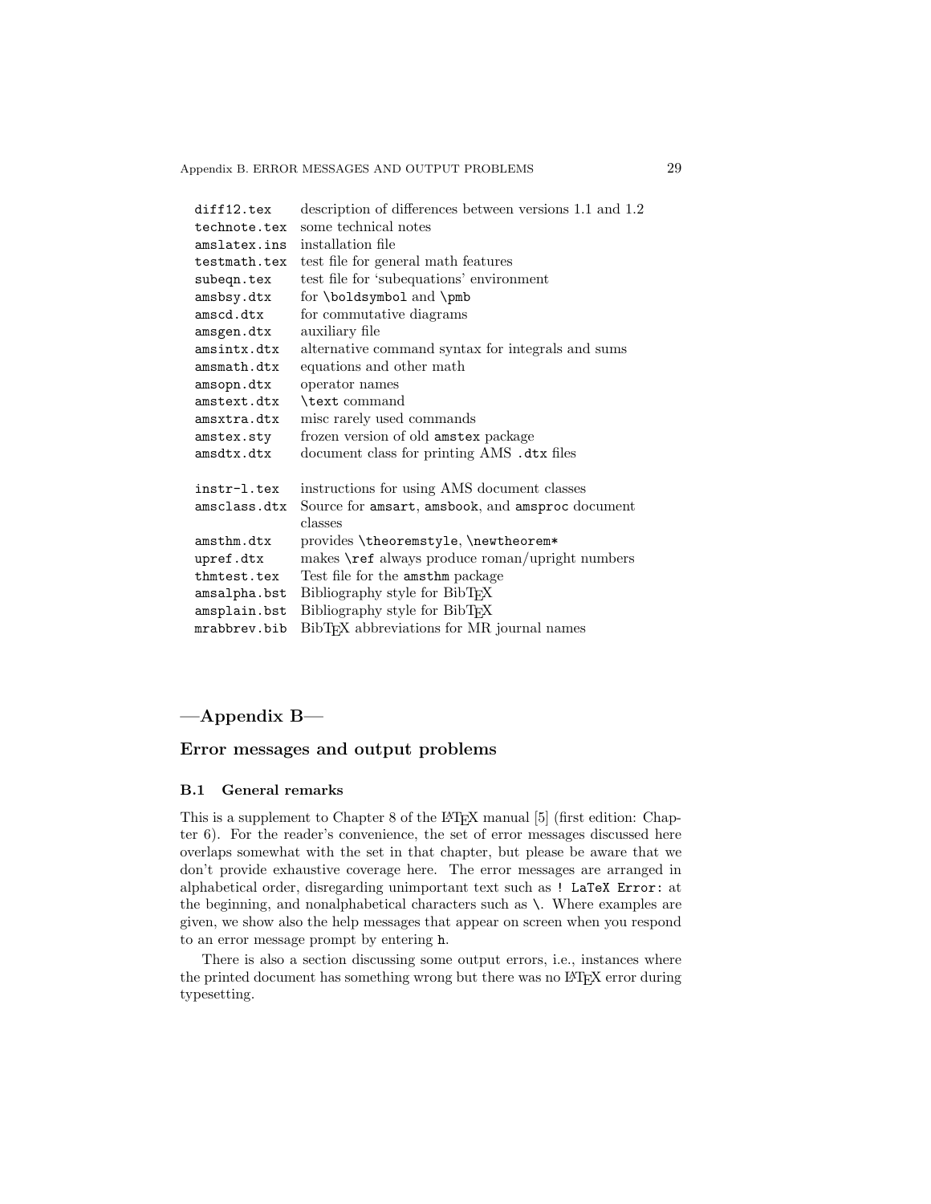| | |
|---|---|
| `diff12.tex` | description of differences between versions 1.1 and 1.2 |
| `technote.tex` | some technical notes |
| `amslatex.ins` | installation file |
| `testmath.tex` | test file for general math features |
| `subeqn.tex` | test file for 'subequations' environment |
| `amsbsy.dtx` | for `\boldsymbol` and `\pmb` |
| `amscd.dtx` | for commutative diagrams |
| `amsgen.dtx` | auxiliary file |
| `amsintx.dtx` | alternative command syntax for integrals and sums |
| `amsmath.dtx` | equations and other math |
| `amsopn.dtx` | operator names |
| `amstext.dtx` | `\text` command |
| `amsxtra.dtx` | misc rarely used commands |
| `amstex.sty` | frozen version of old `amstex` package |
| `amsdtx.dtx` | document class for printing AMS `.dtx` files |
| | |
| `instr-l.tex` | instructions for using AMS document classes |
| `amsclass.dtx` | Source for `amsart`, `amsbook`, and `amsproc` document classes |
| `amsthm.dtx` | provides `\theoremstyle`, `\newtheorem*` |
| `upref.dtx` | makes `\ref` always produce roman/upright numbers |
| `thmtest.tex` | Test file for the `amsthm` package |
| `amsalpha.bst` | Bibliography style for BibTEX |
| `amsplain.bst` | Bibliography style for BibTEX |
| `mrabbrev.bib` | BibTEX abbreviations for MR journal names |

# —Appendix B—

# Error messages and output problems

## B.1 General remarks

This is a supplement to Chapter 8 of the LaTeX manual [5] (first edition: Chapter 6). For the reader's convenience, the set of error messages discussed here overlaps somewhat with the set in that chapter, but please be aware that we don't provide exhaustive coverage here. The error messages are arranged in alphabetical order, disregarding unimportant text such as `! LaTeX Error:` at the beginning, and nonalphabetical characters such as `\`. Where examples are given, we show also the help messages that appear on screen when you respond to an error message prompt by entering `h`.

There is also a section discussing some output errors, i.e., instances where the printed document has something wrong but there was no LaTeX error during typesetting.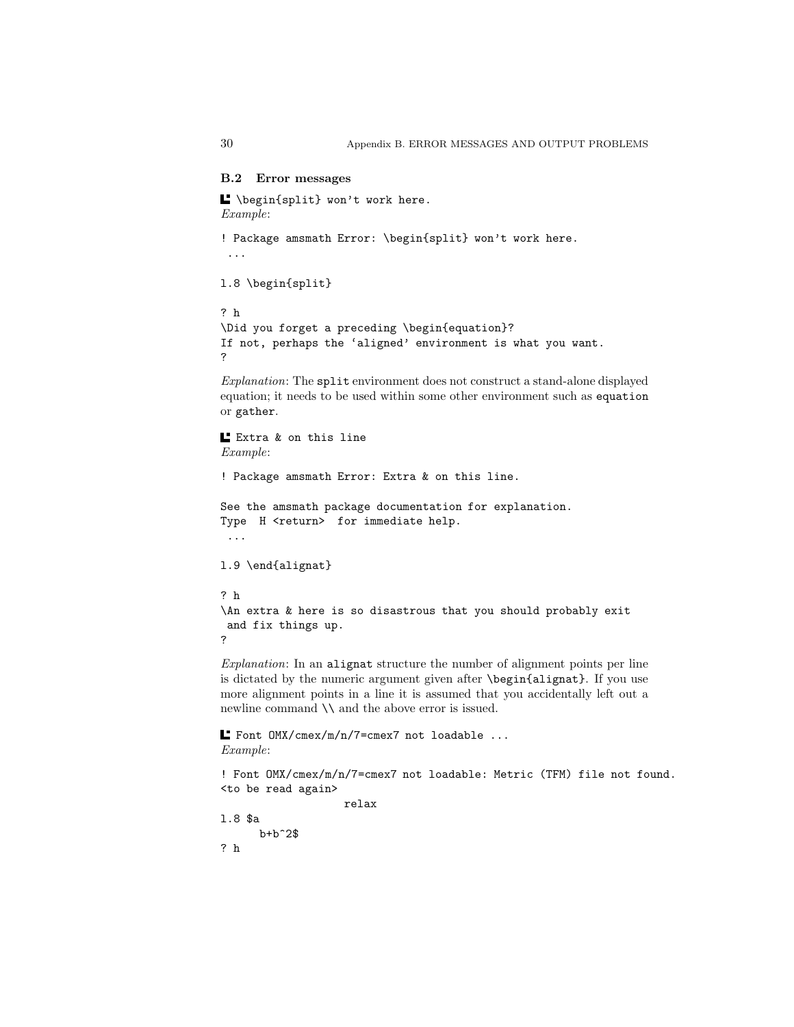## B.2 Error messages

■ `\begin{split} won't work here.`
*Example*:

```
! Package amsmath Error: \begin{split} won't work here.
 ...

l.8 \begin{split}

? h
\Did you forget a preceding \begin{equation}?
If not, perhaps the `aligned' environment is what you want.
?
```

*Explanation*: The `split` environment does not construct a stand-alone displayed equation; it needs to be used within some other environment such as `equation` or `gather`.

■ `Extra & on this line`
*Example*:

```
! Package amsmath Error: Extra & on this line.

See the amsmath package documentation for explanation.
Type  H <return>  for immediate help.
 ...

l.9 \end{alignat}

? h
\An extra & here is so disastrous that you should probably exit
 and fix things up.
?
```

*Explanation*: In an `alignat` structure the number of alignment points per line is dictated by the numeric argument given after `\begin{alignat}`. If you use more alignment points in a line it is assumed that you accidentally left out a newline command `\\` and the above error is issued.

■ `Font OMX/cmex/m/n/7=cmex7 not loadable ...`
*Example*:

```
! Font OMX/cmex/m/n/7=cmex7 not loadable: Metric (TFM) file not found.
<to be read again>
                   relax
l.8 $a
      b+b^2$
? h
```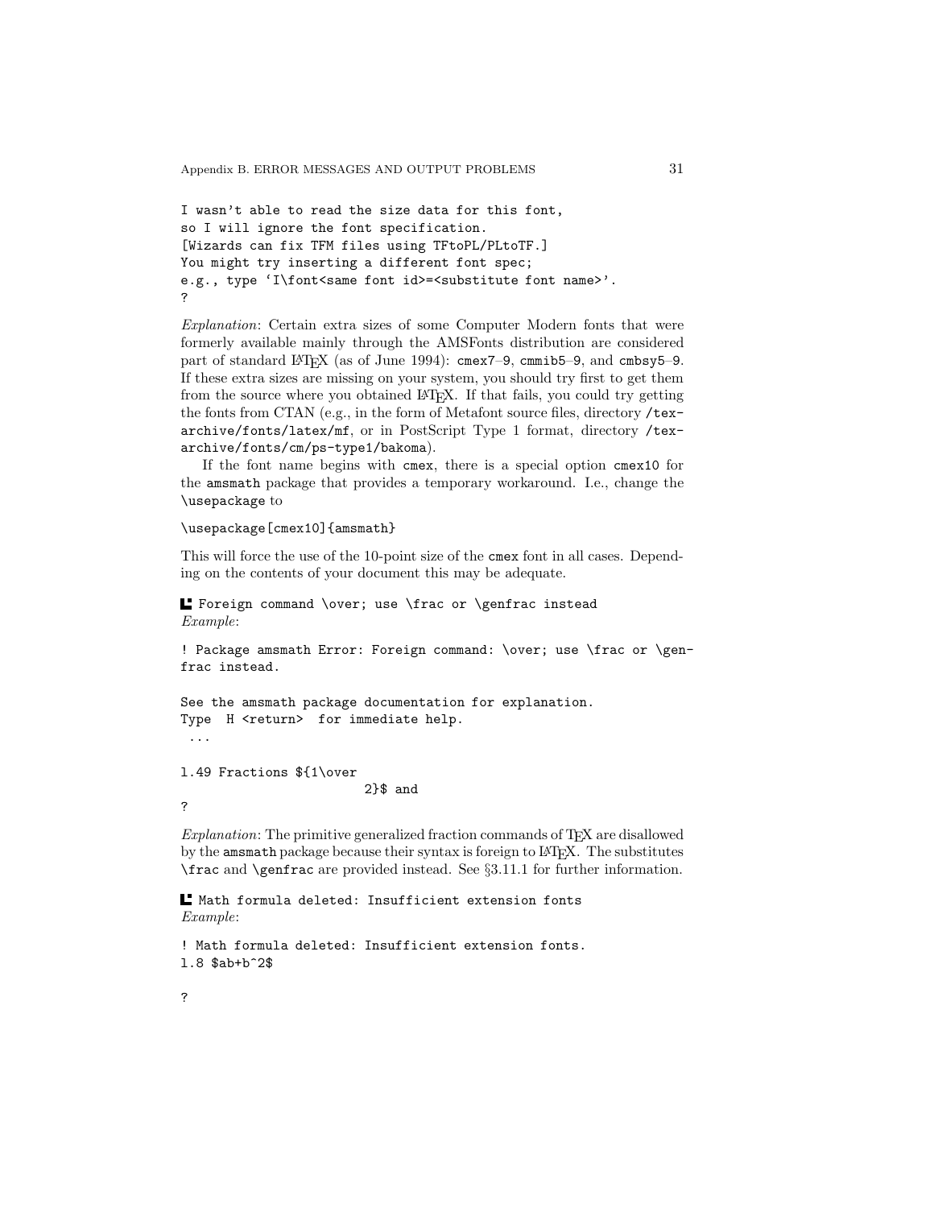```
I wasn't able to read the size data for this font,
so I will ignore the font specification.
[Wizards can fix TFM files using TFtoPL/PLtoTF.]
You might try inserting a different font spec;
e.g., type `I\font<same font id>=<substitute font name>'.
?
```

*Explanation*: Certain extra sizes of some Computer Modern fonts that were formerly available mainly through the AMSFonts distribution are considered part of standard LaTeX (as of June 1994): `cmex7–9`, `cmmib5–9`, and `cmbsy5–9`. If these extra sizes are missing on your system, you should try first to get them from the source where you obtained LaTeX. If that fails, you could try getting the fonts from CTAN (e.g., in the form of Metafont source files, directory `/tex-archive/fonts/latex/mf`, or in PostScript Type 1 format, directory `/tex-archive/fonts/cm/ps-type1/bakoma`).

If the font name begins with `cmex`, there is a special option `cmex10` for the `amsmath` package that provides a temporary workaround. I.e., change the `\usepackage` to

```
\usepackage[cmex10]{amsmath}
```

This will force the use of the 10-point size of the `cmex` font in all cases. Depending on the contents of your document this may be adequate.

**L** `Foreign command \over; use \frac or \genfrac instead`
*Example*:

```
! Package amsmath Error: Foreign command: \over; use \frac or \gen-
frac instead.

See the amsmath package documentation for explanation.
Type  H <return>  for immediate help.
 ...

l.49 Fractions ${1\over
                        2}$ and
?
```

*Explanation*: The primitive generalized fraction commands of TeX are disallowed by the `amsmath` package because their syntax is foreign to LaTeX. The substitutes `\frac` and `\genfrac` are provided instead. See §3.11.1 for further information.

**L** `Math formula deleted: Insufficient extension fonts`
*Example*:

```
! Math formula deleted: Insufficient extension fonts.
l.8 $ab+b^2$

?
```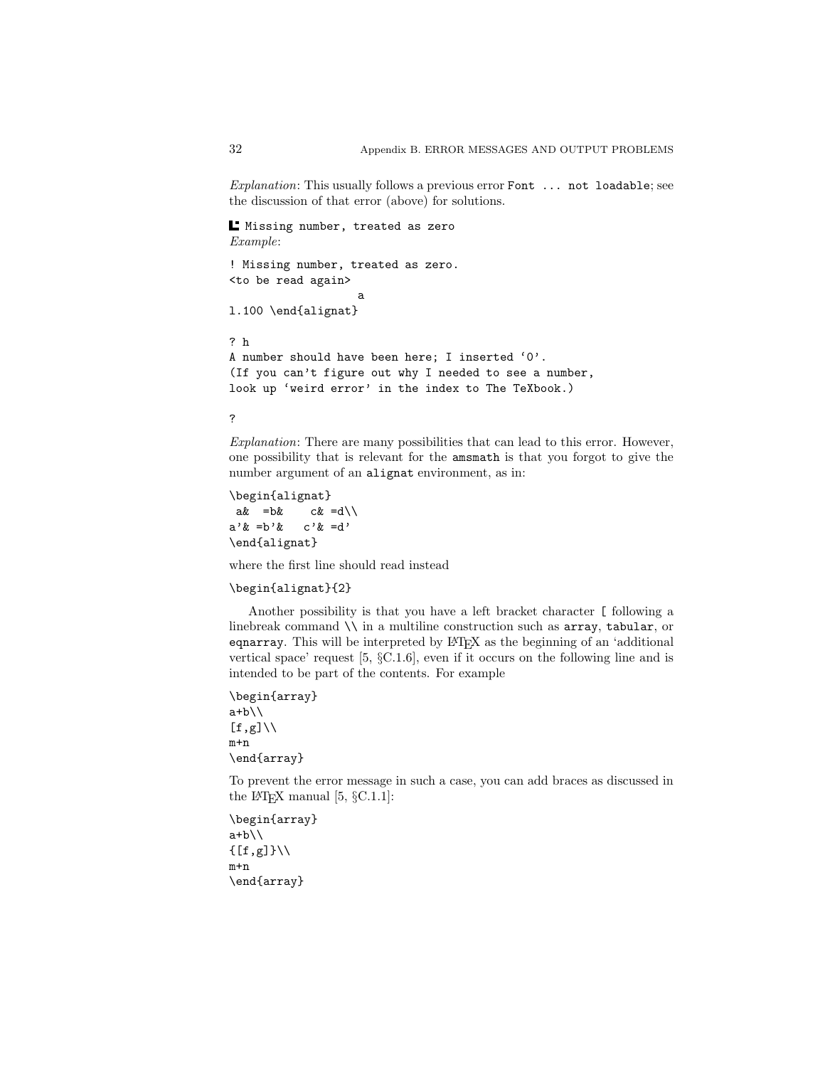*Explanation*: This usually follows a previous error `Font ... not loadable`; see the discussion of that error (above) for solutions.

**L** `Missing number, treated as zero`
*Example*:

```
! Missing number, treated as zero.
<to be read again>
                   a
l.100 \end{alignat}

? h
A number should have been here; I inserted `0'.
(If you can't figure out why I needed to see a number,
look up `weird error' in the index to The TeXbook.)

?
```

*Explanation*: There are many possibilities that can lead to this error. However, one possibility that is relevant for the `amsmath` is that you forgot to give the number argument of an `alignat` environment, as in:

```
\begin{alignat}
 a&  =b&    c& =d\\
a'& =b'&   c'& =d'
\end{alignat}
```

where the first line should read instead

```
\begin{alignat}{2}
```

Another possibility is that you have a left bracket character `[` following a linebreak command `\\` in a multiline construction such as `array`, `tabular`, or `eqnarray`. This will be interpreted by LaTeX as the beginning of an 'additional vertical space' request [5, §C.1.6], even if it occurs on the following line and is intended to be part of the contents. For example

```
\begin{array}
a+b\\
[f,g]\\
m+n
\end{array}
```

To prevent the error message in such a case, you can add braces as discussed in the LaTeX manual [5, §C.1.1]:

```
\begin{array}
a+b\\
{[f,g]}\\
m+n
\end{array}
```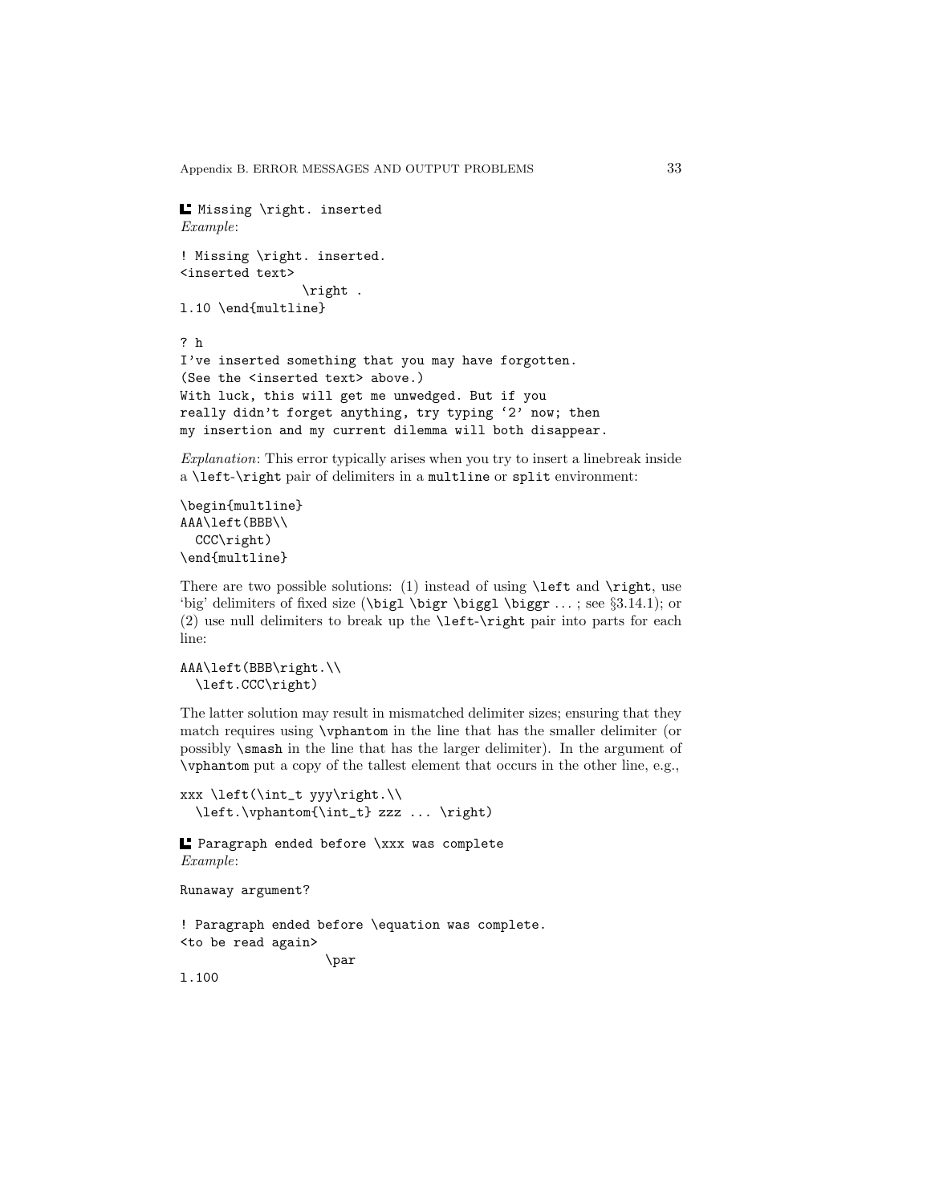**Missing \right. inserted**
*Example*:

```
! Missing \right. inserted.
<inserted text>
                \right .
l.10 \end{multline}

? h
I've inserted something that you may have forgotten.
(See the <inserted text> above.)
With luck, this will get me unwedged. But if you
really didn't forget anything, try typing `2' now; then
my insertion and my current dilemma will both disappear.
```

*Explanation*: This error typically arises when you try to insert a linebreak inside a `\left`-`\right` pair of delimiters in a `multline` or `split` environment:

```
\begin{multline}
AAA\left(BBB\\
  CCC\right)
\end{multline}
```

There are two possible solutions: (1) instead of using `\left` and `\right`, use 'big' delimiters of fixed size (`\bigl \bigr \biggl \biggr` ... ; see §3.14.1); or (2) use null delimiters to break up the `\left`-`\right` pair into parts for each line:

```
AAA\left(BBB\right.\\
  \left.CCC\right)
```

The latter solution may result in mismatched delimiter sizes; ensuring that they match requires using `\vphantom` in the line that has the smaller delimiter (or possibly `\smash` in the line that has the larger delimiter). In the argument of `\vphantom` put a copy of the tallest element that occurs in the other line, e.g.,

```
xxx \left(\int_t yyy\right.\\
  \left.\vphantom{\int_t} zzz ... \right)
```

**Paragraph ended before \xxx was complete**
*Example*:

```
Runaway argument?

! Paragraph ended before \equation was complete.
<to be read again>
                   \par
l.100
```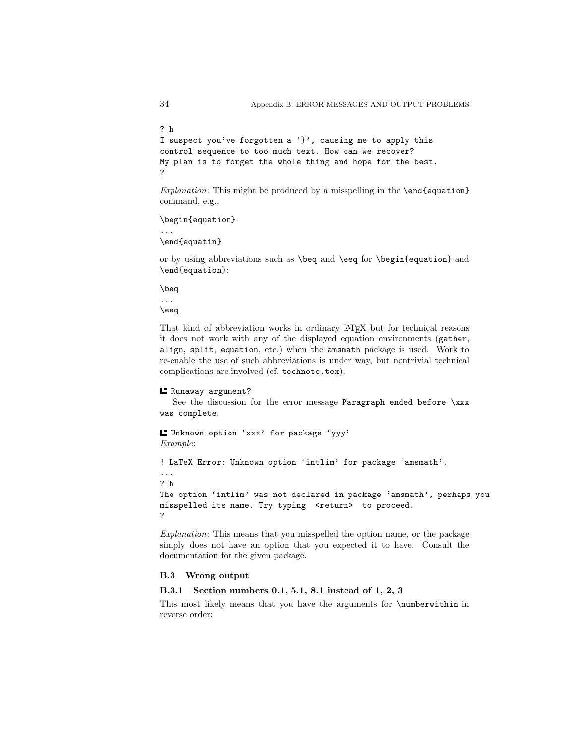```
? h
I suspect you've forgotten a `}', causing me to apply this
control sequence to too much text. How can we recover?
My plan is to forget the whole thing and hope for the best.
?
```

*Explanation*: This might be produced by a misspelling in the `\end{equation}` command, e.g.,

```
\begin{equation}
...
\end{equatin}
```

or by using abbreviations such as `\beq` and `\eeq` for `\begin{equation}` and `\end{equation}`:

```
\beq
...
\eeq
```

That kind of abbreviation works in ordinary LaTeX but for technical reasons it does not work with any of the displayed equation environments (`gather`, `align`, `split`, `equation`, etc.) when the `amsmath` package is used. Work to re-enable the use of such abbreviations is under way, but nontrivial technical complications are involved (cf. `technote.tex`).

**`Runaway argument?`**

See the discussion for the error message `Paragraph ended before \xxx was complete`.

**`Unknown option `xxx' for package `yyy'`**

*Example*:

```
! LaTeX Error: Unknown option `intlim' for package `amsmath'.
...
? h
The option `intlim' was not declared in package `amsmath', perhaps you
misspelled its name. Try typing  <return>  to proceed.
?
```

*Explanation*: This means that you misspelled the option name, or the package simply does not have an option that you expected it to have. Consult the documentation for the given package.

## B.3 Wrong output

### B.3.1 Section numbers 0.1, 5.1, 8.1 instead of 1, 2, 3

This most likely means that you have the arguments for `\numberwithin` in reverse order: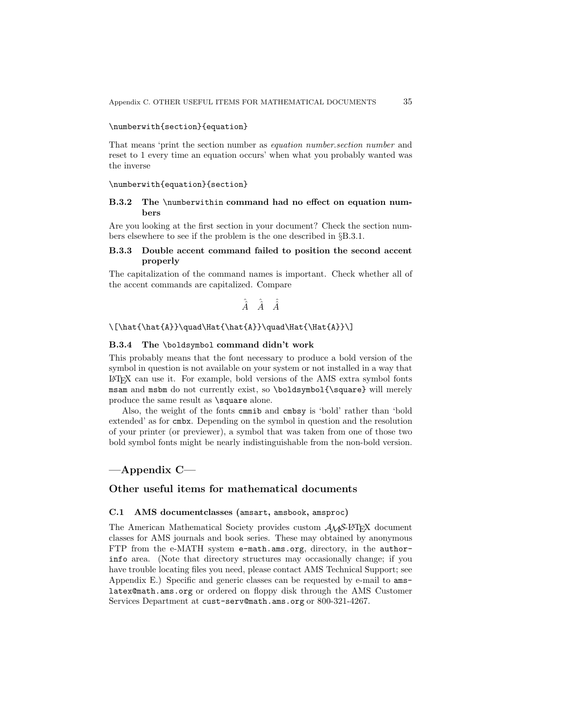```
\numberwith{section}{equation}
```

That means 'print the section number as *equation number.section number* and reset to 1 every time an equation occurs' when what you probably wanted was the inverse

```
\numberwith{equation}{section}
```

### B.3.2 The `\numberwithin` command had no effect on equation numbers

Are you looking at the first section in your document? Check the section numbers elsewhere to see if the problem is the one described in §B.3.1.

### B.3.3 Double accent command failed to position the second accent properly

The capitalization of the command names is important. Check whether all of the accent commands are capitalized. Compare

$$\hat{\hat{A}}\quad\hat{\hat{A}}\quad\hat{\hat{A}}$$

```
\[\hat{\hat{A}}\quad\Hat{\hat{A}}\quad\Hat{\Hat{A}}\]
```

### B.3.4 The `\boldsymbol` command didn't work

This probably means that the font necessary to produce a bold version of the symbol in question is not available on your system or not installed in a way that LaTeX can use it. For example, bold versions of the AMS extra symbol fonts `msam` and `msbm` do not currently exist, so `\boldsymbol{\square}` will merely produce the same result as `\square` alone.

Also, the weight of the fonts `cmmib` and `cmbsy` is 'bold' rather than 'bold extended' as for `cmbx`. Depending on the symbol in question and the resolution of your printer (or previewer), a symbol that was taken from one of those two bold symbol fonts might be nearly indistinguishable from the non-bold version.

# —Appendix C—

## Other useful items for mathematical documents

### C.1 AMS documentclasses (`amsart`, `amsbook`, `amsproc`)

The American Mathematical Society provides custom AMS-LaTeX document classes for AMS journals and book series. These may obtained by anonymous FTP from the e-MATH system `e-math.ams.org`, directory, in the `author-info` area. (Note that directory structures may occasionally change; if you have trouble locating files you need, please contact AMS Technical Support; see Appendix E.) Specific and generic classes can be requested by e-mail to `ams-latex@math.ams.org` or ordered on floppy disk through the AMS Customer Services Department at `cust-serv@math.ams.org` or 800-321-4267.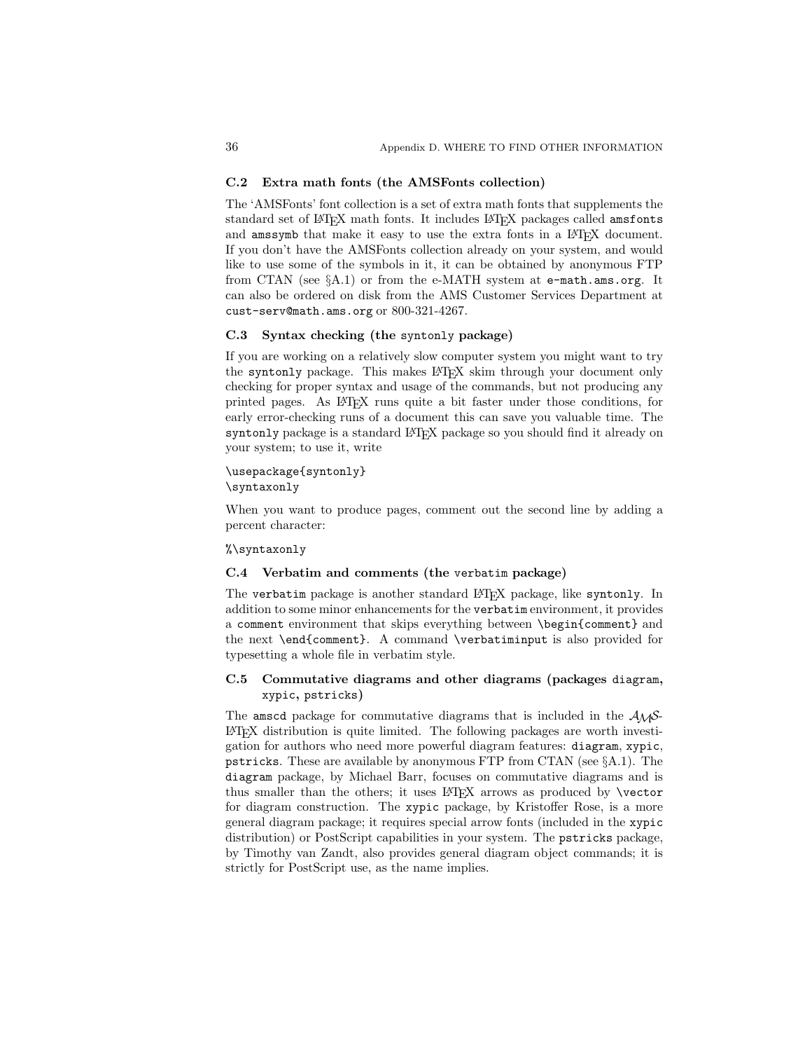## C.2 Extra math fonts (the AMSFonts collection)

The 'AMSFonts' font collection is a set of extra math fonts that supplements the standard set of LaTeX math fonts. It includes LaTeX packages called `amsfonts` and `amssymb` that make it easy to use the extra fonts in a LaTeX document. If you don't have the AMSFonts collection already on your system, and would like to use some of the symbols in it, it can be obtained by anonymous FTP from CTAN (see §A.1) or from the e-MATH system at `e-math.ams.org`. It can also be ordered on disk from the AMS Customer Services Department at `cust-serv@math.ams.org` or 800-321-4267.

## C.3 Syntax checking (the `syntonly` package)

If you are working on a relatively slow computer system you might want to try the `syntonly` package. This makes LaTeX skim through your document only checking for proper syntax and usage of the commands, but not producing any printed pages. As LaTeX runs quite a bit faster under those conditions, for early error-checking runs of a document this can save you valuable time. The `syntonly` package is a standard LaTeX package so you should find it already on your system; to use it, write

```
\usepackage{syntonly}
\syntaxonly
```

When you want to produce pages, comment out the second line by adding a percent character:

```
%\syntaxonly
```

## C.4 Verbatim and comments (the `verbatim` package)

The `verbatim` package is another standard LaTeX package, like `syntonly`. In addition to some minor enhancements for the `verbatim` environment, it provides a `comment` environment that skips everything between `\begin{comment}` and the next `\end{comment}`. A command `\verbatiminput` is also provided for typesetting a whole file in verbatim style.

## C.5 Commutative diagrams and other diagrams (packages `diagram`, `xypic`, `pstricks`)

The `amscd` package for commutative diagrams that is included in the AMS-LaTeX distribution is quite limited. The following packages are worth investigation for authors who need more powerful diagram features: `diagram`, `xypic`, `pstricks`. These are available by anonymous FTP from CTAN (see §A.1). The `diagram` package, by Michael Barr, focuses on commutative diagrams and is thus smaller than the others; it uses LaTeX arrows as produced by `\vector` for diagram construction. The `xypic` package, by Kristoffer Rose, is a more general diagram package; it requires special arrow fonts (included in the `xypic` distribution) or PostScript capabilities in your system. The `pstricks` package, by Timothy van Zandt, also provides general diagram object commands; it is strictly for PostScript use, as the name implies.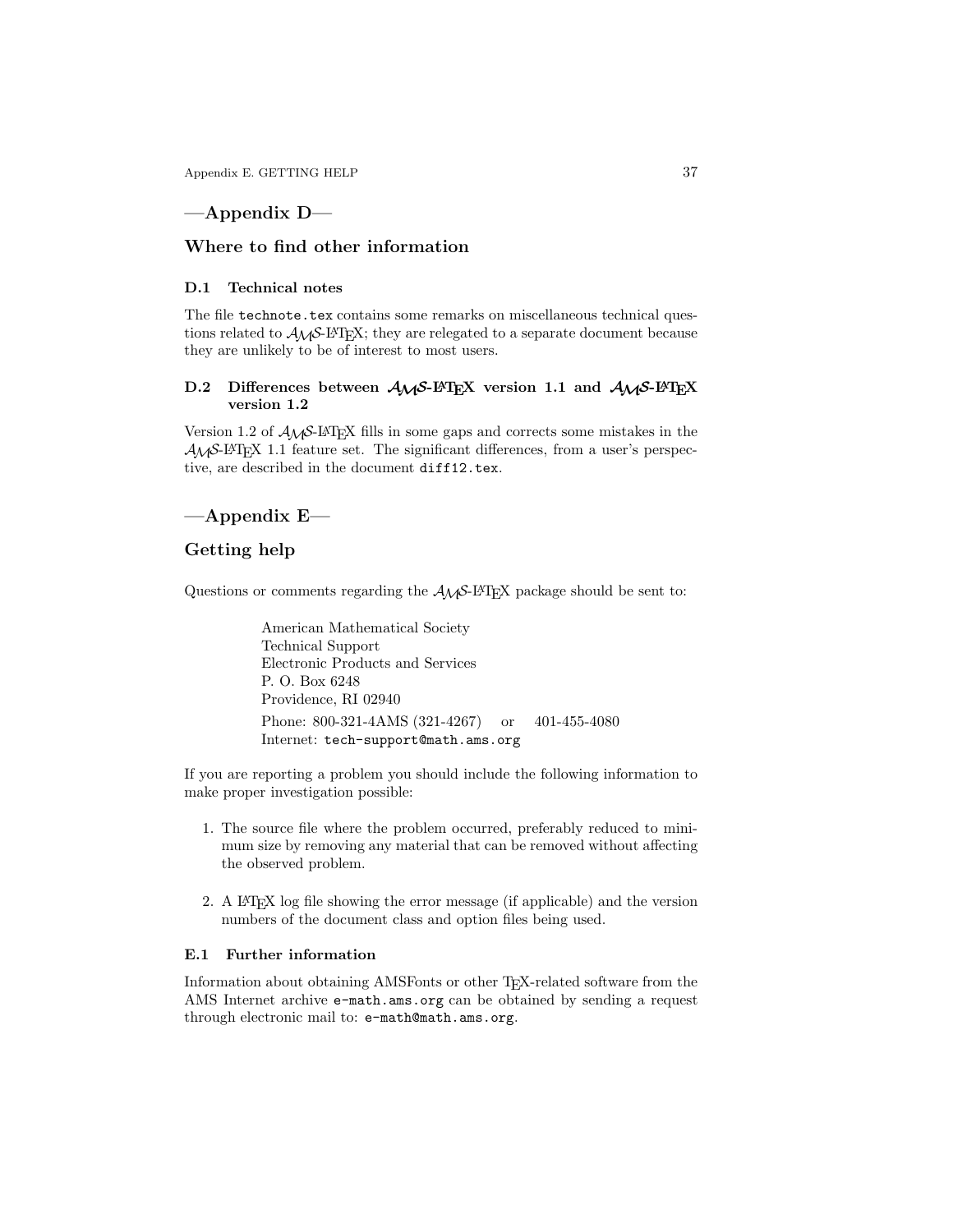# —Appendix D—

## Where to find other information

### D.1 Technical notes

The file `technote.tex` contains some remarks on miscellaneous technical questions related to AMS-LaTeX; they are relegated to a separate document because they are unlikely to be of interest to most users.

### D.2 Differences between AMS-LaTeX version 1.1 and AMS-LaTeX version 1.2

Version 1.2 of AMS-LaTeX fills in some gaps and corrects some mistakes in the AMS-LaTeX 1.1 feature set. The significant differences, from a user's perspective, are described in the document `diff12.tex`.

# —Appendix E—

## Getting help

Questions or comments regarding the AMS-LaTeX package should be sent to:

> American Mathematical Society
> Technical Support
> Electronic Products and Services
> P. O. Box 6248
> Providence, RI 02940
> Phone: 800-321-4AMS (321-4267)    or    401-455-4080
> Internet: `tech-support@math.ams.org`

If you are reporting a problem you should include the following information to make proper investigation possible:

1. The source file where the problem occurred, preferably reduced to minimum size by removing any material that can be removed without affecting the observed problem.

2. A LaTeX log file showing the error message (if applicable) and the version numbers of the document class and option files being used.

### E.1 Further information

Information about obtaining AMSFonts or other TeX-related software from the AMS Internet archive `e-math.ams.org` can be obtained by sending a request through electronic mail to: `e-math@math.ams.org`.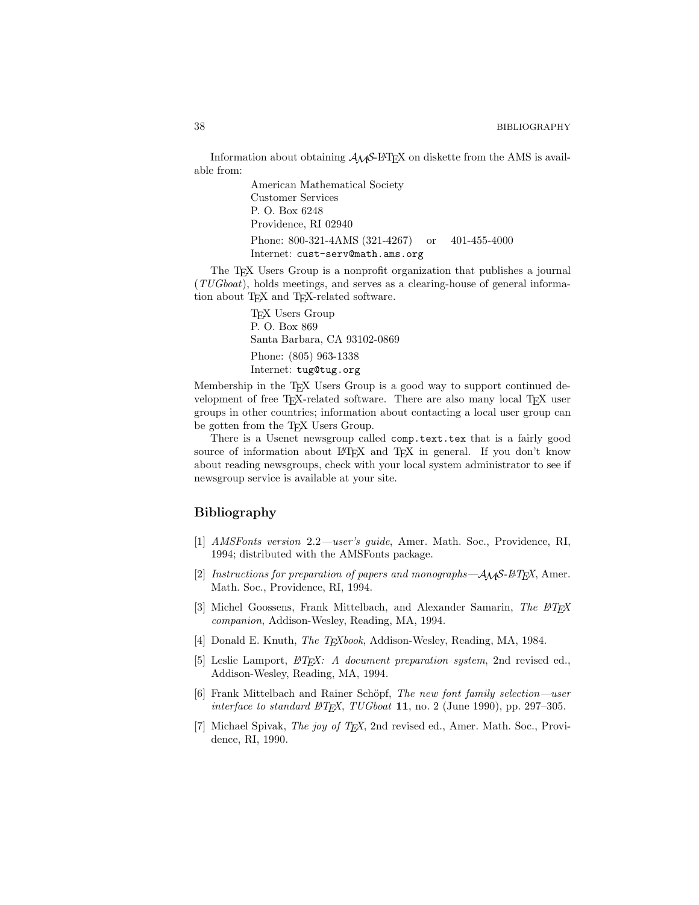Information about obtaining AMS-LaTeX on diskette from the AMS is available from:

> American Mathematical Society
> Customer Services
> P. O. Box 6248
> Providence, RI 02940
>
> Phone: 800-321-4AMS (321-4267) or 401-455-4000
> Internet: `cust-serv@math.ams.org`

The TeX Users Group is a nonprofit organization that publishes a journal (*TUGboat*), holds meetings, and serves as a clearing-house of general information about TeX and TeX-related software.

> TeX Users Group
> P. O. Box 869
> Santa Barbara, CA 93102-0869
>
> Phone: (805) 963-1338
> Internet: `tug@tug.org`

Membership in the TeX Users Group is a good way to support continued development of free TeX-related software. There are also many local TeX user groups in other countries; information about contacting a local user group can be gotten from the TeX Users Group.

There is a Usenet newsgroup called `comp.text.tex` that is a fairly good source of information about LaTeX and TeX in general. If you don't know about reading newsgroups, check with your local system administrator to see if newsgroup service is available at your site.

## Bibliography

[1] *AMSFonts version* 2.2*—user's guide*, Amer. Math. Soc., Providence, RI, 1994; distributed with the AMSFonts package.

[2] *Instructions for preparation of papers and monographs—AMS-LaTeX*, Amer. Math. Soc., Providence, RI, 1994.

[3] Michel Goossens, Frank Mittelbach, and Alexander Samarin, *The LaTeX companion*, Addison-Wesley, Reading, MA, 1994.

[4] Donald E. Knuth, *The TeXbook*, Addison-Wesley, Reading, MA, 1984.

[5] Leslie Lamport, *LaTeX: A document preparation system*, 2nd revised ed., Addison-Wesley, Reading, MA, 1994.

[6] Frank Mittelbach and Rainer Schöpf, *The new font family selection—user interface to standard LaTeX*, *TUGboat* **11**, no. 2 (June 1990), pp. 297–305.

[7] Michael Spivak, *The joy of TeX*, 2nd revised ed., Amer. Math. Soc., Providence, RI, 1990.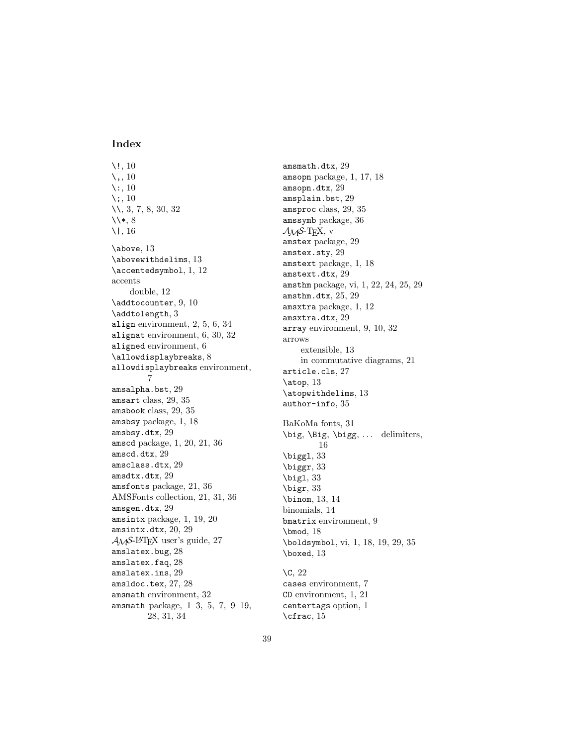## Index

\!, 10
\,, 10
\:, 10
\;, 10
\\, 3, 7, 8, 30, 32
\\*, 8
\|, 16

\above, 13
\abovewithdelims, 13
\accentedsymbol, 1, 12
accents
  double, 12
\addtocounter, 9, 10
\addtolength, 3
align environment, 2, 5, 6, 34
alignat environment, 6, 30, 32
aligned environment, 6
\allowdisplaybreaks, 8
allowdisplaybreaks environment, 7
amsalpha.bst, 29
amsart class, 29, 35
amsbook class, 29, 35
amsbsy package, 1, 18
amsbsy.dtx, 29
amscd package, 1, 20, 21, 36
amscd.dtx, 29
amsclass.dtx, 29
amsdtx.dtx, 29
amsfonts package, 21, 36
AMSFonts collection, 21, 31, 36
amsgen.dtx, 29
amsintx package, 1, 19, 20
amsintx.dtx, 20, 29
AMS-LaTeX user's guide, 27
amslatex.bug, 28
amslatex.faq, 28
amslatex.ins, 29
amsldoc.tex, 27, 28
amsmath environment, 32
amsmath package, 1–3, 5, 7, 9–19, 28, 31, 34
amsmath.dtx, 29
amsopn package, 1, 17, 18
amsopn.dtx, 29
amsplain.bst, 29
amsproc class, 29, 35
amssymb package, 36
AMS-TeX, v
amstex package, 29
amstex.sty, 29
amstext package, 1, 18
amstext.dtx, 29
amsthm package, vi, 1, 22, 24, 25, 29
amsthm.dtx, 25, 29
amsxtra package, 1, 12
amsxtra.dtx, 29
array environment, 9, 10, 32
arrows
  extensible, 13
  in commutative diagrams, 21
article.cls, 27
\atop, 13
\atopwithdelims, 13
author-info, 35

BaKoMa fonts, 31
\big, \Big, \bigg, ... delimiters, 16
\biggl, 33
\biggr, 33
\bigl, 33
\bigr, 33
\binom, 13, 14
binomials, 14
bmatrix environment, 9
\bmod, 18
\boldsymbol, vi, 1, 18, 19, 29, 35
\boxed, 13

\C, 22
cases environment, 7
CD environment, 1, 21
centertags option, 1
\cfrac, 15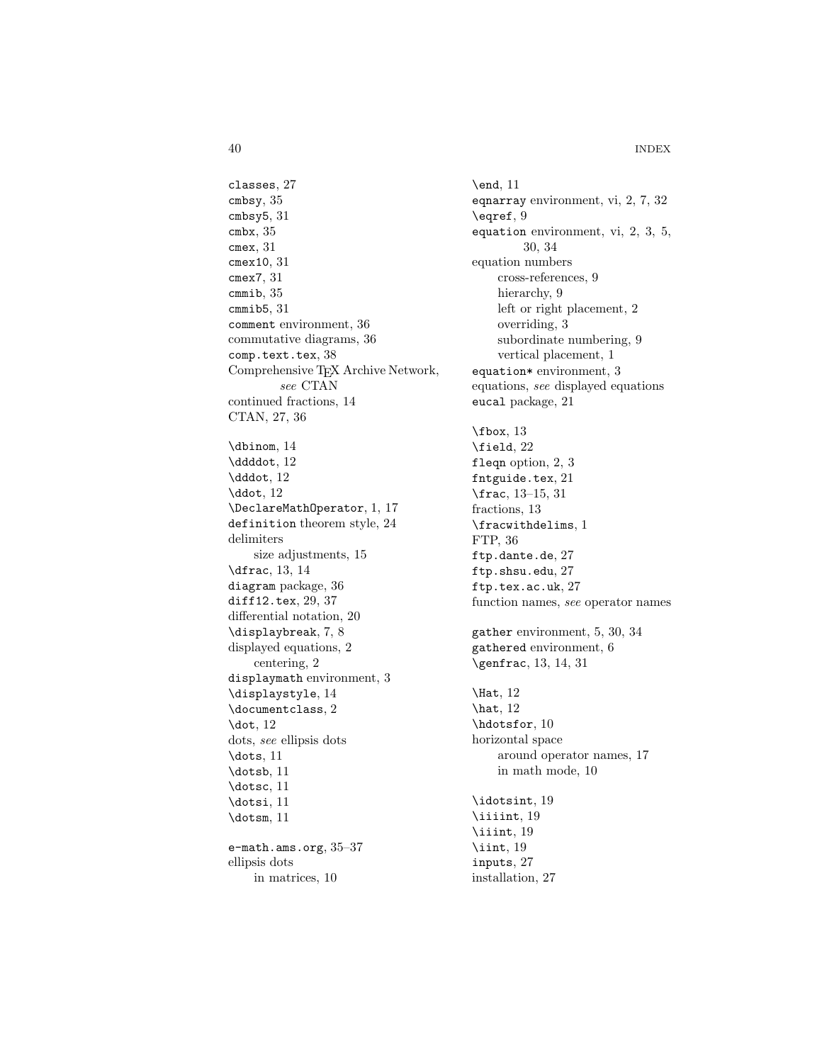`classes`, 27
`cmbsy`, 35
`cmbsy5`, 31
`cmbx`, 35
`cmex`, 31
`cmex10`, 31
`cmex7`, 31
`cmmib`, 35
`cmmib5`, 31
`comment` environment, 36
commutative diagrams, 36
`comp.text.tex`, 38
Comprehensive TeX Archive Network, *see* CTAN
continued fractions, 14
CTAN, 27, 36

`\dbinom`, 14
`\ddddot`, 12
`\dddot`, 12
`\ddot`, 12
`\DeclareMathOperator`, 1, 17
`definition` theorem style, 24
delimiters
    size adjustments, 15
`\dfrac`, 13, 14
`diagram` package, 36
`diffl2.tex`, 29, 37
differential notation, 20
`\displaybreak`, 7, 8
displayed equations, 2
    centering, 2
`displaymath` environment, 3
`\displaystyle`, 14
`\documentclass`, 2
`\dot`, 12
dots, *see* ellipsis dots
`\dots`, 11
`\dotsb`, 11
`\dotsc`, 11
`\dotsi`, 11
`\dotsm`, 11

`e-math.ams.org`, 35–37
ellipsis dots
    in matrices, 10

`\end`, 11
`eqnarray` environment, vi, 2, 7, 32
`\eqref`, 9
`equation` environment, vi, 2, 3, 5, 30, 34
equation numbers
    cross-references, 9
    hierarchy, 9
    left or right placement, 2
    overriding, 3
    subordinate numbering, 9
    vertical placement, 1
`equation*` environment, 3
equations, *see* displayed equations
`eucal` package, 21

`\fbox`, 13
`\field`, 22
`fleqn` option, 2, 3
`fntguide.tex`, 21
`\frac`, 13–15, 31
fractions, 13
`\fracwithdelims`, 1
FTP, 36
`ftp.dante.de`, 27
`ftp.shsu.edu`, 27
`ftp.tex.ac.uk`, 27
function names, *see* operator names

`gather` environment, 5, 30, 34
`gathered` environment, 6
`\genfrac`, 13, 14, 31

`\Hat`, 12
`\hat`, 12
`\hdotsfor`, 10
horizontal space
    around operator names, 17
    in math mode, 10

`\idotsint`, 19
`\iiiint`, 19
`\iiint`, 19
`\iint`, 19
`inputs`, 27
installation, 27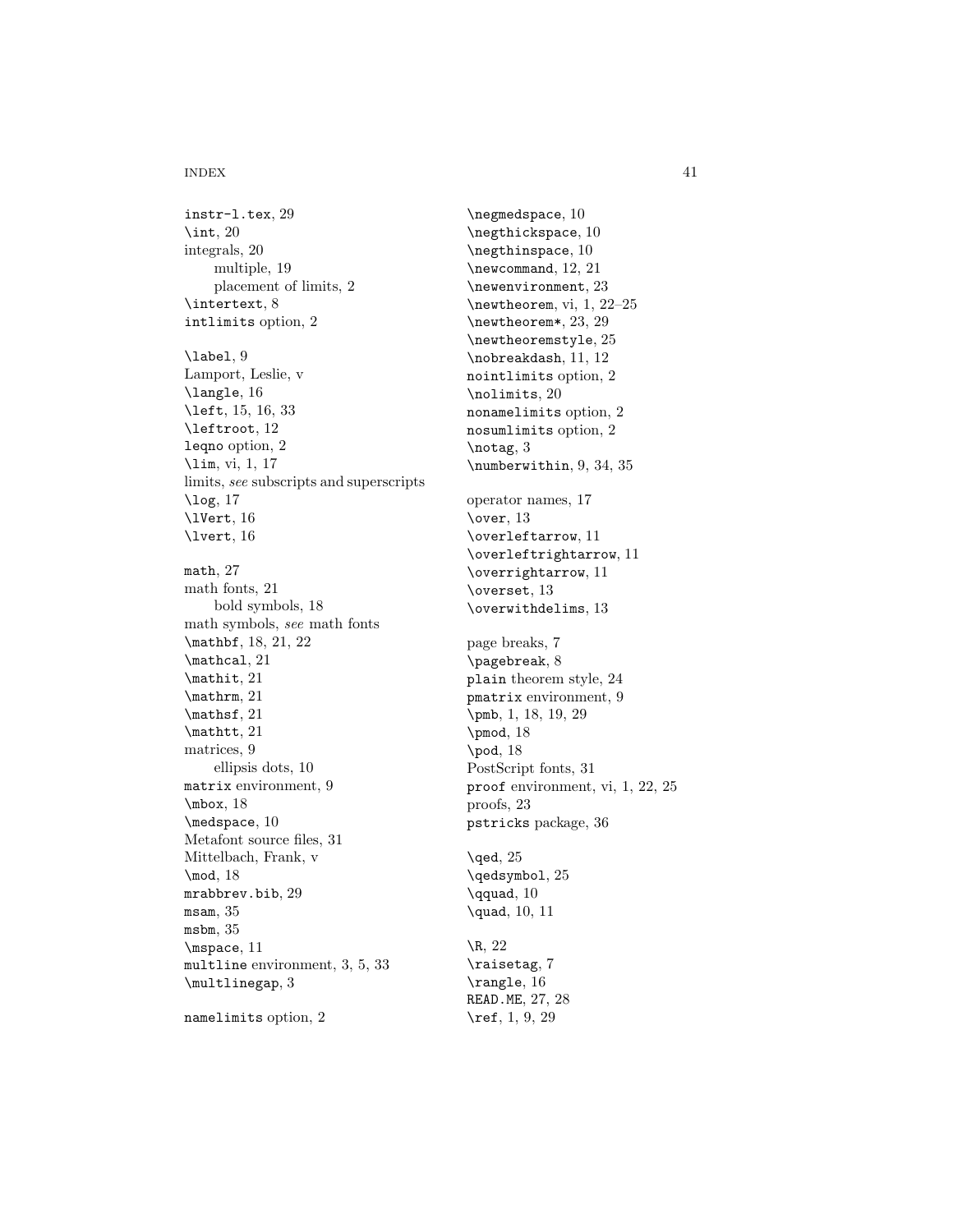instr-l.tex, 29
\int, 20
integrals, 20
    multiple, 19
    placement of limits, 2
\intertext, 8
intlimits option, 2

\label, 9
Lamport, Leslie, v
\langle, 16
\left, 15, 16, 33
\leftroot, 12
leqno option, 2
\lim, vi, 1, 17
limits, *see* subscripts and superscripts
\log, 17
\lVert, 16
\lvert, 16

math, 27
math fonts, 21
    bold symbols, 18
math symbols, *see* math fonts
\mathbf, 18, 21, 22
\mathcal, 21
\mathit, 21
\mathrm, 21
\mathsf, 21
\mathtt, 21
matrices, 9
    ellipsis dots, 10
matrix environment, 9
\mbox, 18
\medspace, 10
Metafont source files, 31
Mittelbach, Frank, v
\mod, 18
mrabbrev.bib, 29
msam, 35
msbm, 35
\mspace, 11
multline environment, 3, 5, 33
\multlinegap, 3

namelimits option, 2

\negmedspace, 10
\negthickspace, 10
\negthinspace, 10
\newcommand, 12, 21
\newenvironment, 23
\newtheorem, vi, 1, 22–25
\newtheorem*, 23, 29
\newtheoremstyle, 25
\nobreakdash, 11, 12
nointlimits option, 2
\nolimits, 20
nonamelimits option, 2
nosumlimits option, 2
\notag, 3
\numberwithin, 9, 34, 35

operator names, 17
\over, 13
\overleftarrow, 11
\overleftrightarrow, 11
\overrightarrow, 11
\overset, 13
\overwithdelims, 13

page breaks, 7
\pagebreak, 8
plain theorem style, 24
pmatrix environment, 9
\pmb, 1, 18, 19, 29
\pmod, 18
\pod, 18
PostScript fonts, 31
proof environment, vi, 1, 22, 25
proofs, 23
pstricks package, 36

\qed, 25
\qedsymbol, 25
\qquad, 10
\quad, 10, 11

\R, 22
\raisetag, 7
\rangle, 16
READ.ME, 27, 28
\ref, 1, 9, 29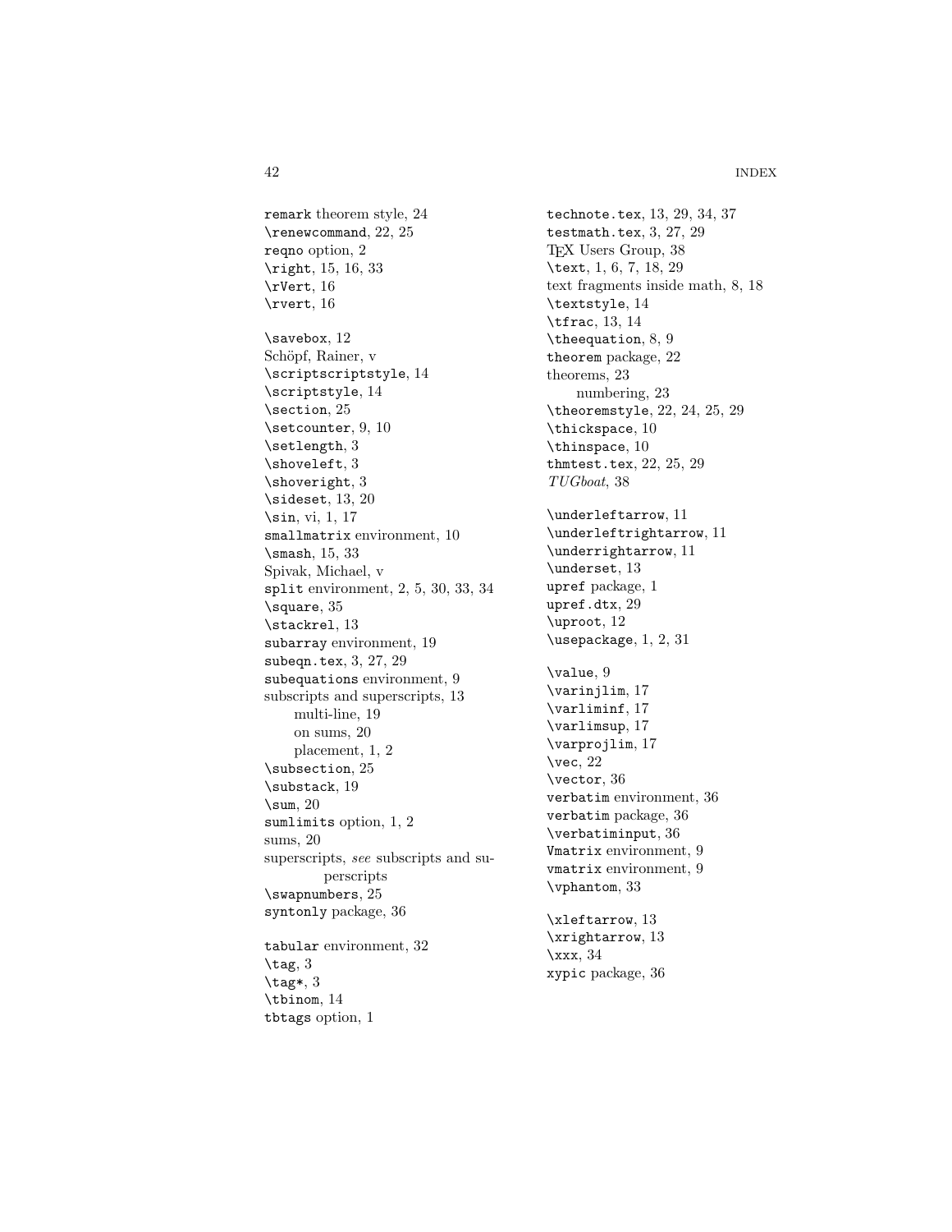`remark` theorem style, 24
`\renewcommand`, 22, 25
`reqno` option, 2
`\right`, 15, 16, 33
`\rVert`, 16
`\rvert`, 16

`\savebox`, 12
Schöpf, Rainer, v
`\scriptscriptstyle`, 14
`\scriptstyle`, 14
`\section`, 25
`\setcounter`, 9, 10
`\setlength`, 3
`\shoveleft`, 3
`\shoveright`, 3
`\sideset`, 13, 20
`\sin`, vi, 1, 17
`smallmatrix` environment, 10
`\smash`, 15, 33
Spivak, Michael, v
`split` environment, 2, 5, 30, 33, 34
`\square`, 35
`\stackrel`, 13
`subarray` environment, 19
`subeqn.tex`, 3, 27, 29
`subequations` environment, 9
subscripts and superscripts, 13
- multi-line, 19
- on sums, 20
- placement, 1, 2

`\subsection`, 25
`\substack`, 19
`\sum`, 20
`sumlimits` option, 1, 2
sums, 20
superscripts, *see* subscripts and superscripts
`\swapnumbers`, 25
`syntonly` package, 36

`tabular` environment, 32
`\tag`, 3
`\tag*`, 3
`\tbinom`, 14
`tbtags` option, 1
`technote.tex`, 13, 29, 34, 37
`testmath.tex`, 3, 27, 29
TeX Users Group, 38
`\text`, 1, 6, 7, 18, 29
text fragments inside math, 8, 18
`\textstyle`, 14
`\tfrac`, 13, 14
`\theequation`, 8, 9
`theorem` package, 22
theorems, 23
- numbering, 23

`\theoremstyle`, 22, 24, 25, 29
`\thickspace`, 10
`\thinspace`, 10
`thmtest.tex`, 22, 25, 29
*TUGboat*, 38

`\underleftarrow`, 11
`\underleftrightarrow`, 11
`\underrightarrow`, 11
`\underset`, 13
`upref` package, 1
`upref.dtx`, 29
`\uproot`, 12
`\usepackage`, 1, 2, 31

`\value`, 9
`\varinjlim`, 17
`\varliminf`, 17
`\varlimsup`, 17
`\varprojlim`, 17
`\vec`, 22
`\vector`, 36
`verbatim` environment, 36
`verbatim` package, 36
`\verbatiminput`, 36
`Vmatrix` environment, 9
`vmatrix` environment, 9
`\vphantom`, 33

`\xleftarrow`, 13
`\xrightarrow`, 13
`\xxx`, 34
`xypic` package, 36